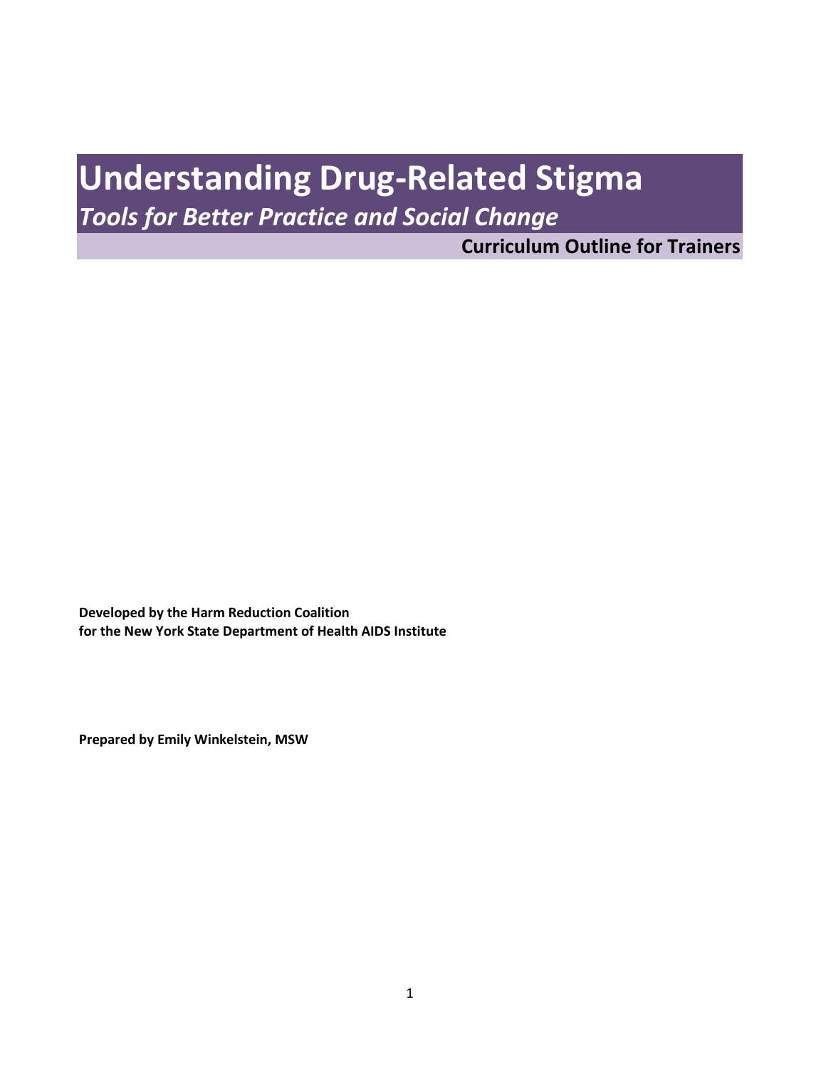# Understanding Drug-Related Stigma

## *Tools for Better Practice and Social Change*

**Curriculum Outline for Trainers**

**Developed by the Harm Reduction Coalition**
**for the New York State Department of Health AIDS Institute**

**Prepared by Emily Winkelstein, MSW**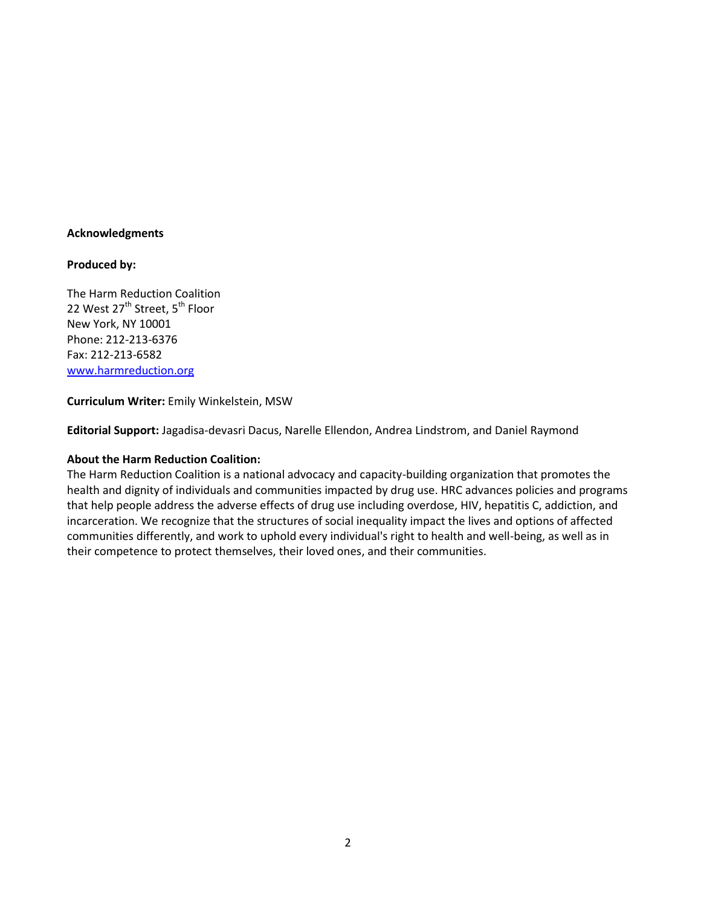**Acknowledgments**

**Produced by:**

The Harm Reduction Coalition
22 West 27th Street, 5th Floor
New York, NY 10001
Phone: 212-213-6376
Fax: 212-213-6582
www.harmreduction.org

**Curriculum Writer:** Emily Winkelstein, MSW

**Editorial Support:** Jagadisa-devasri Dacus, Narelle Ellendon, Andrea Lindstrom, and Daniel Raymond

**About the Harm Reduction Coalition:**
The Harm Reduction Coalition is a national advocacy and capacity-building organization that promotes the health and dignity of individuals and communities impacted by drug use. HRC advances policies and programs that help people address the adverse effects of drug use including overdose, HIV, hepatitis C, addiction, and incarceration. We recognize that the structures of social inequality impact the lives and options of affected communities differently, and work to uphold every individual's right to health and well-being, as well as in their competence to protect themselves, their loved ones, and their communities.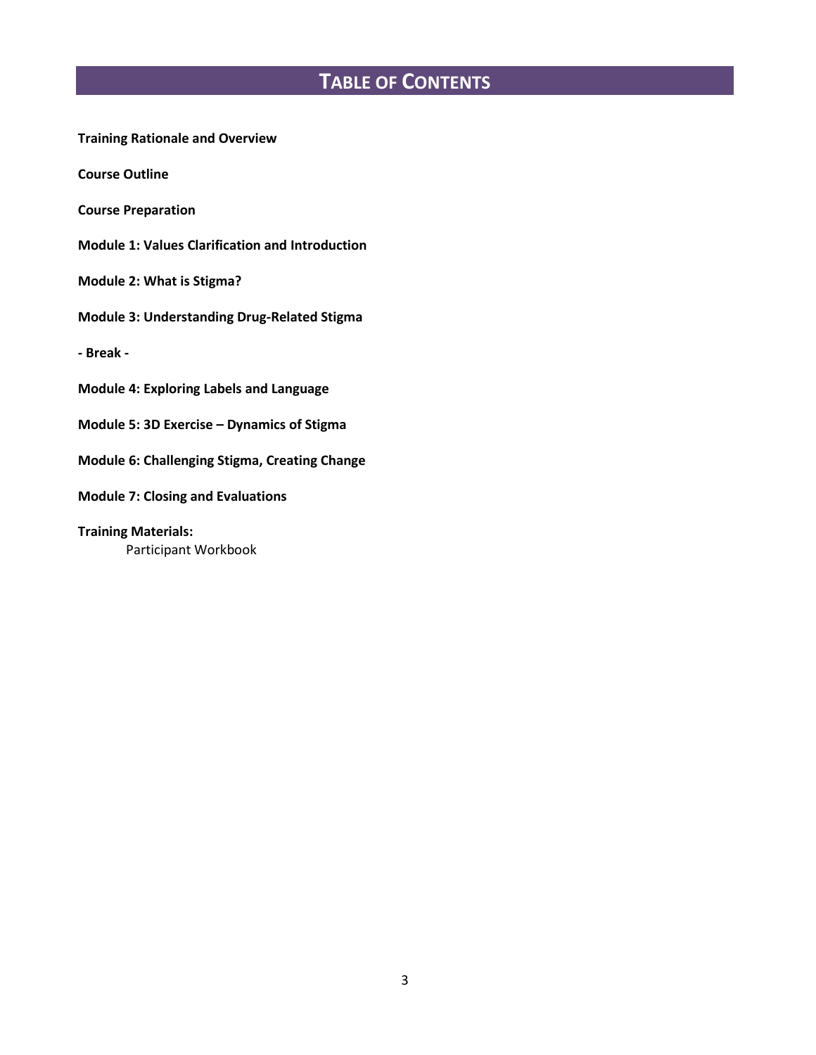# TABLE OF CONTENTS

**Training Rationale and Overview**

**Course Outline**

**Course Preparation**

**Module 1: Values Clarification and Introduction**

**Module 2: What is Stigma?**

**Module 3: Understanding Drug-Related Stigma**

**- Break -**

**Module 4: Exploring Labels and Language**

**Module 5: 3D Exercise – Dynamics of Stigma**

**Module 6: Challenging Stigma, Creating Change**

**Module 7: Closing and Evaluations**

**Training Materials:**

Participant Workbook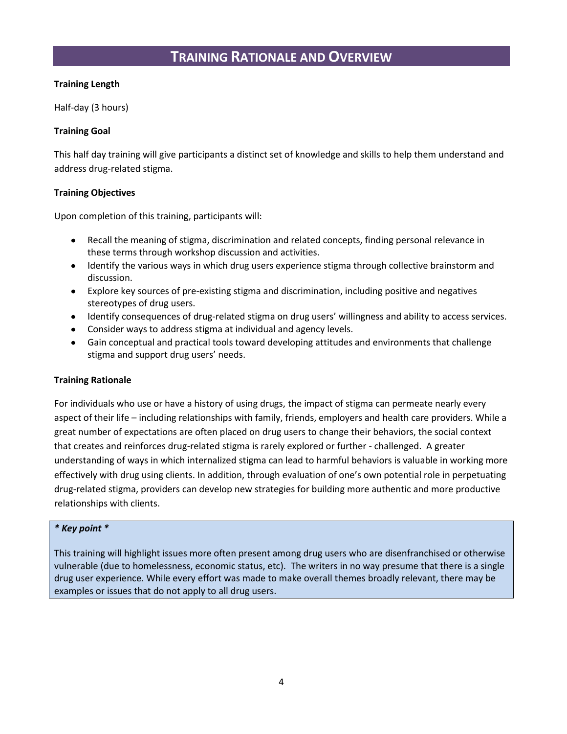# TRAINING RATIONALE AND OVERVIEW

**Training Length**

Half-day (3 hours)

**Training Goal**

This half day training will give participants a distinct set of knowledge and skills to help them understand and address drug-related stigma.

**Training Objectives**

Upon completion of this training, participants will:

- Recall the meaning of stigma, discrimination and related concepts, finding personal relevance in these terms through workshop discussion and activities.
- Identify the various ways in which drug users experience stigma through collective brainstorm and discussion.
- Explore key sources of pre-existing stigma and discrimination, including positive and negatives stereotypes of drug users.
- Identify consequences of drug-related stigma on drug users' willingness and ability to access services.
- Consider ways to address stigma at individual and agency levels.
- Gain conceptual and practical tools toward developing attitudes and environments that challenge stigma and support drug users' needs.

**Training Rationale**

For individuals who use or have a history of using drugs, the impact of stigma can permeate nearly every aspect of their life – including relationships with family, friends, employers and health care providers. While a great number of expectations are often placed on drug users to change their behaviors, the social context that creates and reinforces drug-related stigma is rarely explored or further - challenged. A greater understanding of ways in which internalized stigma can lead to harmful behaviors is valuable in working more effectively with drug using clients. In addition, through evaluation of one's own potential role in perpetuating drug-related stigma, providers can develop new strategies for building more authentic and more productive relationships with clients.

> ***\* Key point \****
>
> This training will highlight issues more often present among drug users who are disenfranchised or otherwise vulnerable (due to homelessness, economic status, etc). The writers in no way presume that there is a single drug user experience. While every effort was made to make overall themes broadly relevant, there may be examples or issues that do not apply to all drug users.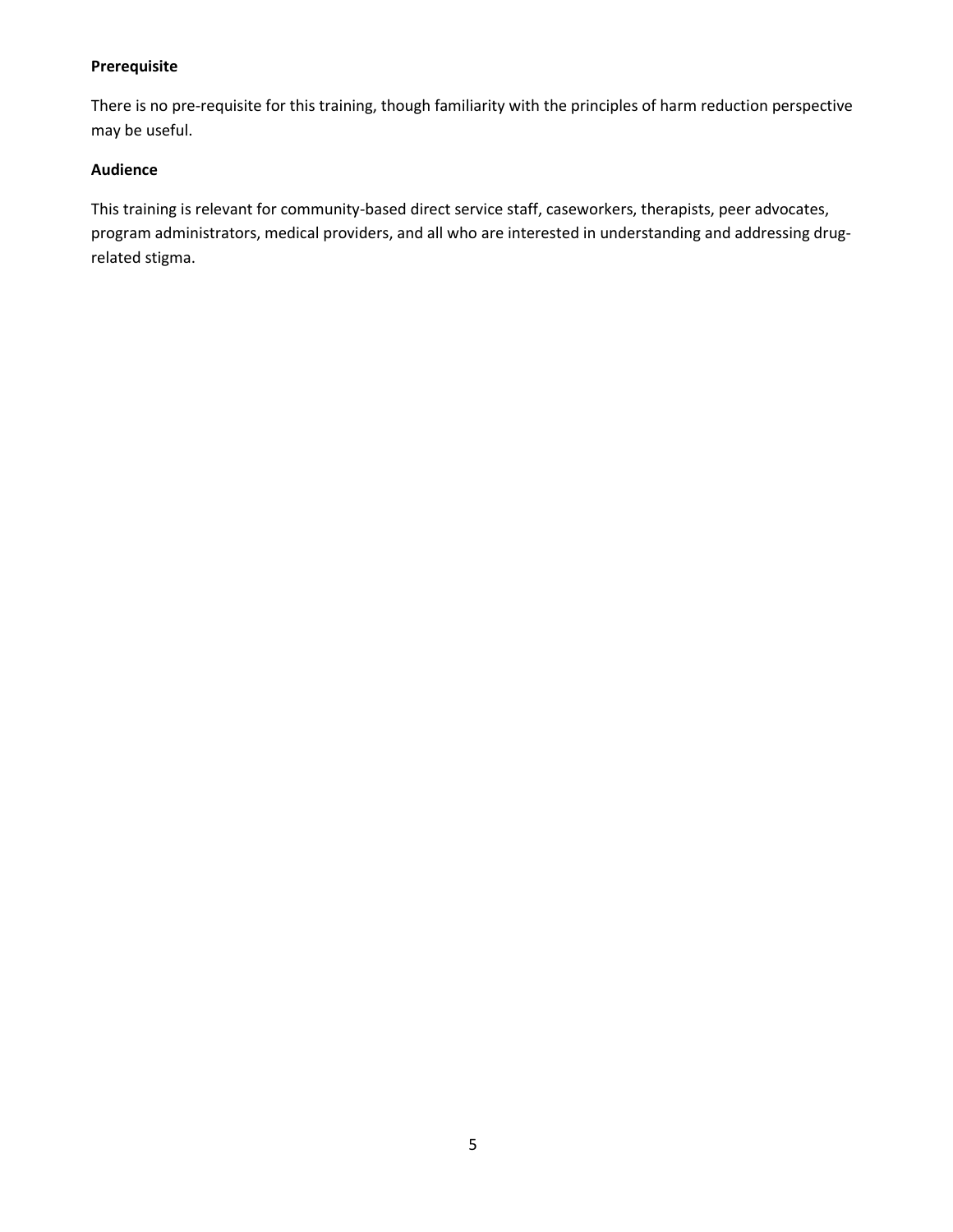**Prerequisite**

There is no pre-requisite for this training, though familiarity with the principles of harm reduction perspective may be useful.

**Audience**

This training is relevant for community-based direct service staff, caseworkers, therapists, peer advocates, program administrators, medical providers, and all who are interested in understanding and addressing drug-related stigma.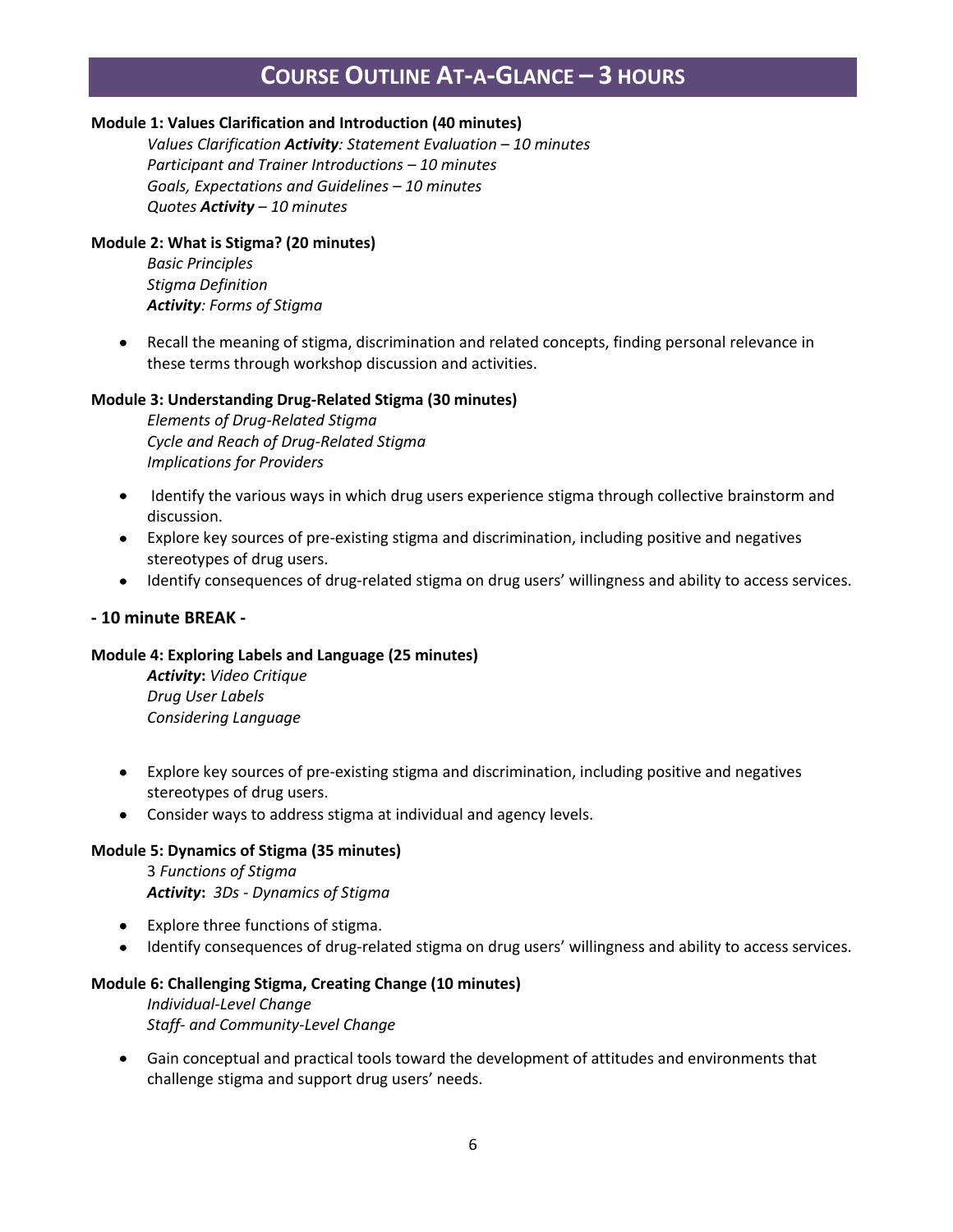# COURSE OUTLINE AT-A-GLANCE – 3 HOURS

**Module 1: Values Clarification and Introduction (40 minutes)**

*Values Clarification **Activity**: Statement Evaluation – 10 minutes*
*Participant and Trainer Introductions – 10 minutes*
*Goals, Expectations and Guidelines – 10 minutes*
*Quotes **Activity** – 10 minutes*

**Module 2: What is Stigma? (20 minutes)**

*Basic Principles*
*Stigma Definition*
***Activity**: Forms of Stigma*

- Recall the meaning of stigma, discrimination and related concepts, finding personal relevance in these terms through workshop discussion and activities.

**Module 3: Understanding Drug-Related Stigma (30 minutes)**

*Elements of Drug-Related Stigma*
*Cycle and Reach of Drug-Related Stigma*
*Implications for Providers*

- Identify the various ways in which drug users experience stigma through collective brainstorm and discussion.
- Explore key sources of pre-existing stigma and discrimination, including positive and negatives stereotypes of drug users.
- Identify consequences of drug-related stigma on drug users' willingness and ability to access services.

**- 10 minute BREAK -**

**Module 4: Exploring Labels and Language (25 minutes)**

***Activity**: Video Critique*
*Drug User Labels*
*Considering Language*

- Explore key sources of pre-existing stigma and discrimination, including positive and negatives stereotypes of drug users.
- Consider ways to address stigma at individual and agency levels.

**Module 5: Dynamics of Stigma (35 minutes)**

3 *Functions of Stigma*
***Activity**: 3Ds - Dynamics of Stigma*

- Explore three functions of stigma.
- Identify consequences of drug-related stigma on drug users' willingness and ability to access services.

**Module 6: Challenging Stigma, Creating Change (10 minutes)**

*Individual-Level Change*
*Staff- and Community-Level Change*

- Gain conceptual and practical tools toward the development of attitudes and environments that challenge stigma and support drug users' needs.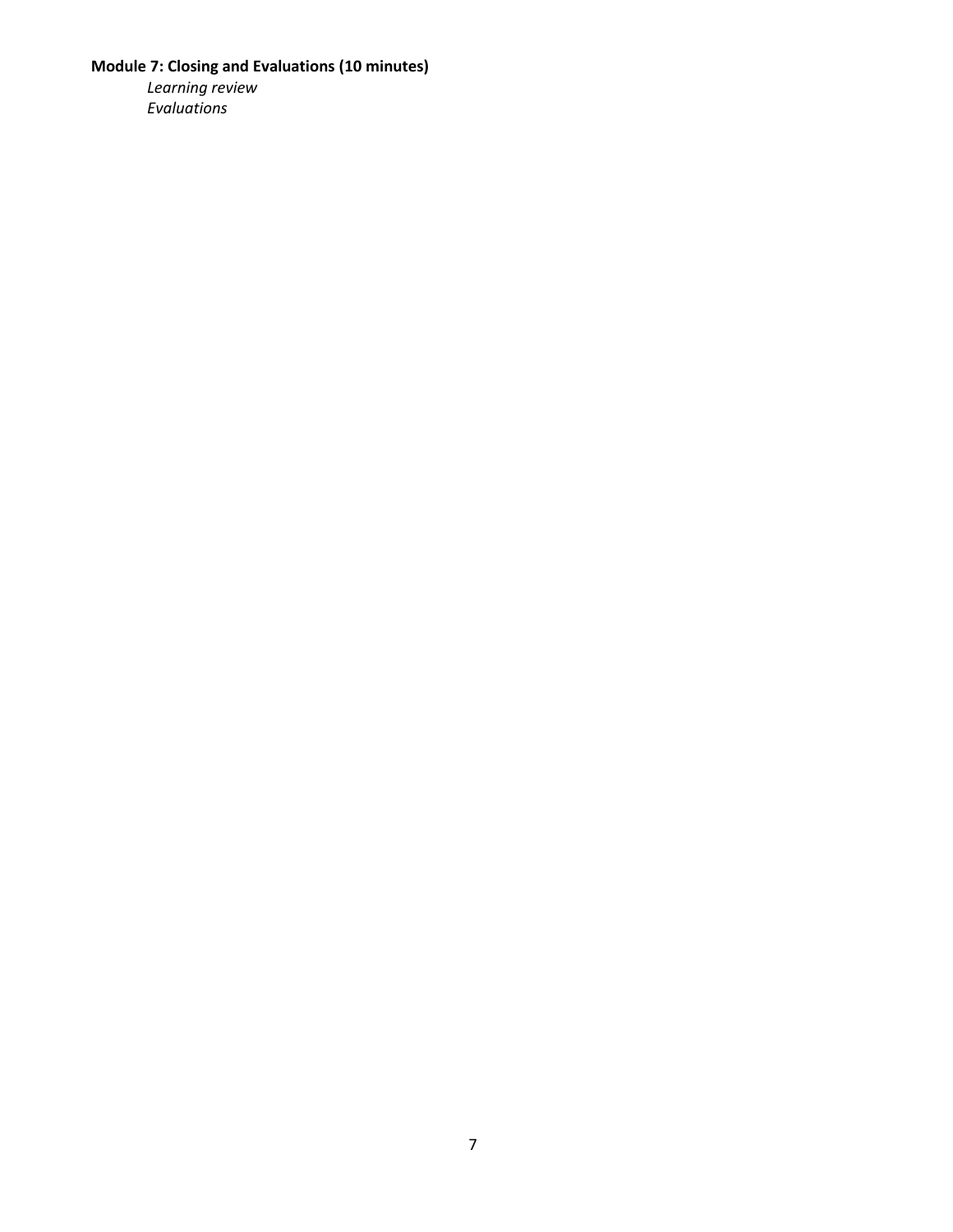**Module 7: Closing and Evaluations (10 minutes)**

*Learning review*

*Evaluations*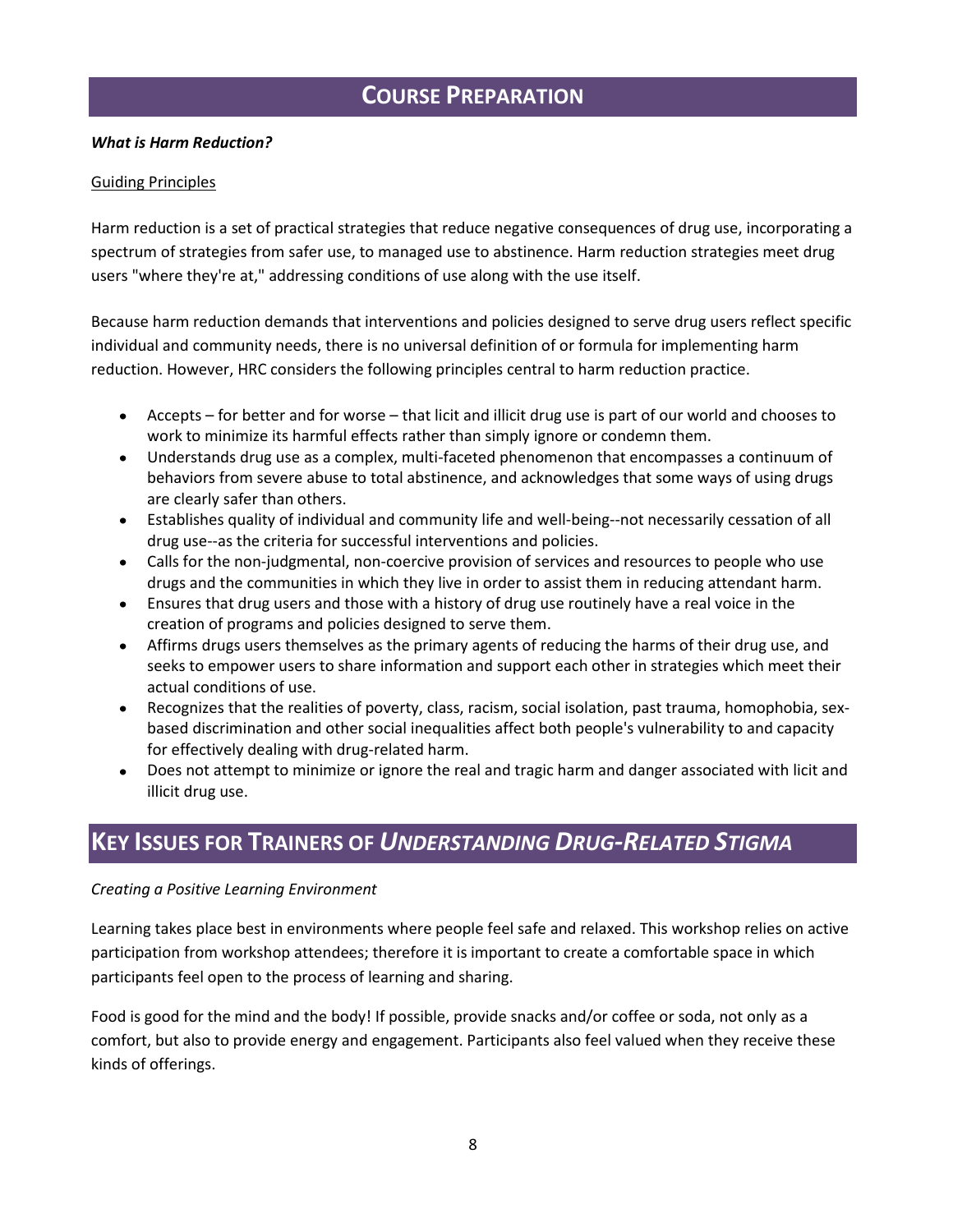# COURSE PREPARATION

***What is Harm Reduction?***

Guiding Principles

Harm reduction is a set of practical strategies that reduce negative consequences of drug use, incorporating a spectrum of strategies from safer use, to managed use to abstinence. Harm reduction strategies meet drug users "where they're at," addressing conditions of use along with the use itself.

Because harm reduction demands that interventions and policies designed to serve drug users reflect specific individual and community needs, there is no universal definition of or formula for implementing harm reduction. However, HRC considers the following principles central to harm reduction practice.

- Accepts – for better and for worse – that licit and illicit drug use is part of our world and chooses to work to minimize its harmful effects rather than simply ignore or condemn them.
- Understands drug use as a complex, multi-faceted phenomenon that encompasses a continuum of behaviors from severe abuse to total abstinence, and acknowledges that some ways of using drugs are clearly safer than others.
- Establishes quality of individual and community life and well-being--not necessarily cessation of all drug use--as the criteria for successful interventions and policies.
- Calls for the non-judgmental, non-coercive provision of services and resources to people who use drugs and the communities in which they live in order to assist them in reducing attendant harm.
- Ensures that drug users and those with a history of drug use routinely have a real voice in the creation of programs and policies designed to serve them.
- Affirms drugs users themselves as the primary agents of reducing the harms of their drug use, and seeks to empower users to share information and support each other in strategies which meet their actual conditions of use.
- Recognizes that the realities of poverty, class, racism, social isolation, past trauma, homophobia, sex-based discrimination and other social inequalities affect both people's vulnerability to and capacity for effectively dealing with drug-related harm.
- Does not attempt to minimize or ignore the real and tragic harm and danger associated with licit and illicit drug use.

# KEY ISSUES FOR TRAINERS OF *UNDERSTANDING DRUG-RELATED STIGMA*

*Creating a Positive Learning Environment*

Learning takes place best in environments where people feel safe and relaxed. This workshop relies on active participation from workshop attendees; therefore it is important to create a comfortable space in which participants feel open to the process of learning and sharing.

Food is good for the mind and the body! If possible, provide snacks and/or coffee or soda, not only as a comfort, but also to provide energy and engagement. Participants also feel valued when they receive these kinds of offerings.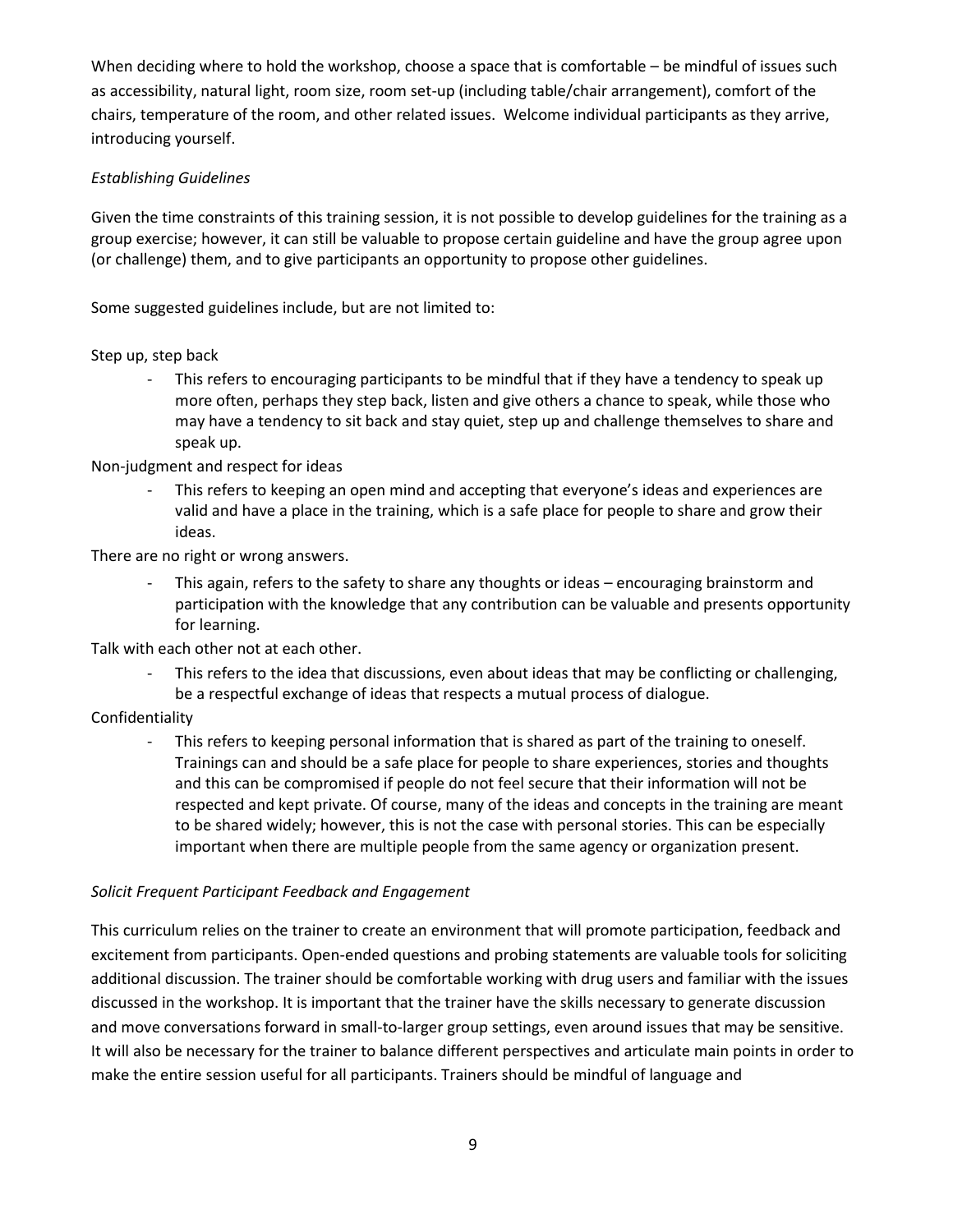When deciding where to hold the workshop, choose a space that is comfortable – be mindful of issues such as accessibility, natural light, room size, room set-up (including table/chair arrangement), comfort of the chairs, temperature of the room, and other related issues. Welcome individual participants as they arrive, introducing yourself.

*Establishing Guidelines*

Given the time constraints of this training session, it is not possible to develop guidelines for the training as a group exercise; however, it can still be valuable to propose certain guideline and have the group agree upon (or challenge) them, and to give participants an opportunity to propose other guidelines.

Some suggested guidelines include, but are not limited to:

Step up, step back

- This refers to encouraging participants to be mindful that if they have a tendency to speak up more often, perhaps they step back, listen and give others a chance to speak, while those who may have a tendency to sit back and stay quiet, step up and challenge themselves to share and speak up.

Non-judgment and respect for ideas

- This refers to keeping an open mind and accepting that everyone's ideas and experiences are valid and have a place in the training, which is a safe place for people to share and grow their ideas.

There are no right or wrong answers.

- This again, refers to the safety to share any thoughts or ideas – encouraging brainstorm and participation with the knowledge that any contribution can be valuable and presents opportunity for learning.

Talk with each other not at each other.

- This refers to the idea that discussions, even about ideas that may be conflicting or challenging, be a respectful exchange of ideas that respects a mutual process of dialogue.

Confidentiality

- This refers to keeping personal information that is shared as part of the training to oneself. Trainings can and should be a safe place for people to share experiences, stories and thoughts and this can be compromised if people do not feel secure that their information will not be respected and kept private. Of course, many of the ideas and concepts in the training are meant to be shared widely; however, this is not the case with personal stories. This can be especially important when there are multiple people from the same agency or organization present.

*Solicit Frequent Participant Feedback and Engagement*

This curriculum relies on the trainer to create an environment that will promote participation, feedback and excitement from participants. Open-ended questions and probing statements are valuable tools for soliciting additional discussion. The trainer should be comfortable working with drug users and familiar with the issues discussed in the workshop. It is important that the trainer have the skills necessary to generate discussion and move conversations forward in small-to-larger group settings, even around issues that may be sensitive. It will also be necessary for the trainer to balance different perspectives and articulate main points in order to make the entire session useful for all participants. Trainers should be mindful of language and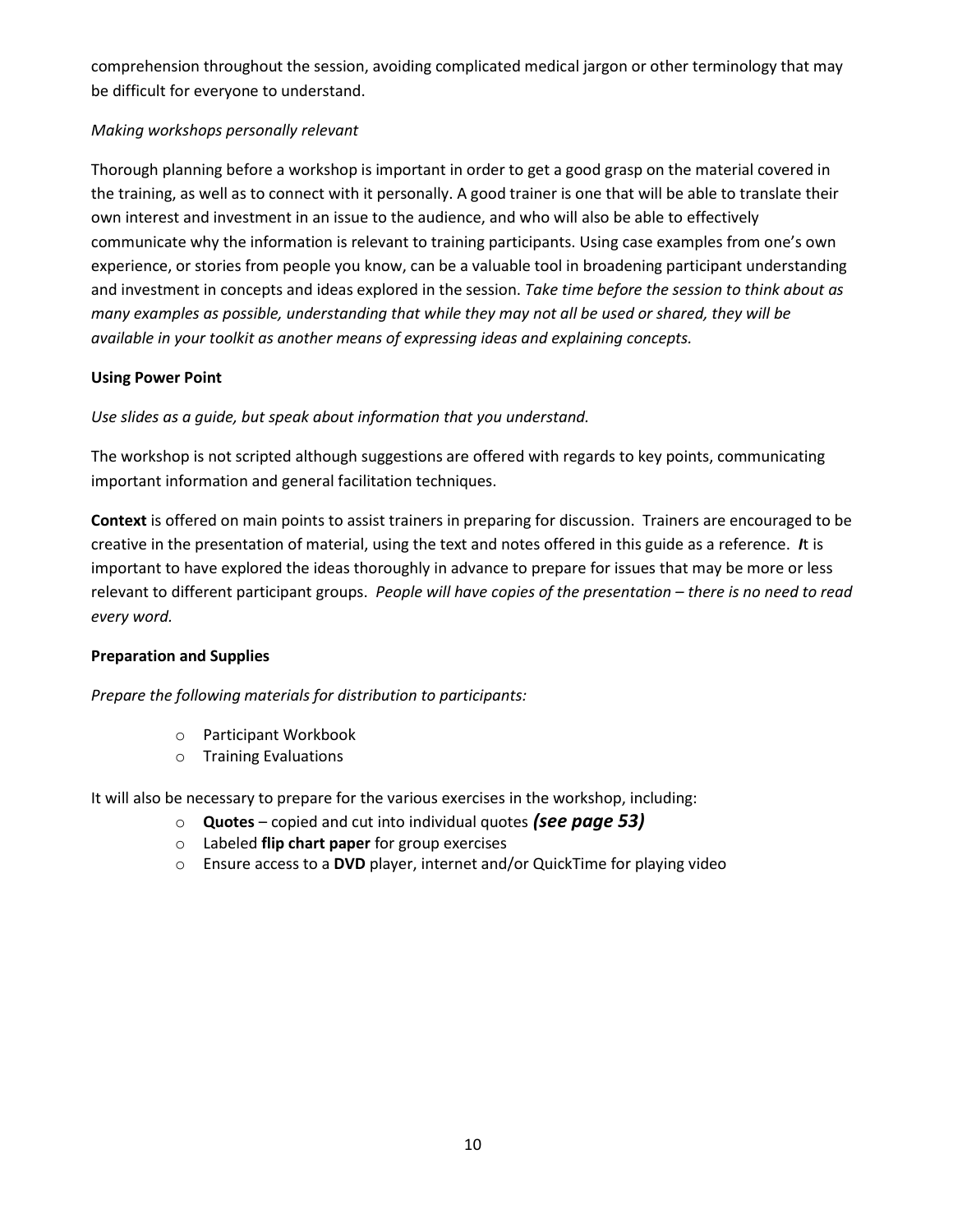comprehension throughout the session, avoiding complicated medical jargon or other terminology that may be difficult for everyone to understand.

*Making workshops personally relevant*

Thorough planning before a workshop is important in order to get a good grasp on the material covered in the training, as well as to connect with it personally. A good trainer is one that will be able to translate their own interest and investment in an issue to the audience, and who will also be able to effectively communicate why the information is relevant to training participants. Using case examples from one's own experience, or stories from people you know, can be a valuable tool in broadening participant understanding and investment in concepts and ideas explored in the session. *Take time before the session to think about as many examples as possible, understanding that while they may not all be used or shared, they will be available in your toolkit as another means of expressing ideas and explaining concepts.*

**Using Power Point**

*Use slides as a guide, but speak about information that you understand.*

The workshop is not scripted although suggestions are offered with regards to key points, communicating important information and general facilitation techniques.

**Context** is offered on main points to assist trainers in preparing for discussion. Trainers are encouraged to be creative in the presentation of material, using the text and notes offered in this guide as a reference. ***I***t is important to have explored the ideas thoroughly in advance to prepare for issues that may be more or less relevant to different participant groups. *People will have copies of the presentation – there is no need to read every word.*

**Preparation and Supplies**

*Prepare the following materials for distribution to participants:*

- Participant Workbook
- Training Evaluations

It will also be necessary to prepare for the various exercises in the workshop, including:

- **Quotes** – copied and cut into individual quotes ***(see page 53)***
- Labeled **flip chart paper** for group exercises
- Ensure access to a **DVD** player, internet and/or QuickTime for playing video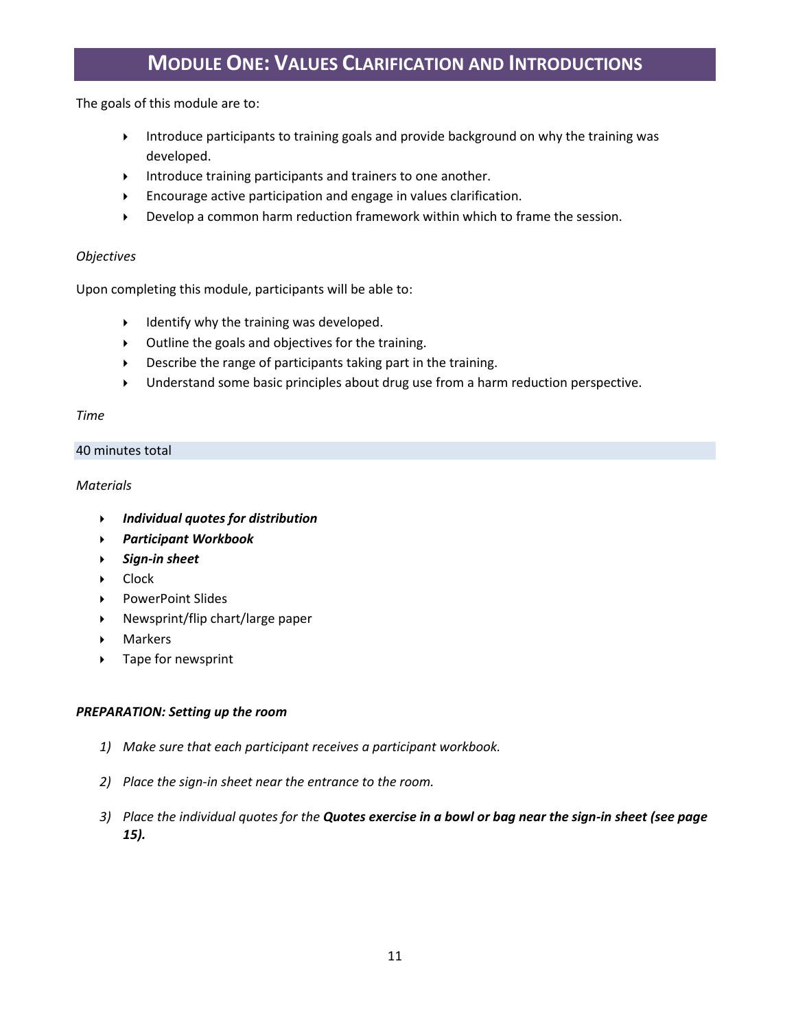# Module One: Values Clarification and Introductions

The goals of this module are to:

- Introduce participants to training goals and provide background on why the training was developed.
- Introduce training participants and trainers to one another.
- Encourage active participation and engage in values clarification.
- Develop a common harm reduction framework within which to frame the session.

*Objectives*

Upon completing this module, participants will be able to:

- Identify why the training was developed.
- Outline the goals and objectives for the training.
- Describe the range of participants taking part in the training.
- Understand some basic principles about drug use from a harm reduction perspective.

*Time*

40 minutes total

*Materials*

- ***Individual quotes for distribution***
- ***Participant Workbook***
- ***Sign-in sheet***
- Clock
- PowerPoint Slides
- Newsprint/flip chart/large paper
- Markers
- Tape for newsprint

***PREPARATION: Setting up the room***

1) *Make sure that each participant receives a participant workbook.*

2) *Place the sign-in sheet near the entrance to the room.*

3) *Place the individual quotes for the* ***Quotes exercise in a bowl or bag near the sign-in sheet (see page 15).***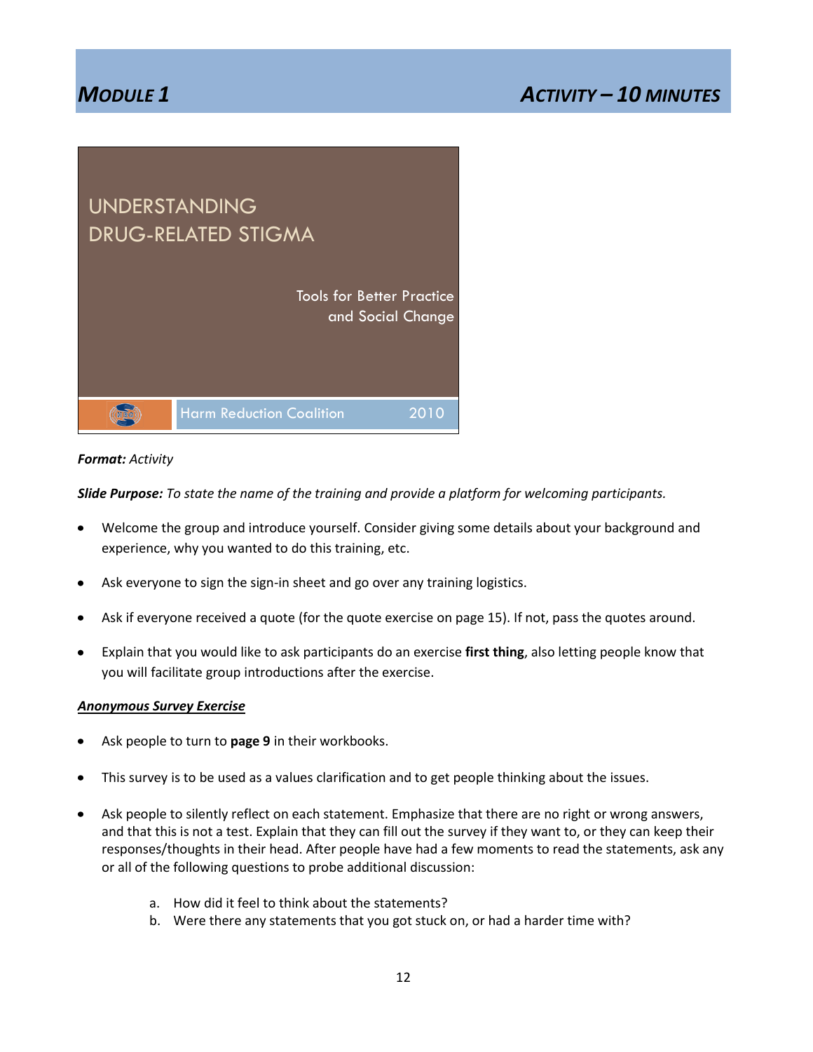# MODULE 1 — ACTIVITY – 10 MINUTES

UNDERSTANDING DRUG-RELATED STIGMA

Tools for Better Practice and Social Change

Harm Reduction Coalition 2010

***Format:*** *Activity*

***Slide Purpose:*** *To state the name of the training and provide a platform for welcoming participants.*

- Welcome the group and introduce yourself. Consider giving some details about your background and experience, why you wanted to do this training, etc.
- Ask everyone to sign the sign-in sheet and go over any training logistics.
- Ask if everyone received a quote (for the quote exercise on page 15). If not, pass the quotes around.
- Explain that you would like to ask participants do an exercise **first thing**, also letting people know that you will facilitate group introductions after the exercise.

***Anonymous Survey Exercise***

- Ask people to turn to **page 9** in their workbooks.
- This survey is to be used as a values clarification and to get people thinking about the issues.
- Ask people to silently reflect on each statement. Emphasize that there are no right or wrong answers, and that this is not a test. Explain that they can fill out the survey if they want to, or they can keep their responses/thoughts in their head. After people have had a few moments to read the statements, ask any or all of the following questions to probe additional discussion:
    a. How did it feel to think about the statements?
    b. Were there any statements that you got stuck on, or had a harder time with?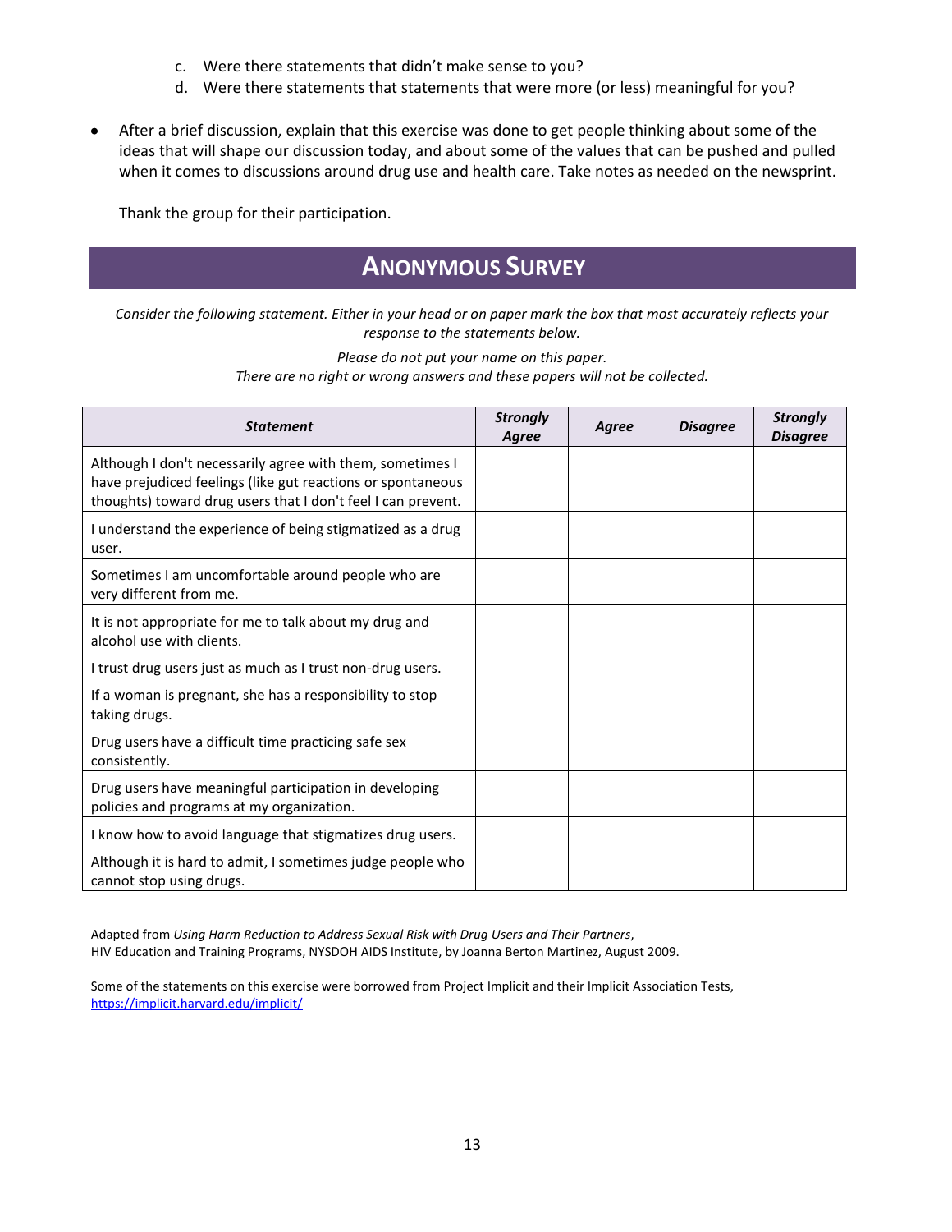c. Were there statements that didn't make sense to you?
d. Were there statements that statements that were more (or less) meaningful for you?

- After a brief discussion, explain that this exercise was done to get people thinking about some of the ideas that will shape our discussion today, and about some of the values that can be pushed and pulled when it comes to discussions around drug use and health care. Take notes as needed on the newsprint.

  Thank the group for their participation.

## ANONYMOUS SURVEY

*Consider the following statement. Either in your head or on paper mark the box that most accurately reflects your response to the statements below.*

*Please do not put your name on this paper.*
*There are no right or wrong answers and these papers will not be collected.*

| ***Statement*** | ***Strongly Agree*** | ***Agree*** | ***Disagree*** | ***Strongly Disagree*** |
|---|---|---|---|---|
| Although I don't necessarily agree with them, sometimes I have prejudiced feelings (like gut reactions or spontaneous thoughts) toward drug users that I don't feel I can prevent. | | | | |
| I understand the experience of being stigmatized as a drug user. | | | | |
| Sometimes I am uncomfortable around people who are very different from me. | | | | |
| It is not appropriate for me to talk about my drug and alcohol use with clients. | | | | |
| I trust drug users just as much as I trust non-drug users. | | | | |
| If a woman is pregnant, she has a responsibility to stop taking drugs. | | | | |
| Drug users have a difficult time practicing safe sex consistently. | | | | |
| Drug users have meaningful participation in developing policies and programs at my organization. | | | | |
| I know how to avoid language that stigmatizes drug users. | | | | |
| Although it is hard to admit, I sometimes judge people who cannot stop using drugs. | | | | |

Adapted from *Using Harm Reduction to Address Sexual Risk with Drug Users and Their Partners*, HIV Education and Training Programs, NYSDOH AIDS Institute, by Joanna Berton Martinez, August 2009.

Some of the statements on this exercise were borrowed from Project Implicit and their Implicit Association Tests, https://implicit.harvard.edu/implicit/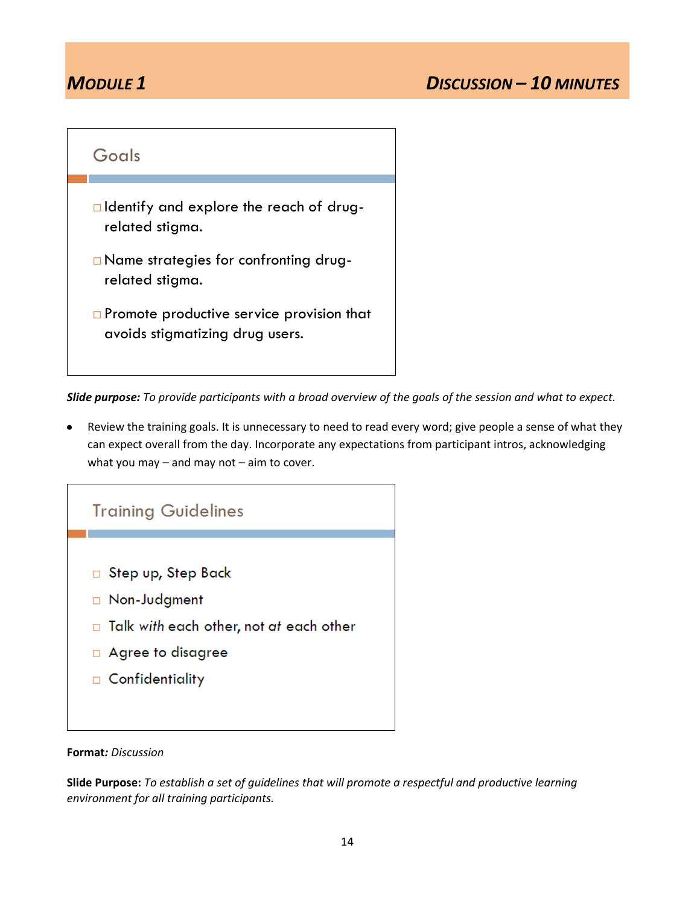## MODULE 1 — DISCUSSION – 10 MINUTES

### Goals

- Identify and explore the reach of drug-related stigma.
- Name strategies for confronting drug-related stigma.
- Promote productive service provision that avoids stigmatizing drug users.

***Slide purpose:*** *To provide participants with a broad overview of the goals of the session and what to expect.*

- Review the training goals. It is unnecessary to need to read every word; give people a sense of what they can expect overall from the day. Incorporate any expectations from participant intros, acknowledging what you may – and may not – aim to cover.

### Training Guidelines

- Step up, Step Back
- Non-Judgment
- Talk *with* each other, not *at* each other
- Agree to disagree
- Confidentiality

**Format:** *Discussion*

**Slide Purpose:** *To establish a set of guidelines that will promote a respectful and productive learning environment for all training participants.*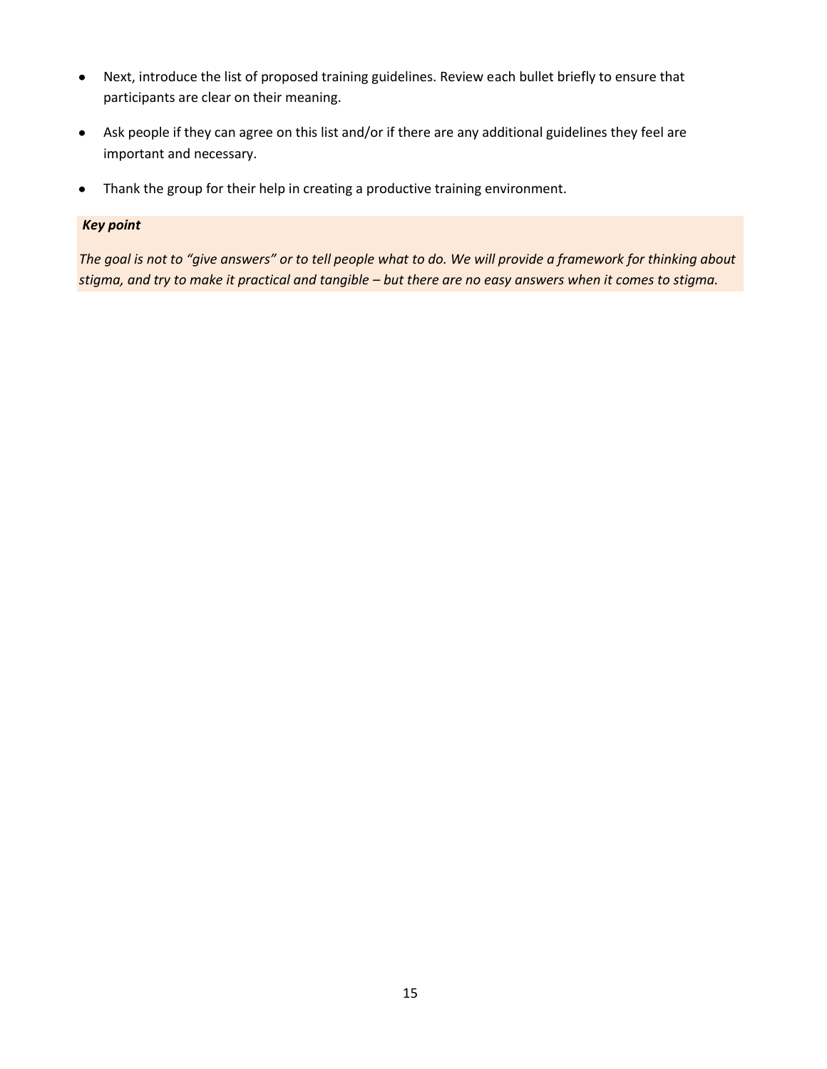- Next, introduce the list of proposed training guidelines. Review each bullet briefly to ensure that participants are clear on their meaning.
- Ask people if they can agree on this list and/or if there are any additional guidelines they feel are important and necessary.
- Thank the group for their help in creating a productive training environment.

***Key point***

*The goal is not to “give answers” or to tell people what to do. We will provide a framework for thinking about stigma, and try to make it practical and tangible – but there are no easy answers when it comes to stigma.*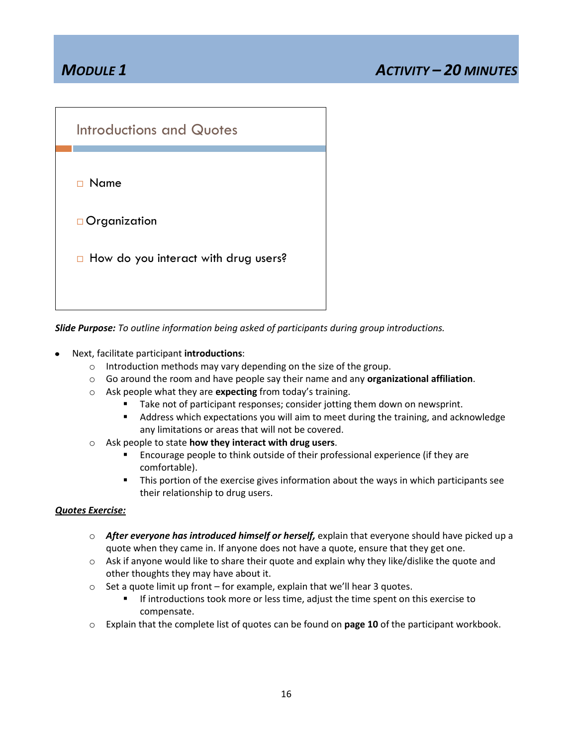## MODULE 1 — ACTIVITY – 20 MINUTES

**Introductions and Quotes**

- Name
- Organization
- How do you interact with drug users?

***Slide Purpose:*** *To outline information being asked of participants during group introductions.*

- Next, facilitate participant **introductions**:
  - Introduction methods may vary depending on the size of the group.
  - Go around the room and have people say their name and any **organizational affiliation**.
  - Ask people what they are **expecting** from today's training.
    - Take not of participant responses; consider jotting them down on newsprint.
    - Address which expectations you will aim to meet during the training, and acknowledge any limitations or areas that will not be covered.
  - Ask people to state **how they interact with drug users**.
    - Encourage people to think outside of their professional experience (if they are comfortable).
    - This portion of the exercise gives information about the ways in which participants see their relationship to drug users.

***Quotes Exercise:***

- ***After everyone has introduced himself or herself,*** explain that everyone should have picked up a quote when they came in. If anyone does not have a quote, ensure that they get one.
- Ask if anyone would like to share their quote and explain why they like/dislike the quote and other thoughts they may have about it.
- Set a quote limit up front – for example, explain that we'll hear 3 quotes.
  - If introductions took more or less time, adjust the time spent on this exercise to compensate.
- Explain that the complete list of quotes can be found on **page 10** of the participant workbook.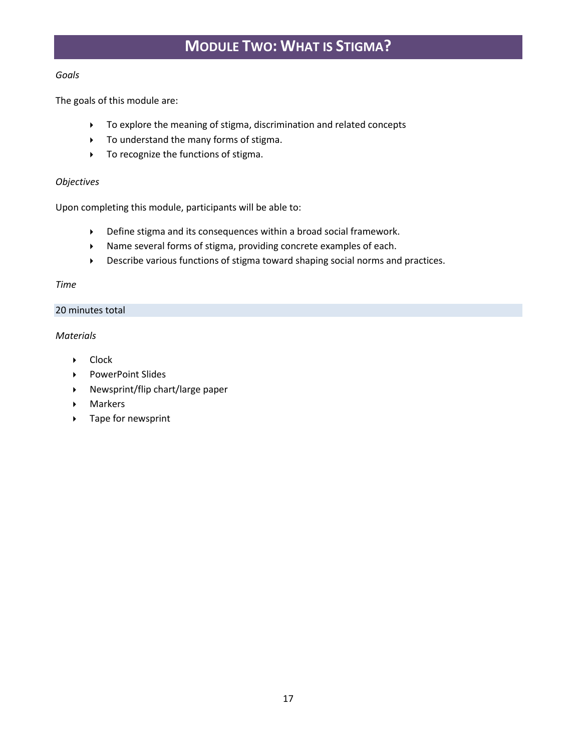# MODULE TWO: WHAT IS STIGMA?

*Goals*

The goals of this module are:

- To explore the meaning of stigma, discrimination and related concepts
- To understand the many forms of stigma.
- To recognize the functions of stigma.

*Objectives*

Upon completing this module, participants will be able to:

- Define stigma and its consequences within a broad social framework.
- Name several forms of stigma, providing concrete examples of each.
- Describe various functions of stigma toward shaping social norms and practices.

*Time*

20 minutes total

*Materials*

- Clock
- PowerPoint Slides
- Newsprint/flip chart/large paper
- Markers
- Tape for newsprint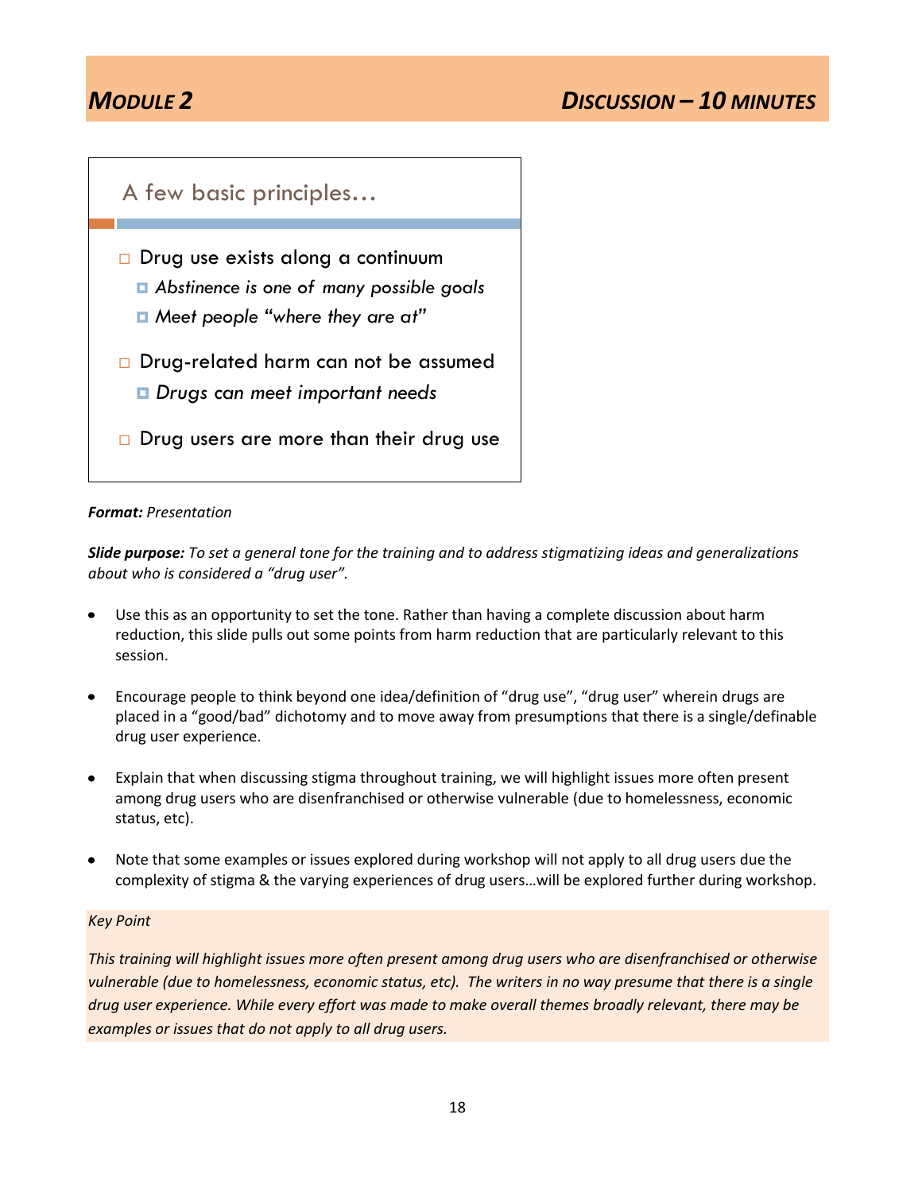## *MODULE 2* — *DISCUSSION – 10 MINUTES*

### A few basic principles…

- Drug use exists along a continuum
  - *Abstinence is one of many possible goals*
  - *Meet people "where they are at"*
- Drug-related harm can not be assumed
  - *Drugs can meet important needs*
- Drug users are more than their drug use

***Format:*** *Presentation*

***Slide purpose:*** *To set a general tone for the training and to address stigmatizing ideas and generalizations about who is considered a "drug user".*

- Use this as an opportunity to set the tone. Rather than having a complete discussion about harm reduction, this slide pulls out some points from harm reduction that are particularly relevant to this session.
- Encourage people to think beyond one idea/definition of "drug use", "drug user" wherein drugs are placed in a "good/bad" dichotomy and to move away from presumptions that there is a single/definable drug user experience.
- Explain that when discussing stigma throughout training, we will highlight issues more often present among drug users who are disenfranchised or otherwise vulnerable (due to homelessness, economic status, etc).
- Note that some examples or issues explored during workshop will not apply to all drug users due the complexity of stigma & the varying experiences of drug users…will be explored further during workshop.

*Key Point*

*This training will highlight issues more often present among drug users who are disenfranchised or otherwise vulnerable (due to homelessness, economic status, etc). The writers in no way presume that there is a single drug user experience. While every effort was made to make overall themes broadly relevant, there may be examples or issues that do not apply to all drug users.*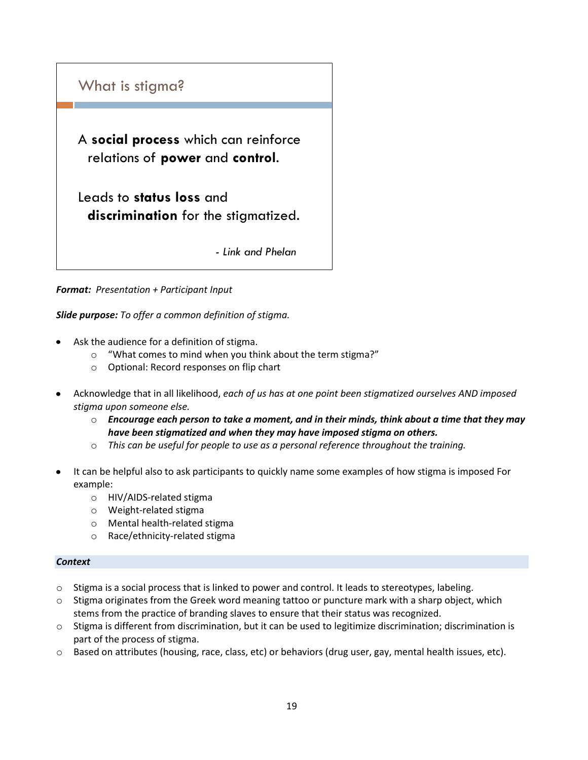## What is stigma?

A **social process** which can reinforce relations of **power** and **control.**

Leads to **status loss** and **discrimination** for the stigmatized.

*- Link and Phelan*

***Format:*** *Presentation + Participant Input*

***Slide purpose:*** *To offer a common definition of stigma.*

- Ask the audience for a definition of stigma.
  - "What comes to mind when you think about the term stigma?"
  - Optional: Record responses on flip chart

- Acknowledge that in all likelihood, *each of us has at one point been stigmatized ourselves AND imposed stigma upon someone else.*
  - ***Encourage each person to take a moment, and in their minds, think about a time that they may have been stigmatized and when they may have imposed stigma on others.***
  - *This can be useful for people to use as a personal reference throughout the training.*

- It can be helpful also to ask participants to quickly name some examples of how stigma is imposed For example:
  - HIV/AIDS-related stigma
  - Weight-related stigma
  - Mental health-related stigma
  - Race/ethnicity-related stigma

***Context***

- Stigma is a social process that is linked to power and control. It leads to stereotypes, labeling.
- Stigma originates from the Greek word meaning tattoo or puncture mark with a sharp object, which stems from the practice of branding slaves to ensure that their status was recognized.
- Stigma is different from discrimination, but it can be used to legitimize discrimination; discrimination is part of the process of stigma.
- Based on attributes (housing, race, class, etc) or behaviors (drug user, gay, mental health issues, etc).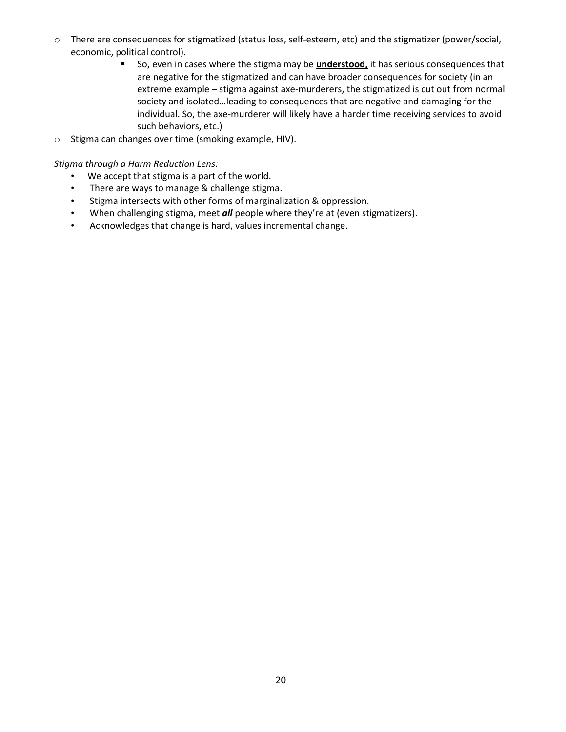- There are consequences for stigmatized (status loss, self-esteem, etc) and the stigmatizer (power/social, economic, political control).
    - So, even in cases where the stigma may be **understood,** it has serious consequences that are negative for the stigmatized and can have broader consequences for society (in an extreme example – stigma against axe-murderers, the stigmatized is cut out from normal society and isolated…leading to consequences that are negative and damaging for the individual. So, the axe-murderer will likely have a harder time receiving services to avoid such behaviors, etc.)
- Stigma can changes over time (smoking example, HIV).

*Stigma through a Harm Reduction Lens:*

- We accept that stigma is a part of the world.
- There are ways to manage & challenge stigma.
- Stigma intersects with other forms of marginalization & oppression.
- When challenging stigma, meet ***all*** people where they're at (even stigmatizers).
- Acknowledges that change is hard, values incremental change.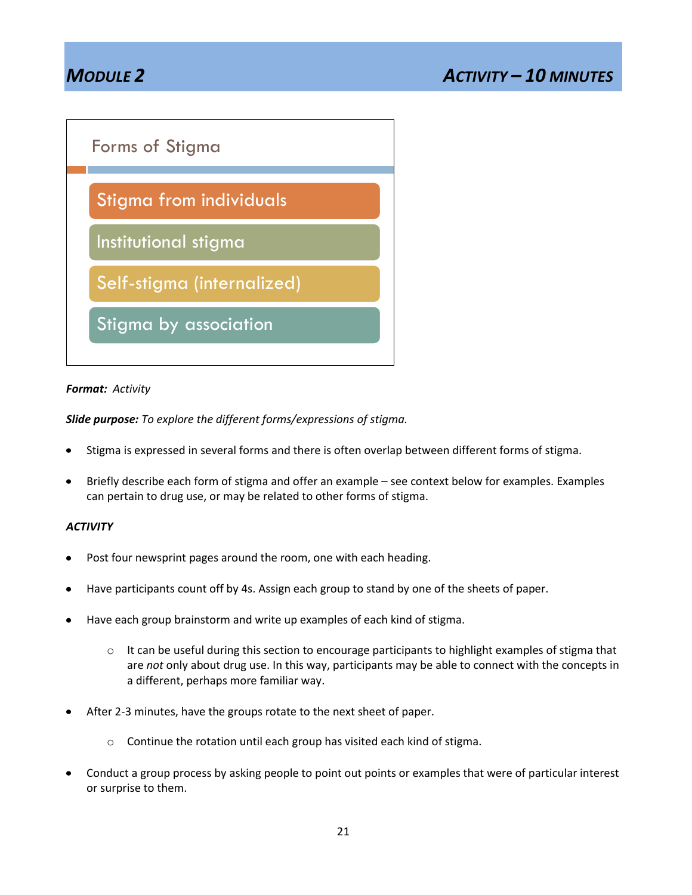## MODULE 2 — ACTIVITY – 10 MINUTES

**Forms of Stigma**

- Stigma from individuals
- Institutional stigma
- Self-stigma (internalized)
- Stigma by association

***Format:*** *Activity*

***Slide purpose:*** *To explore the different forms/expressions of stigma.*

- Stigma is expressed in several forms and there is often overlap between different forms of stigma.
- Briefly describe each form of stigma and offer an example – see context below for examples. Examples can pertain to drug use, or may be related to other forms of stigma.

***ACTIVITY***

- Post four newsprint pages around the room, one with each heading.
- Have participants count off by 4s. Assign each group to stand by one of the sheets of paper.
- Have each group brainstorm and write up examples of each kind of stigma.
  - It can be useful during this section to encourage participants to highlight examples of stigma that are *not* only about drug use. In this way, participants may be able to connect with the concepts in a different, perhaps more familiar way.
- After 2-3 minutes, have the groups rotate to the next sheet of paper.
  - Continue the rotation until each group has visited each kind of stigma.
- Conduct a group process by asking people to point out points or examples that were of particular interest or surprise to them.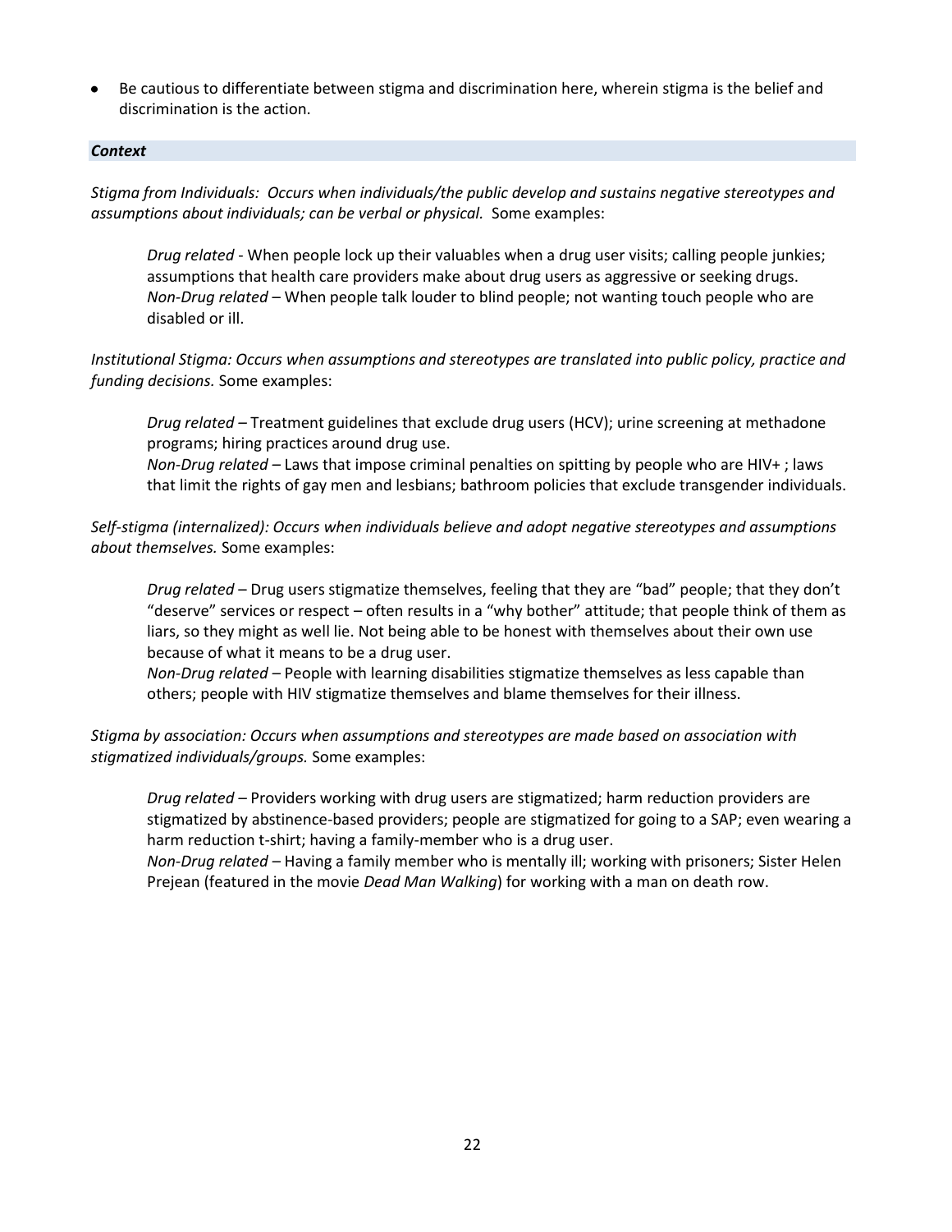- Be cautious to differentiate between stigma and discrimination here, wherein stigma is the belief and discrimination is the action.

### ***Context***

*Stigma from Individuals: Occurs when individuals/the public develop and sustains negative stereotypes and assumptions about individuals; can be verbal or physical.* Some examples:

> *Drug related* - When people lock up their valuables when a drug user visits; calling people junkies; assumptions that health care providers make about drug users as aggressive or seeking drugs.
> *Non-Drug related* – When people talk louder to blind people; not wanting touch people who are disabled or ill.

*Institutional Stigma: Occurs when assumptions and stereotypes are translated into public policy, practice and funding decisions.* Some examples:

> *Drug related* – Treatment guidelines that exclude drug users (HCV); urine screening at methadone programs; hiring practices around drug use.
> *Non-Drug related* – Laws that impose criminal penalties on spitting by people who are HIV+ ; laws that limit the rights of gay men and lesbians; bathroom policies that exclude transgender individuals.

*Self-stigma (internalized): Occurs when individuals believe and adopt negative stereotypes and assumptions about themselves.* Some examples:

> *Drug related* – Drug users stigmatize themselves, feeling that they are "bad" people; that they don't "deserve" services or respect – often results in a "why bother" attitude; that people think of them as liars, so they might as well lie. Not being able to be honest with themselves about their own use because of what it means to be a drug user.
> *Non-Drug related* – People with learning disabilities stigmatize themselves as less capable than others; people with HIV stigmatize themselves and blame themselves for their illness.

*Stigma by association: Occurs when assumptions and stereotypes are made based on association with stigmatized individuals/groups.* Some examples:

> *Drug related* – Providers working with drug users are stigmatized; harm reduction providers are stigmatized by abstinence-based providers; people are stigmatized for going to a SAP; even wearing a harm reduction t-shirt; having a family-member who is a drug user.
> *Non-Drug related* – Having a family member who is mentally ill; working with prisoners; Sister Helen Prejean (featured in the movie *Dead Man Walking*) for working with a man on death row.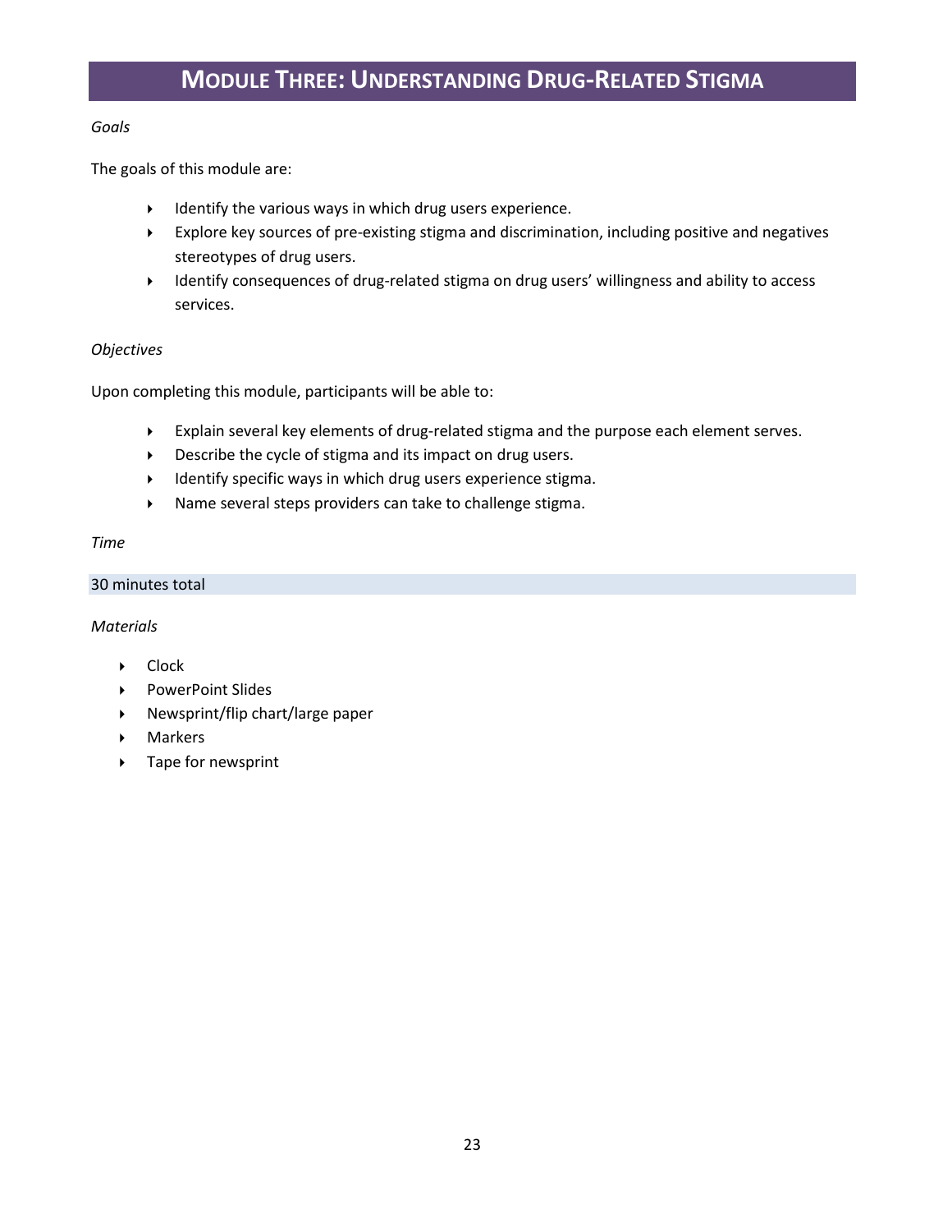# MODULE THREE: UNDERSTANDING DRUG-RELATED STIGMA

*Goals*

The goals of this module are:

- Identify the various ways in which drug users experience.
- Explore key sources of pre-existing stigma and discrimination, including positive and negatives stereotypes of drug users.
- Identify consequences of drug-related stigma on drug users' willingness and ability to access services.

*Objectives*

Upon completing this module, participants will be able to:

- Explain several key elements of drug-related stigma and the purpose each element serves.
- Describe the cycle of stigma and its impact on drug users.
- Identify specific ways in which drug users experience stigma.
- Name several steps providers can take to challenge stigma.

*Time*

30 minutes total

*Materials*

- Clock
- PowerPoint Slides
- Newsprint/flip chart/large paper
- Markers
- Tape for newsprint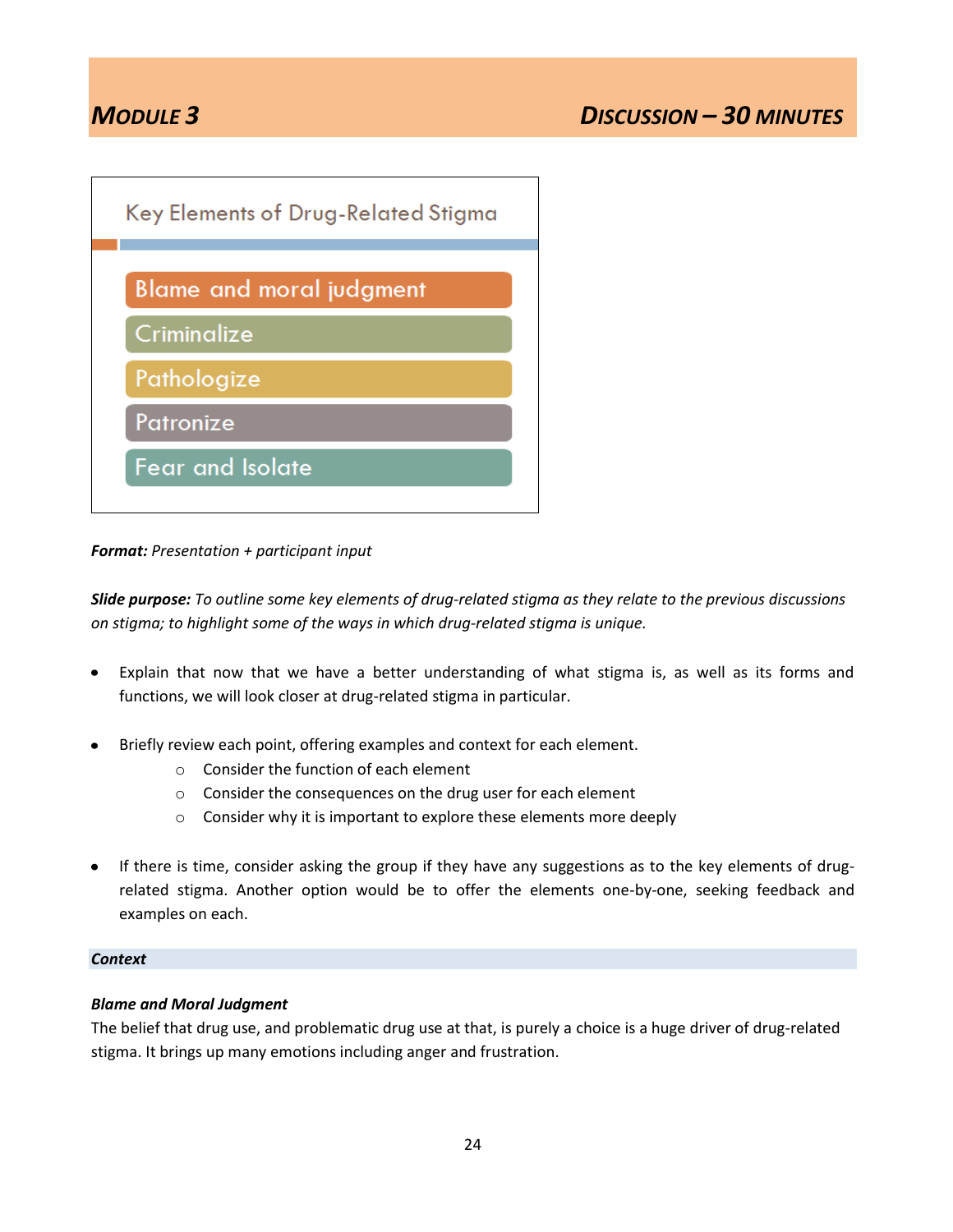## MODULE 3 — DISCUSSION – 30 MINUTES

Key Elements of Drug-Related Stigma

- Blame and moral judgment
- Criminalize
- Pathologize
- Patronize
- Fear and Isolate

***Format:*** *Presentation + participant input*

***Slide purpose:*** *To outline some key elements of drug-related stigma as they relate to the previous discussions on stigma; to highlight some of the ways in which drug-related stigma is unique.*

- Explain that now that we have a better understanding of what stigma is, as well as its forms and functions, we will look closer at drug-related stigma in particular.
- Briefly review each point, offering examples and context for each element.
  - Consider the function of each element
  - Consider the consequences on the drug user for each element
  - Consider why it is important to explore these elements more deeply
- If there is time, consider asking the group if they have any suggestions as to the key elements of drug-related stigma. Another option would be to offer the elements one-by-one, seeking feedback and examples on each.

***Context***

***Blame and Moral Judgment***

The belief that drug use, and problematic drug use at that, is purely a choice is a huge driver of drug-related stigma. It brings up many emotions including anger and frustration.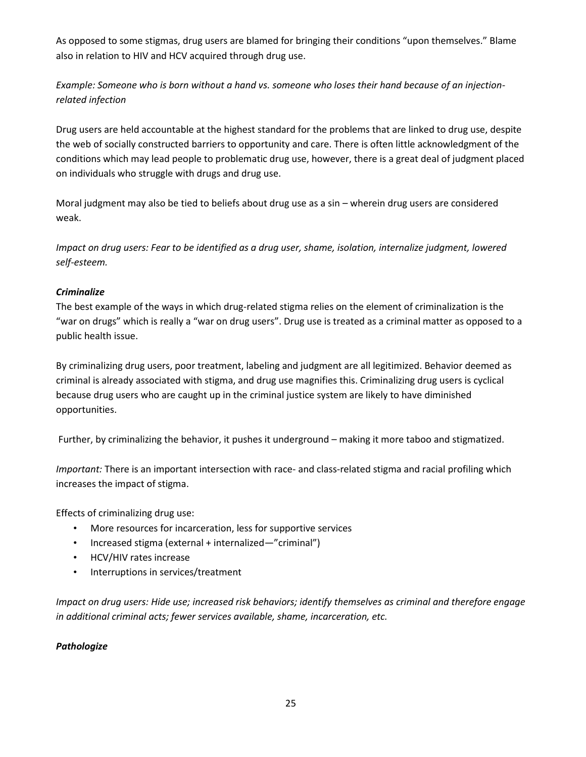As opposed to some stigmas, drug users are blamed for bringing their conditions "upon themselves." Blame also in relation to HIV and HCV acquired through drug use.

*Example: Someone who is born without a hand vs. someone who loses their hand because of an injection-related infection*

Drug users are held accountable at the highest standard for the problems that are linked to drug use, despite the web of socially constructed barriers to opportunity and care. There is often little acknowledgment of the conditions which may lead people to problematic drug use, however, there is a great deal of judgment placed on individuals who struggle with drugs and drug use.

Moral judgment may also be tied to beliefs about drug use as a sin – wherein drug users are considered weak.

*Impact on drug users: Fear to be identified as a drug user, shame, isolation, internalize judgment, lowered self-esteem.*

***Criminalize***

The best example of the ways in which drug-related stigma relies on the element of criminalization is the "war on drugs" which is really a "war on drug users". Drug use is treated as a criminal matter as opposed to a public health issue.

By criminalizing drug users, poor treatment, labeling and judgment are all legitimized. Behavior deemed as criminal is already associated with stigma, and drug use magnifies this. Criminalizing drug users is cyclical because drug users who are caught up in the criminal justice system are likely to have diminished opportunities.

Further, by criminalizing the behavior, it pushes it underground – making it more taboo and stigmatized.

*Important:* There is an important intersection with race- and class-related stigma and racial profiling which increases the impact of stigma.

Effects of criminalizing drug use:

- More resources for incarceration, less for supportive services
- Increased stigma (external + internalized—"criminal")
- HCV/HIV rates increase
- Interruptions in services/treatment

*Impact on drug users: Hide use; increased risk behaviors; identify themselves as criminal and therefore engage in additional criminal acts; fewer services available, shame, incarceration, etc.*

***Pathologize***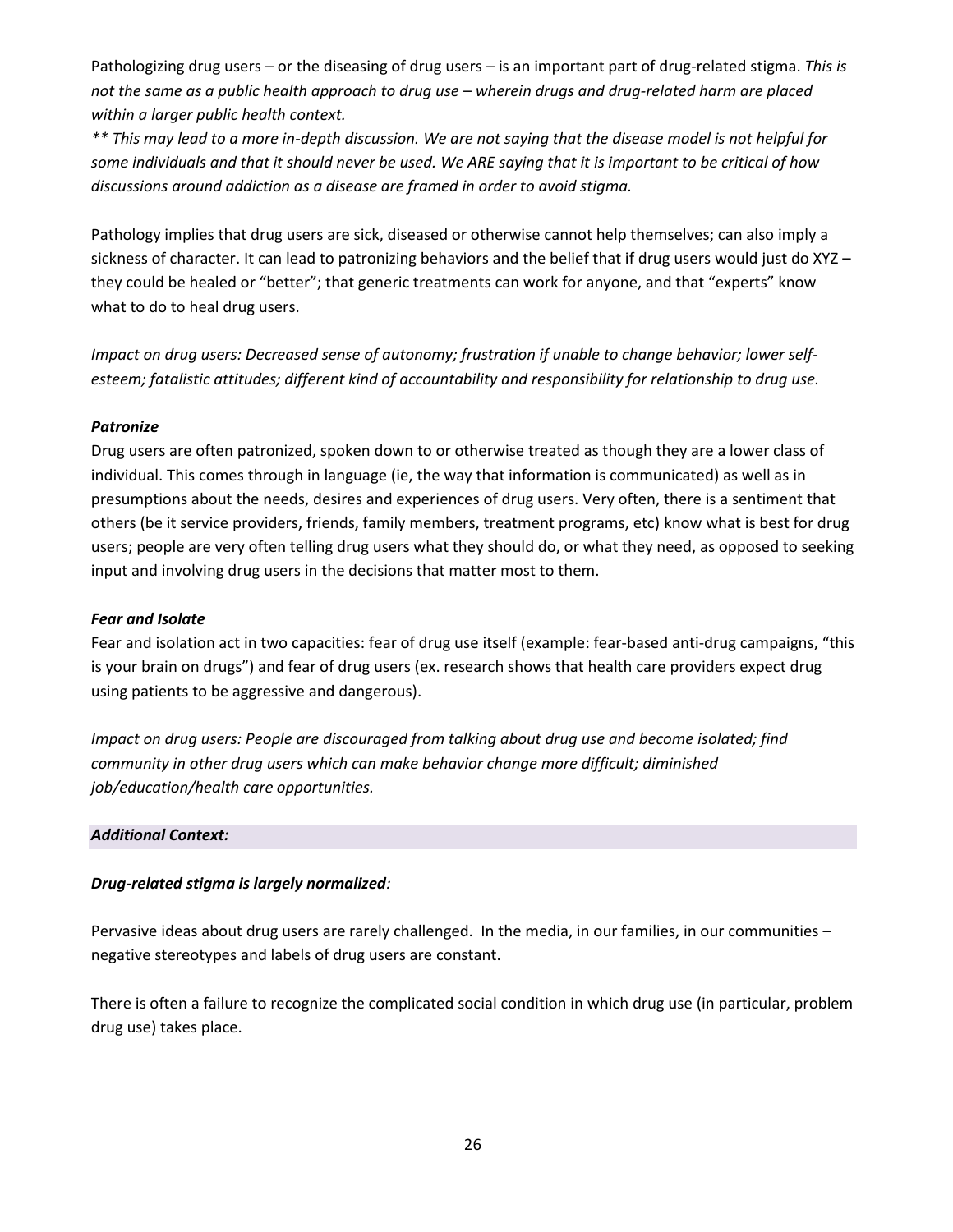Pathologizing drug users – or the diseasing of drug users – is an important part of drug-related stigma. *This is not the same as a public health approach to drug use – wherein drugs and drug-related harm are placed within a larger public health context.*

*\*\* This may lead to a more in-depth discussion. We are not saying that the disease model is not helpful for some individuals and that it should never be used. We ARE saying that it is important to be critical of how discussions around addiction as a disease are framed in order to avoid stigma.*

Pathology implies that drug users are sick, diseased or otherwise cannot help themselves; can also imply a sickness of character. It can lead to patronizing behaviors and the belief that if drug users would just do XYZ – they could be healed or "better"; that generic treatments can work for anyone, and that "experts" know what to do to heal drug users.

*Impact on drug users: Decreased sense of autonomy; frustration if unable to change behavior; lower self-esteem; fatalistic attitudes; different kind of accountability and responsibility for relationship to drug use.*

***Patronize***

Drug users are often patronized, spoken down to or otherwise treated as though they are a lower class of individual. This comes through in language (ie, the way that information is communicated) as well as in presumptions about the needs, desires and experiences of drug users. Very often, there is a sentiment that others (be it service providers, friends, family members, treatment programs, etc) know what is best for drug users; people are very often telling drug users what they should do, or what they need, as opposed to seeking input and involving drug users in the decisions that matter most to them.

***Fear and Isolate***

Fear and isolation act in two capacities: fear of drug use itself (example: fear-based anti-drug campaigns, "this is your brain on drugs") and fear of drug users (ex. research shows that health care providers expect drug using patients to be aggressive and dangerous).

*Impact on drug users: People are discouraged from talking about drug use and become isolated; find community in other drug users which can make behavior change more difficult; diminished job/education/health care opportunities.*

***Additional Context:***

***Drug-related stigma is largely normalized:***

Pervasive ideas about drug users are rarely challenged. In the media, in our families, in our communities – negative stereotypes and labels of drug users are constant.

There is often a failure to recognize the complicated social condition in which drug use (in particular, problem drug use) takes place.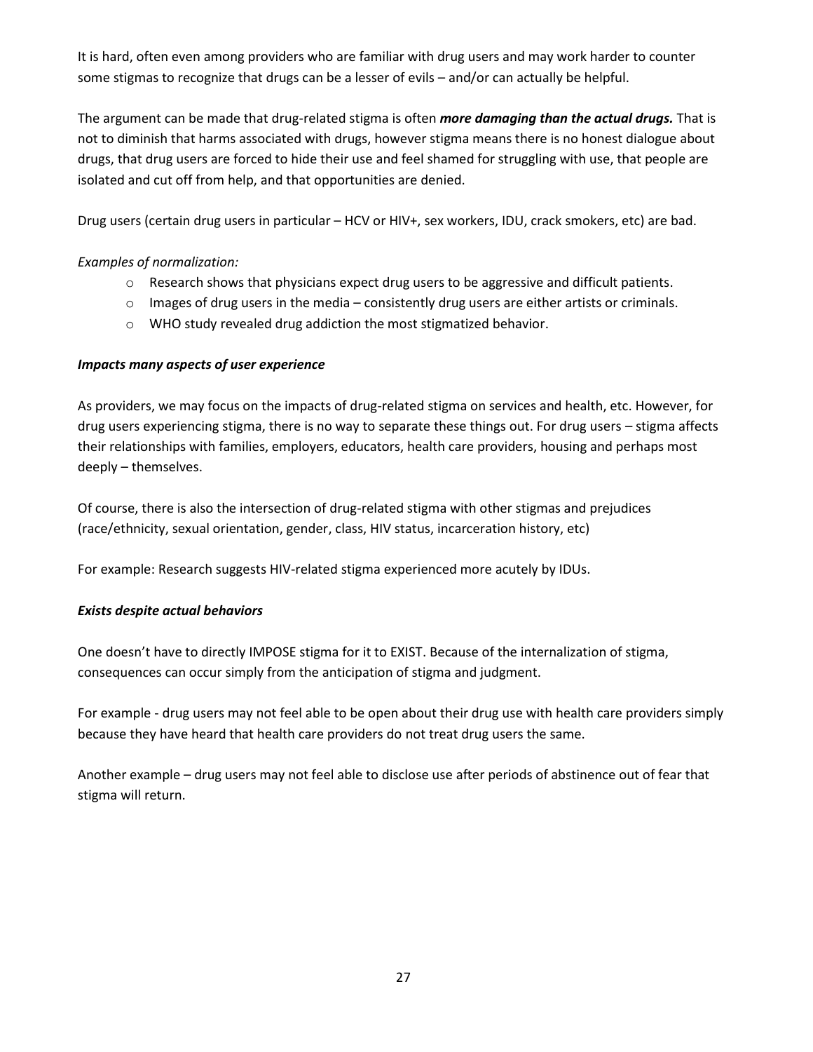It is hard, often even among providers who are familiar with drug users and may work harder to counter some stigmas to recognize that drugs can be a lesser of evils – and/or can actually be helpful.

The argument can be made that drug-related stigma is often ***more damaging than the actual drugs.*** That is not to diminish that harms associated with drugs, however stigma means there is no honest dialogue about drugs, that drug users are forced to hide their use and feel shamed for struggling with use, that people are isolated and cut off from help, and that opportunities are denied.

Drug users (certain drug users in particular – HCV or HIV+, sex workers, IDU, crack smokers, etc) are bad.

*Examples of normalization:*

- Research shows that physicians expect drug users to be aggressive and difficult patients.
- Images of drug users in the media – consistently drug users are either artists or criminals.
- WHO study revealed drug addiction the most stigmatized behavior.

***Impacts many aspects of user experience***

As providers, we may focus on the impacts of drug-related stigma on services and health, etc. However, for drug users experiencing stigma, there is no way to separate these things out. For drug users – stigma affects their relationships with families, employers, educators, health care providers, housing and perhaps most deeply – themselves.

Of course, there is also the intersection of drug-related stigma with other stigmas and prejudices (race/ethnicity, sexual orientation, gender, class, HIV status, incarceration history, etc)

For example: Research suggests HIV-related stigma experienced more acutely by IDUs.

***Exists despite actual behaviors***

One doesn't have to directly IMPOSE stigma for it to EXIST. Because of the internalization of stigma, consequences can occur simply from the anticipation of stigma and judgment.

For example - drug users may not feel able to be open about their drug use with health care providers simply because they have heard that health care providers do not treat drug users the same.

Another example – drug users may not feel able to disclose use after periods of abstinence out of fear that stigma will return.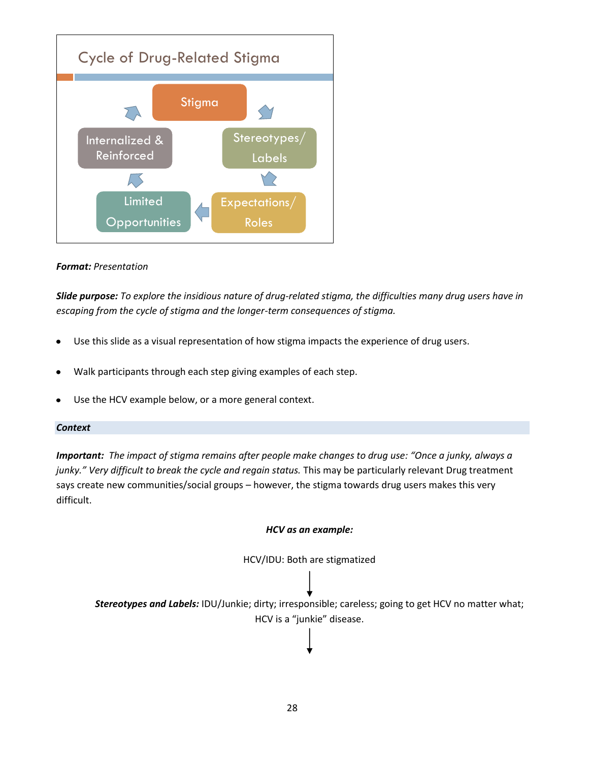## Cycle of Drug-Related Stigma

Stigma → Stereotypes/ Labels → Expectations/ Roles → Limited Opportunities → Internalized & Reinforced → Stigma

***Format:*** *Presentation*

***Slide purpose:*** *To explore the insidious nature of drug-related stigma, the difficulties many drug users have in escaping from the cycle of stigma and the longer-term consequences of stigma.*

- Use this slide as a visual representation of how stigma impacts the experience of drug users.
- Walk participants through each step giving examples of each step.
- Use the HCV example below, or a more general context.

***Context***

***Important:*** *The impact of stigma remains after people make changes to drug use: "Once a junky, always a junky." Very difficult to break the cycle and regain status.* This may be particularly relevant Drug treatment says create new communities/social groups – however, the stigma towards drug users makes this very difficult.

***HCV as an example:***

HCV/IDU: Both are stigmatized

↓

***Stereotypes and Labels:*** IDU/Junkie; dirty; irresponsible; careless; going to get HCV no matter what; HCV is a "junkie" disease.

↓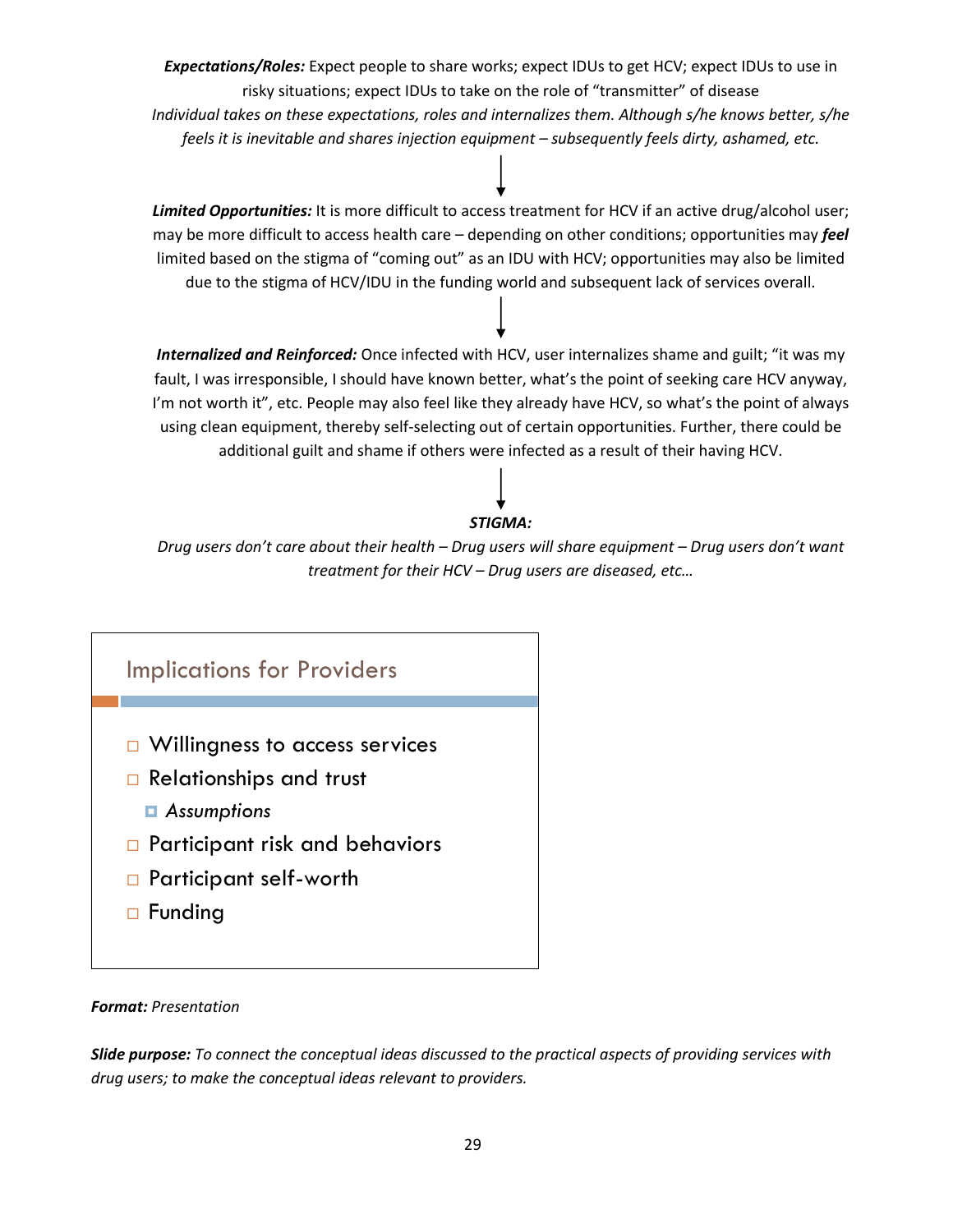***Expectations/Roles:*** Expect people to share works; expect IDUs to get HCV; expect IDUs to use in risky situations; expect IDUs to take on the role of "transmitter" of disease

*Individual takes on these expectations, roles and internalizes them. Although s/he knows better, s/he feels it is inevitable and shares injection equipment – subsequently feels dirty, ashamed, etc.*

↓

***Limited Opportunities:*** It is more difficult to access treatment for HCV if an active drug/alcohol user; may be more difficult to access health care – depending on other conditions; opportunities may ***feel*** limited based on the stigma of "coming out" as an IDU with HCV; opportunities may also be limited due to the stigma of HCV/IDU in the funding world and subsequent lack of services overall.

↓

***Internalized and Reinforced:*** Once infected with HCV, user internalizes shame and guilt; "it was my fault, I was irresponsible, I should have known better, what's the point of seeking care HCV anyway, I'm not worth it", etc. People may also feel like they already have HCV, so what's the point of always using clean equipment, thereby self-selecting out of certain opportunities. Further, there could be additional guilt and shame if others were infected as a result of their having HCV.

↓

***STIGMA:***

*Drug users don't care about their health – Drug users will share equipment – Drug users don't want treatment for their HCV – Drug users are diseased, etc…*

## Implications for Providers

- Willingness to access services
- Relationships and trust
  - *Assumptions*
- Participant risk and behaviors
- Participant self-worth
- Funding

***Format:*** *Presentation*

***Slide purpose:*** *To connect the conceptual ideas discussed to the practical aspects of providing services with drug users; to make the conceptual ideas relevant to providers.*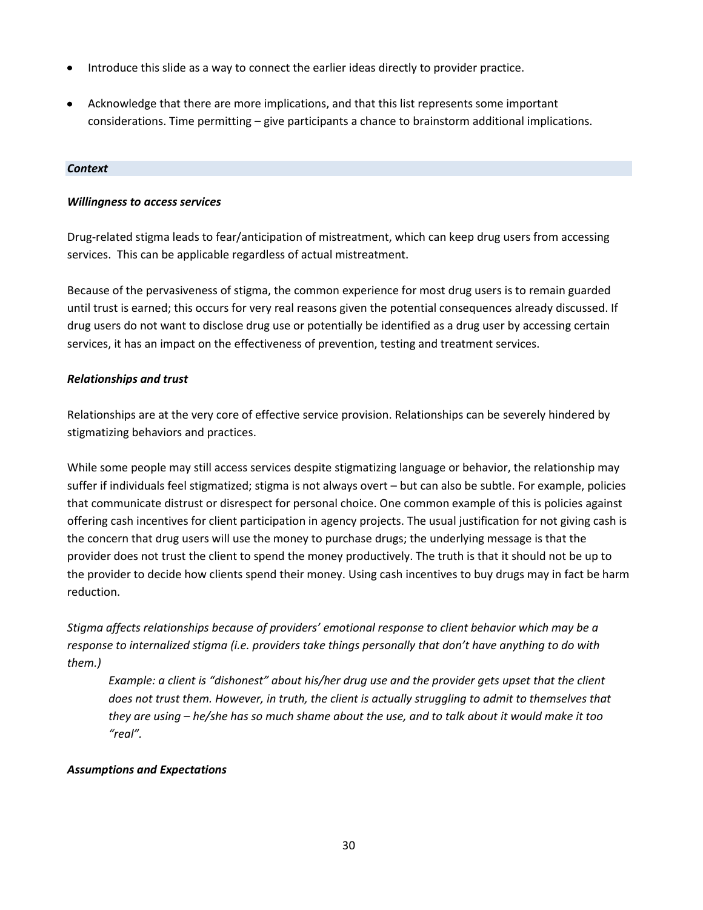- Introduce this slide as a way to connect the earlier ideas directly to provider practice.

- Acknowledge that there are more implications, and that this list represents some important considerations. Time permitting – give participants a chance to brainstorm additional implications.

***Context***

***Willingness to access services***

Drug-related stigma leads to fear/anticipation of mistreatment, which can keep drug users from accessing services. This can be applicable regardless of actual mistreatment.

Because of the pervasiveness of stigma, the common experience for most drug users is to remain guarded until trust is earned; this occurs for very real reasons given the potential consequences already discussed. If drug users do not want to disclose drug use or potentially be identified as a drug user by accessing certain services, it has an impact on the effectiveness of prevention, testing and treatment services.

***Relationships and trust***

Relationships are at the very core of effective service provision. Relationships can be severely hindered by stigmatizing behaviors and practices.

While some people may still access services despite stigmatizing language or behavior, the relationship may suffer if individuals feel stigmatized; stigma is not always overt – but can also be subtle. For example, policies that communicate distrust or disrespect for personal choice. One common example of this is policies against offering cash incentives for client participation in agency projects. The usual justification for not giving cash is the concern that drug users will use the money to purchase drugs; the underlying message is that the provider does not trust the client to spend the money productively. The truth is that it should not be up to the provider to decide how clients spend their money. Using cash incentives to buy drugs may in fact be harm reduction.

*Stigma affects relationships because of providers' emotional response to client behavior which may be a response to internalized stigma (i.e. providers take things personally that don't have anything to do with them.)*

> *Example: a client is "dishonest" about his/her drug use and the provider gets upset that the client does not trust them. However, in truth, the client is actually struggling to admit to themselves that they are using – he/she has so much shame about the use, and to talk about it would make it too "real".*

***Assumptions and Expectations***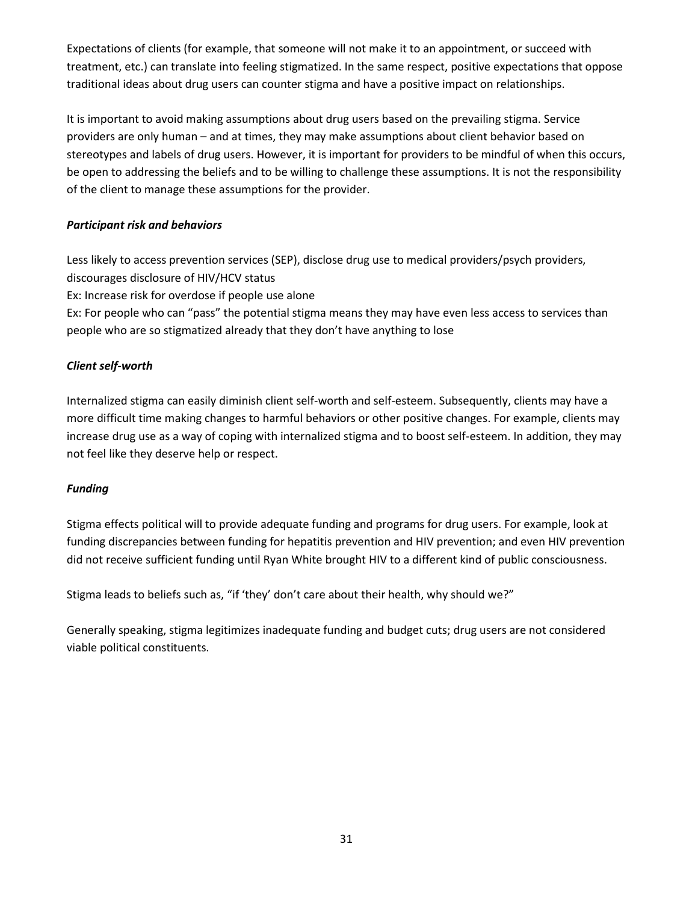Expectations of clients (for example, that someone will not make it to an appointment, or succeed with treatment, etc.) can translate into feeling stigmatized. In the same respect, positive expectations that oppose traditional ideas about drug users can counter stigma and have a positive impact on relationships.

It is important to avoid making assumptions about drug users based on the prevailing stigma. Service providers are only human – and at times, they may make assumptions about client behavior based on stereotypes and labels of drug users. However, it is important for providers to be mindful of when this occurs, be open to addressing the beliefs and to be willing to challenge these assumptions. It is not the responsibility of the client to manage these assumptions for the provider.

***Participant risk and behaviors***

Less likely to access prevention services (SEP), disclose drug use to medical providers/psych providers, discourages disclosure of HIV/HCV status
Ex: Increase risk for overdose if people use alone
Ex: For people who can "pass" the potential stigma means they may have even less access to services than people who are so stigmatized already that they don't have anything to lose

***Client self-worth***

Internalized stigma can easily diminish client self-worth and self-esteem. Subsequently, clients may have a more difficult time making changes to harmful behaviors or other positive changes. For example, clients may increase drug use as a way of coping with internalized stigma and to boost self-esteem. In addition, they may not feel like they deserve help or respect.

***Funding***

Stigma effects political will to provide adequate funding and programs for drug users. For example, look at funding discrepancies between funding for hepatitis prevention and HIV prevention; and even HIV prevention did not receive sufficient funding until Ryan White brought HIV to a different kind of public consciousness.

Stigma leads to beliefs such as, "if 'they' don't care about their health, why should we?"

Generally speaking, stigma legitimizes inadequate funding and budget cuts; drug users are not considered viable political constituents.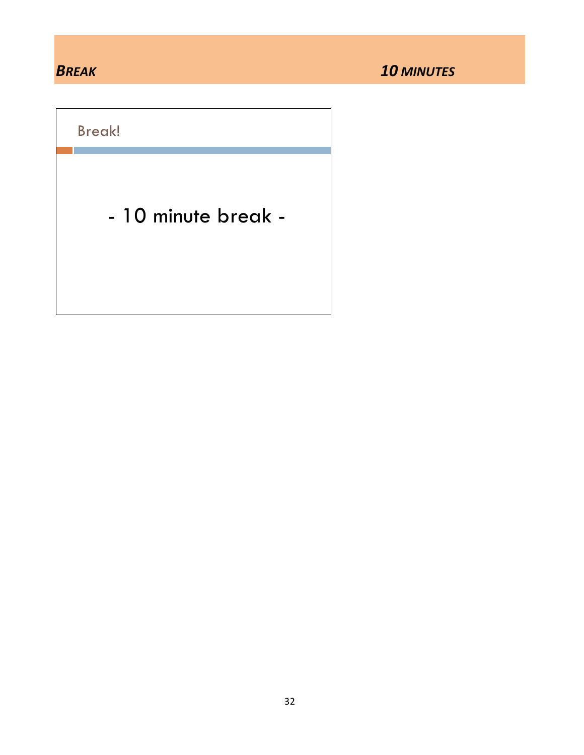## *BREAK* *10 MINUTES*

Break!

- 10 minute break -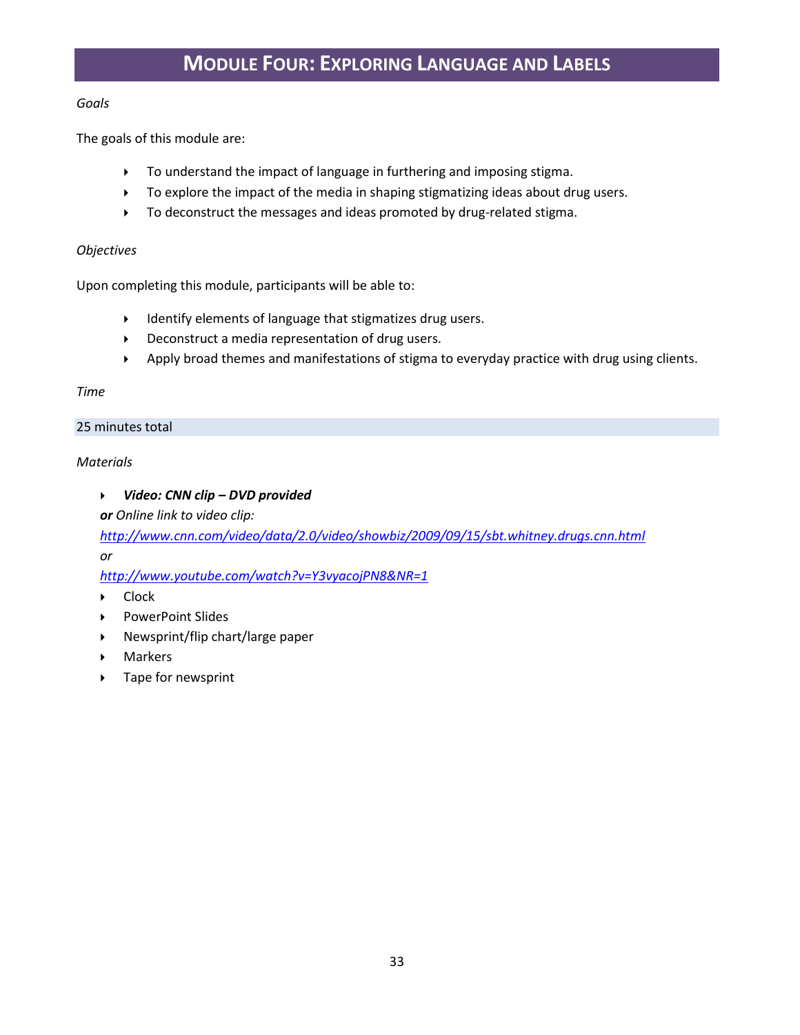# MODULE FOUR: EXPLORING LANGUAGE AND LABELS

*Goals*

The goals of this module are:

- To understand the impact of language in furthering and imposing stigma.
- To explore the impact of the media in shaping stigmatizing ideas about drug users.
- To deconstruct the messages and ideas promoted by drug-related stigma.

*Objectives*

Upon completing this module, participants will be able to:

- Identify elements of language that stigmatizes drug users.
- Deconstruct a media representation of drug users.
- Apply broad themes and manifestations of stigma to everyday practice with drug using clients.

*Time*

25 minutes total

*Materials*

- ***Video: CNN clip – DVD provided***

  ***or*** *Online link to video clip:*

  *http://www.cnn.com/video/data/2.0/video/showbiz/2009/09/15/sbt.whitney.drugs.cnn.html*

  *or*

  *http://www.youtube.com/watch?v=Y3vyacojPN8&NR=1*
- Clock
- PowerPoint Slides
- Newsprint/flip chart/large paper
- Markers
- Tape for newsprint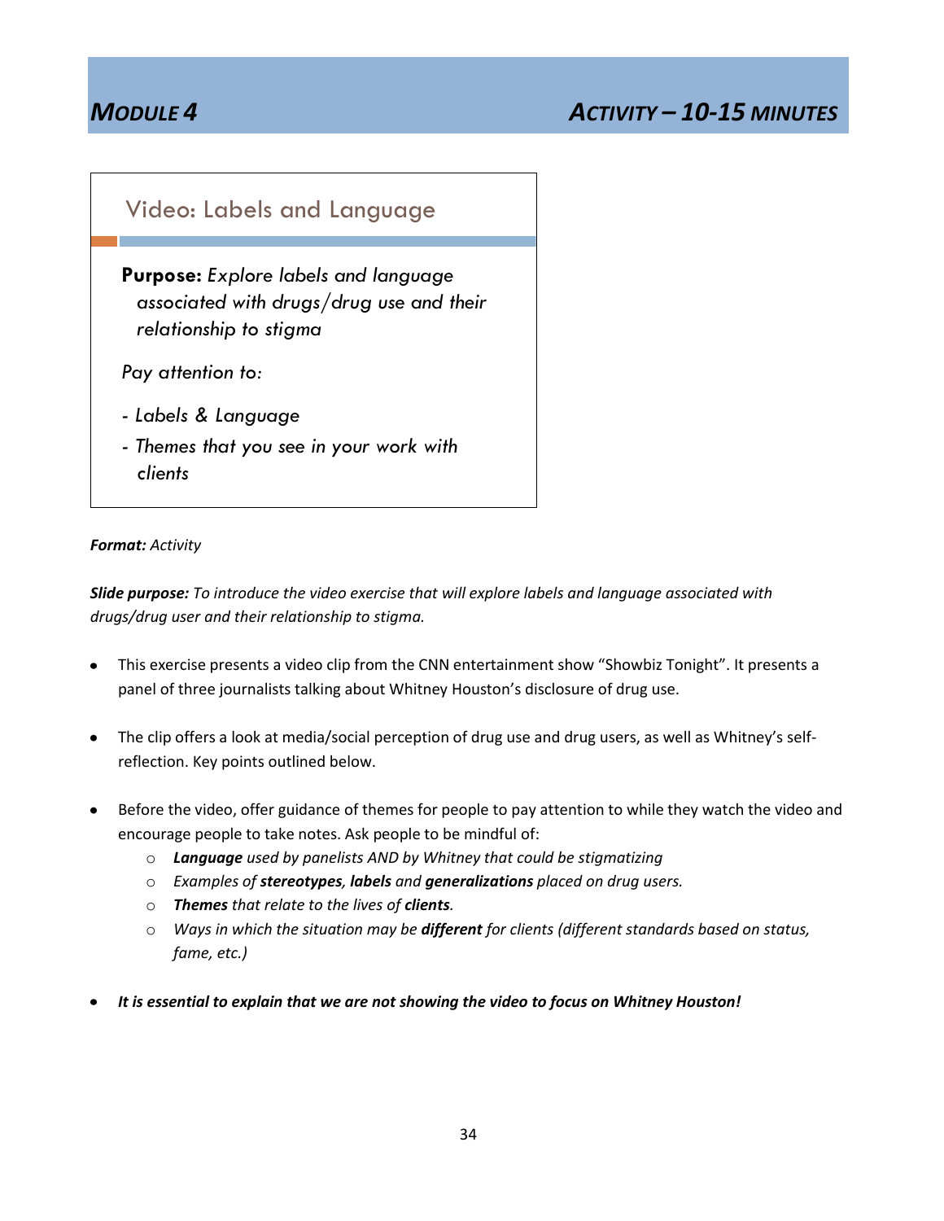## MODULE 4 — ACTIVITY – 10-15 MINUTES

### Video: Labels and Language

**Purpose:** *Explore labels and language associated with drugs/drug use and their relationship to stigma*

*Pay attention to:*

- *Labels & Language*
- *Themes that you see in your work with clients*

***Format:*** *Activity*

***Slide purpose:*** *To introduce the video exercise that will explore labels and language associated with drugs/drug user and their relationship to stigma.*

- This exercise presents a video clip from the CNN entertainment show "Showbiz Tonight". It presents a panel of three journalists talking about Whitney Houston's disclosure of drug use.
- The clip offers a look at media/social perception of drug use and drug users, as well as Whitney's self-reflection. Key points outlined below.
- Before the video, offer guidance of themes for people to pay attention to while they watch the video and encourage people to take notes. Ask people to be mindful of:
  - ***Language*** *used by panelists AND by Whitney that could be stigmatizing*
  - *Examples of* ***stereotypes, labels*** *and* ***generalizations*** *placed on drug users.*
  - ***Themes*** *that relate to the lives of* ***clients****.*
  - *Ways in which the situation may be* ***different*** *for clients (different standards based on status, fame, etc.)*
- ***It is essential to explain that we are not showing the video to focus on Whitney Houston!***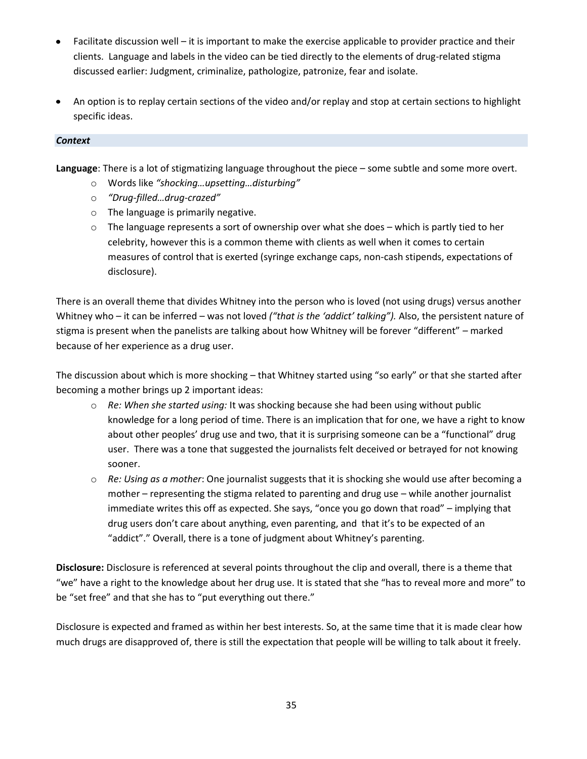- Facilitate discussion well – it is important to make the exercise applicable to provider practice and their clients. Language and labels in the video can be tied directly to the elements of drug-related stigma discussed earlier: Judgment, criminalize, pathologize, patronize, fear and isolate.
- An option is to replay certain sections of the video and/or replay and stop at certain sections to highlight specific ideas.

### *Context*

**Language**: There is a lot of stigmatizing language throughout the piece – some subtle and some more overt.

- Words like *"shocking…upsetting…disturbing"*
- *"Drug-filled…drug-crazed"*
- The language is primarily negative.
- The language represents a sort of ownership over what she does – which is partly tied to her celebrity, however this is a common theme with clients as well when it comes to certain measures of control that is exerted (syringe exchange caps, non-cash stipends, expectations of disclosure).

There is an overall theme that divides Whitney into the person who is loved (not using drugs) versus another Whitney who – it can be inferred – was not loved *("that is the 'addict' talking").* Also, the persistent nature of stigma is present when the panelists are talking about how Whitney will be forever "different" – marked because of her experience as a drug user.

The discussion about which is more shocking – that Whitney started using "so early" or that she started after becoming a mother brings up 2 important ideas:

- *Re: When she started using:* It was shocking because she had been using without public knowledge for a long period of time. There is an implication that for one, we have a right to know about other peoples' drug use and two, that it is surprising someone can be a "functional" drug user. There was a tone that suggested the journalists felt deceived or betrayed for not knowing sooner.
- *Re: Using as a mother*: One journalist suggests that it is shocking she would use after becoming a mother – representing the stigma related to parenting and drug use – while another journalist immediate writes this off as expected. She says, "once you go down that road" – implying that drug users don't care about anything, even parenting, and that it's to be expected of an "addict"." Overall, there is a tone of judgment about Whitney's parenting.

**Disclosure:** Disclosure is referenced at several points throughout the clip and overall, there is a theme that "we" have a right to the knowledge about her drug use. It is stated that she "has to reveal more and more" to be "set free" and that she has to "put everything out there."

Disclosure is expected and framed as within her best interests. So, at the same time that it is made clear how much drugs are disapproved of, there is still the expectation that people will be willing to talk about it freely.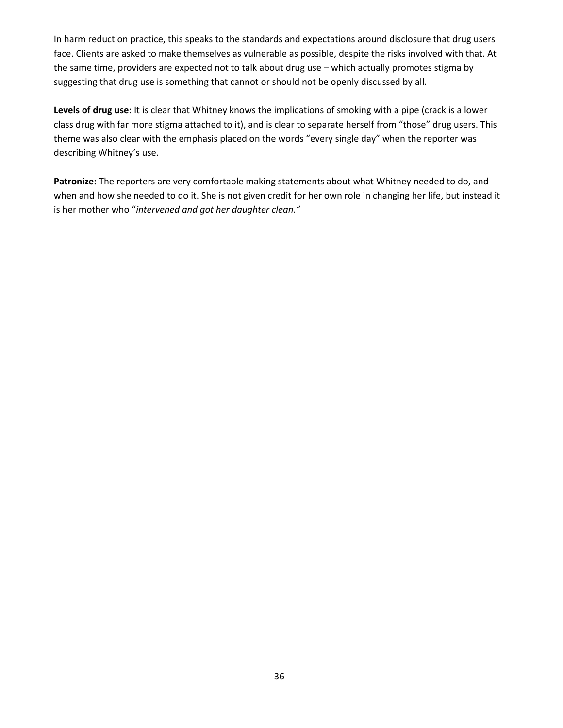In harm reduction practice, this speaks to the standards and expectations around disclosure that drug users face. Clients are asked to make themselves as vulnerable as possible, despite the risks involved with that. At the same time, providers are expected not to talk about drug use – which actually promotes stigma by suggesting that drug use is something that cannot or should not be openly discussed by all.

**Levels of drug use**: It is clear that Whitney knows the implications of smoking with a pipe (crack is a lower class drug with far more stigma attached to it), and is clear to separate herself from "those" drug users. This theme was also clear with the emphasis placed on the words "every single day" when the reporter was describing Whitney's use.

**Patronize:** The reporters are very comfortable making statements about what Whitney needed to do, and when and how she needed to do it. She is not given credit for her own role in changing her life, but instead it is her mother who "*intervened and got her daughter clean."*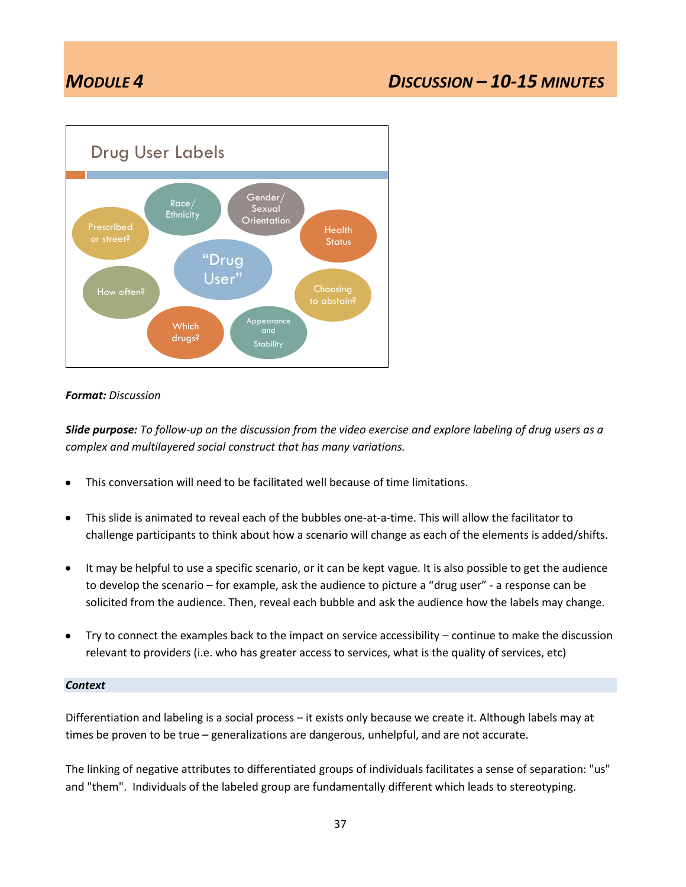# MODULE 4 — DISCUSSION – 10-15 MINUTES

**Drug User Labels**

- "Drug User"
- Prescribed or street?
- Race/ Ethnicity
- Gender/ Sexual Orientation
- Health Status
- Choosing to abstain?
- Appearance and Stability
- Which drugs?
- How often?

***Format:*** *Discussion*

***Slide purpose:*** *To follow-up on the discussion from the video exercise and explore labeling of drug users as a complex and multilayered social construct that has many variations.*

- This conversation will need to be facilitated well because of time limitations.
- This slide is animated to reveal each of the bubbles one-at-a-time. This will allow the facilitator to challenge participants to think about how a scenario will change as each of the elements is added/shifts.
- It may be helpful to use a specific scenario, or it can be kept vague. It is also possible to get the audience to develop the scenario – for example, ask the audience to picture a "drug user" - a response can be solicited from the audience. Then, reveal each bubble and ask the audience how the labels may change.
- Try to connect the examples back to the impact on service accessibility – continue to make the discussion relevant to providers (i.e. who has greater access to services, what is the quality of services, etc)

***Context***

Differentiation and labeling is a social process – it exists only because we create it. Although labels may at times be proven to be true – generalizations are dangerous, unhelpful, and are not accurate.

The linking of negative attributes to differentiated groups of individuals facilitates a sense of separation: "us" and "them". Individuals of the labeled group are fundamentally different which leads to stereotyping.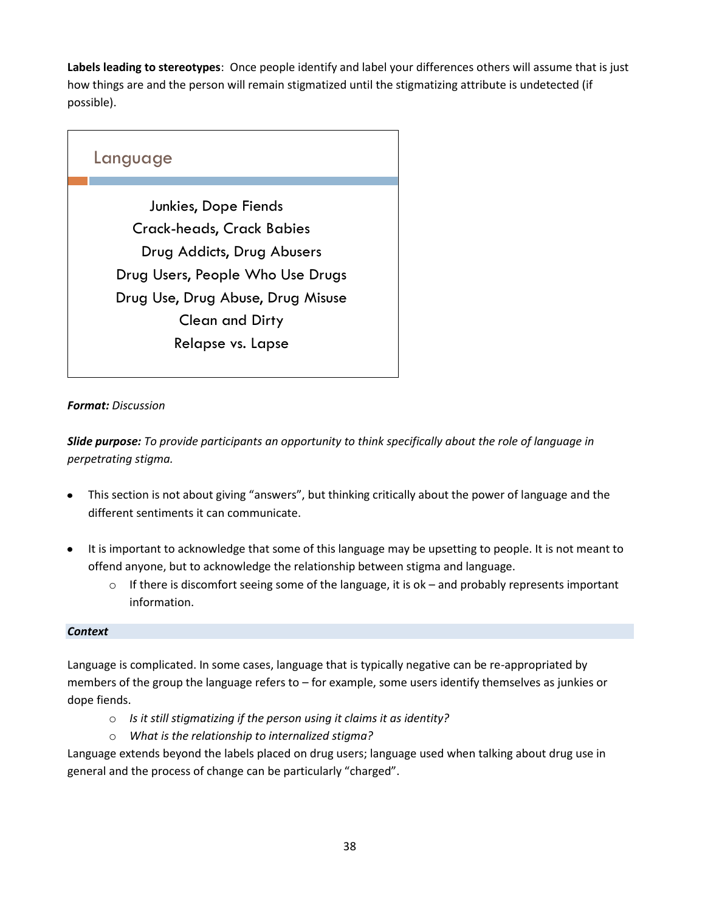**Labels leading to stereotypes**: Once people identify and label your differences others will assume that is just how things are and the person will remain stigmatized until the stigmatizing attribute is undetected (if possible).

## Language

Junkies, Dope Fiends
Crack-heads, Crack Babies
Drug Addicts, Drug Abusers
Drug Users, People Who Use Drugs
Drug Use, Drug Abuse, Drug Misuse
Clean and Dirty
Relapse vs. Lapse

***Format:*** *Discussion*

***Slide purpose:*** *To provide participants an opportunity to think specifically about the role of language in perpetrating stigma.*

- This section is not about giving "answers", but thinking critically about the power of language and the different sentiments it can communicate.
- It is important to acknowledge that some of this language may be upsetting to people. It is not meant to offend anyone, but to acknowledge the relationship between stigma and language.
    - If there is discomfort seeing some of the language, it is ok – and probably represents important information.

***Context***

Language is complicated. In some cases, language that is typically negative can be re-appropriated by members of the group the language refers to – for example, some users identify themselves as junkies or dope fiends.

- *Is it still stigmatizing if the person using it claims it as identity?*
- *What is the relationship to internalized stigma?*

Language extends beyond the labels placed on drug users; language used when talking about drug use in general and the process of change can be particularly "charged".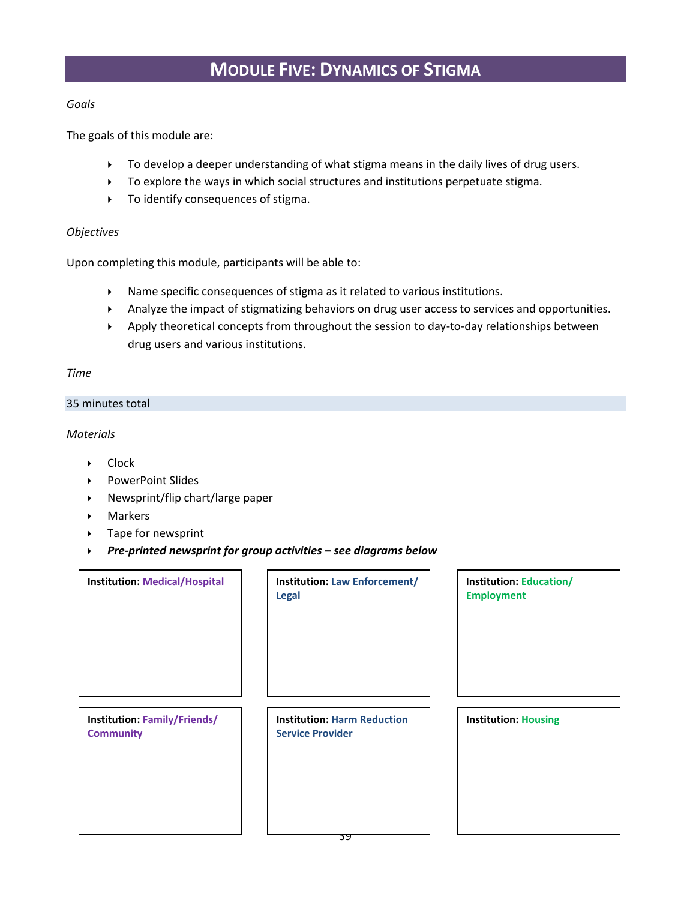# Module Five: Dynamics of Stigma

*Goals*

The goals of this module are:

- To develop a deeper understanding of what stigma means in the daily lives of drug users.
- To explore the ways in which social structures and institutions perpetuate stigma.
- To identify consequences of stigma.

*Objectives*

Upon completing this module, participants will be able to:

- Name specific consequences of stigma as it related to various institutions.
- Analyze the impact of stigmatizing behaviors on drug user access to services and opportunities.
- Apply theoretical concepts from throughout the session to day-to-day relationships between drug users and various institutions.

*Time*

35 minutes total

*Materials*

- Clock
- PowerPoint Slides
- Newsprint/flip chart/large paper
- Markers
- Tape for newsprint
- ***Pre-printed newsprint for group activities – see diagrams below***

| **Institution:** **Medical/Hospital** | **Institution:** **Law Enforcement/ Legal** | **Institution:** **Education/ Employment** |
|---|---|---|
| | | |
| **Institution:** **Family/Friends/ Community** | **Institution:** **Harm Reduction Service Provider** | **Institution:** **Housing** |
| | | |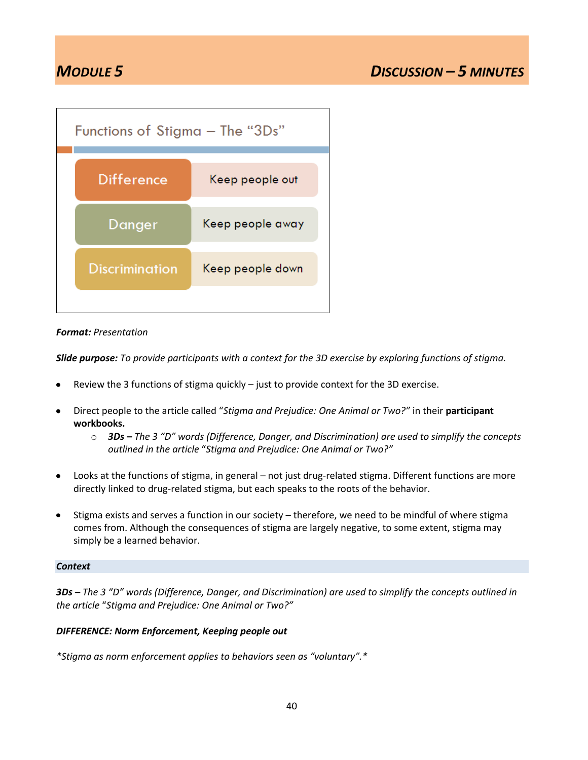## MODULE 5 — DISCUSSION – 5 MINUTES

### Functions of Stigma – The "3Ds"

| | |
|---|---|
| Difference | Keep people out |
| Danger | Keep people away |
| Discrimination | Keep people down |

***Format:*** *Presentation*

***Slide purpose:*** *To provide participants with a context for the 3D exercise by exploring functions of stigma.*

- Review the 3 functions of stigma quickly – just to provide context for the 3D exercise.
- Direct people to the article called "*Stigma and Prejudice: One Animal or Two?"* in their **participant workbooks.**
  - ***3Ds –*** *The 3 "D" words (Difference, Danger, and Discrimination) are used to simplify the concepts outlined in the article "Stigma and Prejudice: One Animal or Two?"*
- Looks at the functions of stigma, in general – not just drug-related stigma. Different functions are more directly linked to drug-related stigma, but each speaks to the roots of the behavior.
- Stigma exists and serves a function in our society – therefore, we need to be mindful of where stigma comes from. Although the consequences of stigma are largely negative, to some extent, stigma may simply be a learned behavior.

***Context***

***3Ds –*** *The 3 "D" words (Difference, Danger, and Discrimination) are used to simplify the concepts outlined in the article "Stigma and Prejudice: One Animal or Two?"*

***DIFFERENCE: Norm Enforcement, Keeping people out***

*\*Stigma as norm enforcement applies to behaviors seen as "voluntary".\**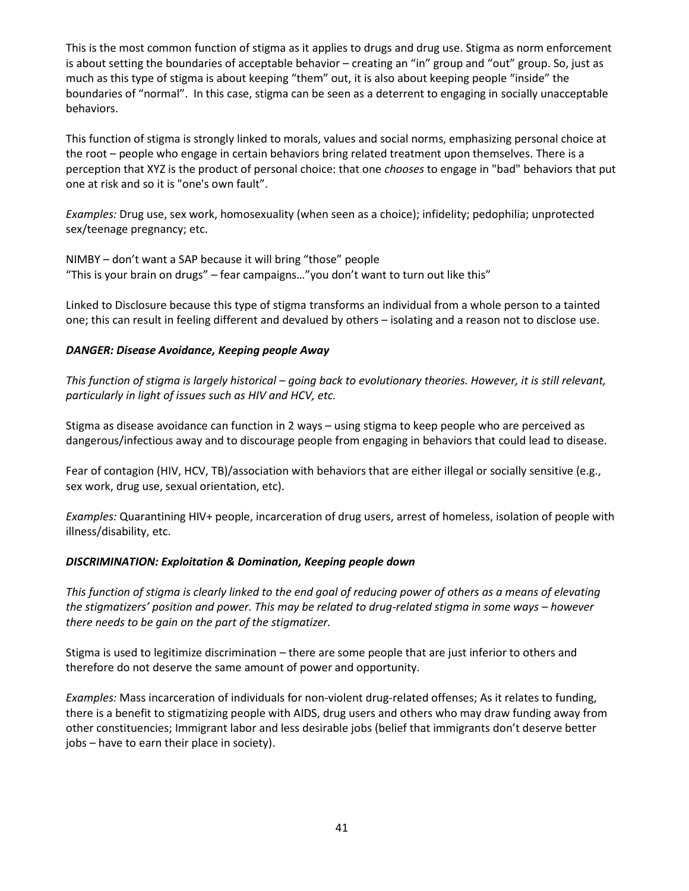This is the most common function of stigma as it applies to drugs and drug use. Stigma as norm enforcement is about setting the boundaries of acceptable behavior – creating an "in" group and "out" group. So, just as much as this type of stigma is about keeping "them" out, it is also about keeping people "inside" the boundaries of "normal". In this case, stigma can be seen as a deterrent to engaging in socially unacceptable behaviors.

This function of stigma is strongly linked to morals, values and social norms, emphasizing personal choice at the root – people who engage in certain behaviors bring related treatment upon themselves. There is a perception that XYZ is the product of personal choice: that one *chooses* to engage in "bad" behaviors that put one at risk and so it is "one's own fault".

*Examples:* Drug use, sex work, homosexuality (when seen as a choice); infidelity; pedophilia; unprotected sex/teenage pregnancy; etc.

NIMBY – don't want a SAP because it will bring "those" people
"This is your brain on drugs" – fear campaigns…"you don't want to turn out like this"

Linked to Disclosure because this type of stigma transforms an individual from a whole person to a tainted one; this can result in feeling different and devalued by others – isolating and a reason not to disclose use.

***DANGER: Disease Avoidance, Keeping people Away***

*This function of stigma is largely historical – going back to evolutionary theories. However, it is still relevant, particularly in light of issues such as HIV and HCV, etc.*

Stigma as disease avoidance can function in 2 ways – using stigma to keep people who are perceived as dangerous/infectious away and to discourage people from engaging in behaviors that could lead to disease.

Fear of contagion (HIV, HCV, TB)/association with behaviors that are either illegal or socially sensitive (e.g., sex work, drug use, sexual orientation, etc).

*Examples:* Quarantining HIV+ people, incarceration of drug users, arrest of homeless, isolation of people with illness/disability, etc.

***DISCRIMINATION: Exploitation & Domination, Keeping people down***

*This function of stigma is clearly linked to the end goal of reducing power of others as a means of elevating the stigmatizers' position and power. This may be related to drug-related stigma in some ways – however there needs to be gain on the part of the stigmatizer.*

Stigma is used to legitimize discrimination – there are some people that are just inferior to others and therefore do not deserve the same amount of power and opportunity.

*Examples:* Mass incarceration of individuals for non-violent drug-related offenses; As it relates to funding, there is a benefit to stigmatizing people with AIDS, drug users and others who may draw funding away from other constituencies; Immigrant labor and less desirable jobs (belief that immigrants don't deserve better jobs – have to earn their place in society).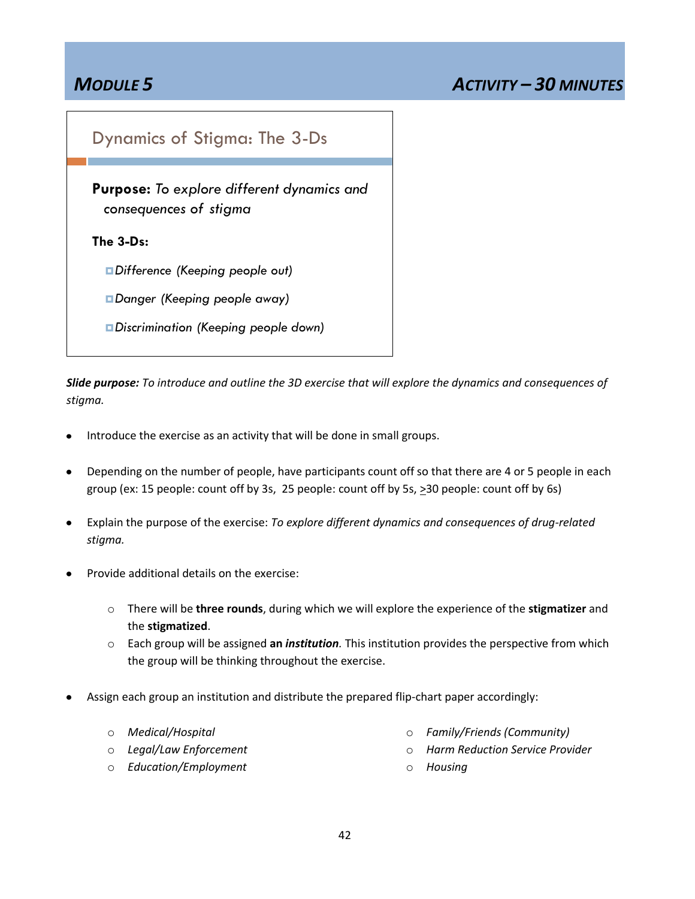## MODULE 5 — ACTIVITY – 30 MINUTES

### Dynamics of Stigma: The 3-Ds

**Purpose:** *To explore different dynamics and consequences of stigma*

**The 3-Ds:**

- *Difference (Keeping people out)*
- *Danger (Keeping people away)*
- *Discrimination (Keeping people down)*

***Slide purpose:*** *To introduce and outline the 3D exercise that will explore the dynamics and consequences of stigma.*

- Introduce the exercise as an activity that will be done in small groups.
- Depending on the number of people, have participants count off so that there are 4 or 5 people in each group (ex: 15 people: count off by 3s, 25 people: count off by 5s, ≥30 people: count off by 6s)
- Explain the purpose of the exercise: *To explore different dynamics and consequences of drug-related stigma.*
- Provide additional details on the exercise:
  - There will be **three rounds**, during which we will explore the experience of the **stigmatizer** and the **stigmatized**.
  - Each group will be assigned **an *institution*.** This institution provides the perspective from which the group will be thinking throughout the exercise.
- Assign each group an institution and distribute the prepared flip-chart paper accordingly:
  - *Medical/Hospital*
  - *Legal/Law Enforcement*
  - *Education/Employment*
  - *Family/Friends (Community)*
  - *Harm Reduction Service Provider*
  - *Housing*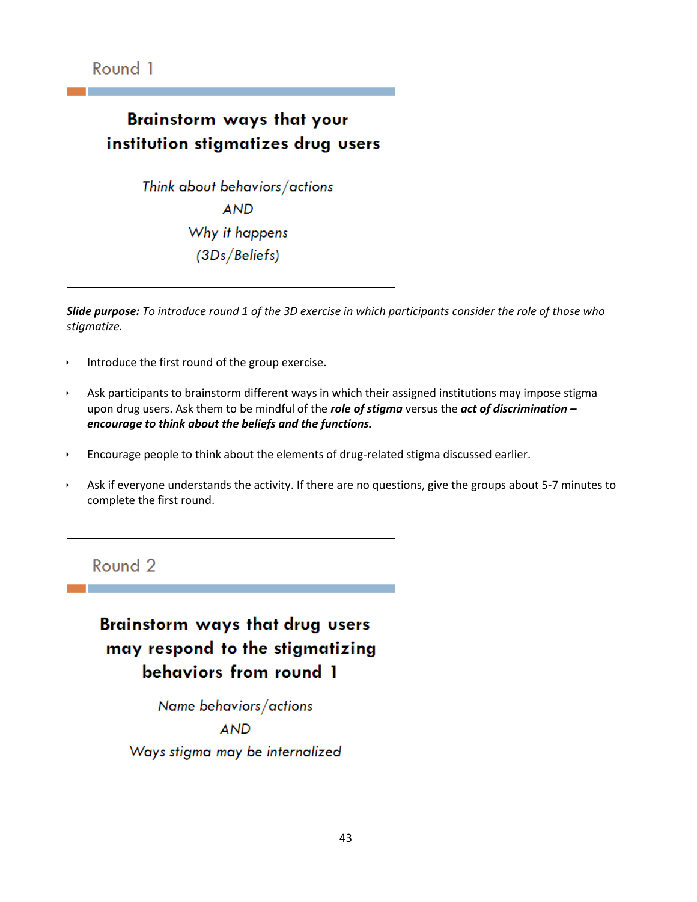## Round 1

**Brainstorm ways that your institution stigmatizes drug users**

*Think about behaviors/actions*

*AND*

*Why it happens*

*(3Ds/Beliefs)*

***Slide purpose:*** *To introduce round 1 of the 3D exercise in which participants consider the role of those who stigmatize.*

- Introduce the first round of the group exercise.
- Ask participants to brainstorm different ways in which their assigned institutions may impose stigma upon drug users. Ask them to be mindful of the ***role of stigma*** versus the ***act of discrimination – encourage to think about the beliefs and the functions.***
- Encourage people to think about the elements of drug-related stigma discussed earlier.
- Ask if everyone understands the activity. If there are no questions, give the groups about 5-7 minutes to complete the first round.

## Round 2

**Brainstorm ways that drug users may respond to the stigmatizing behaviors from round 1**

*Name behaviors/actions*

*AND*

*Ways stigma may be internalized*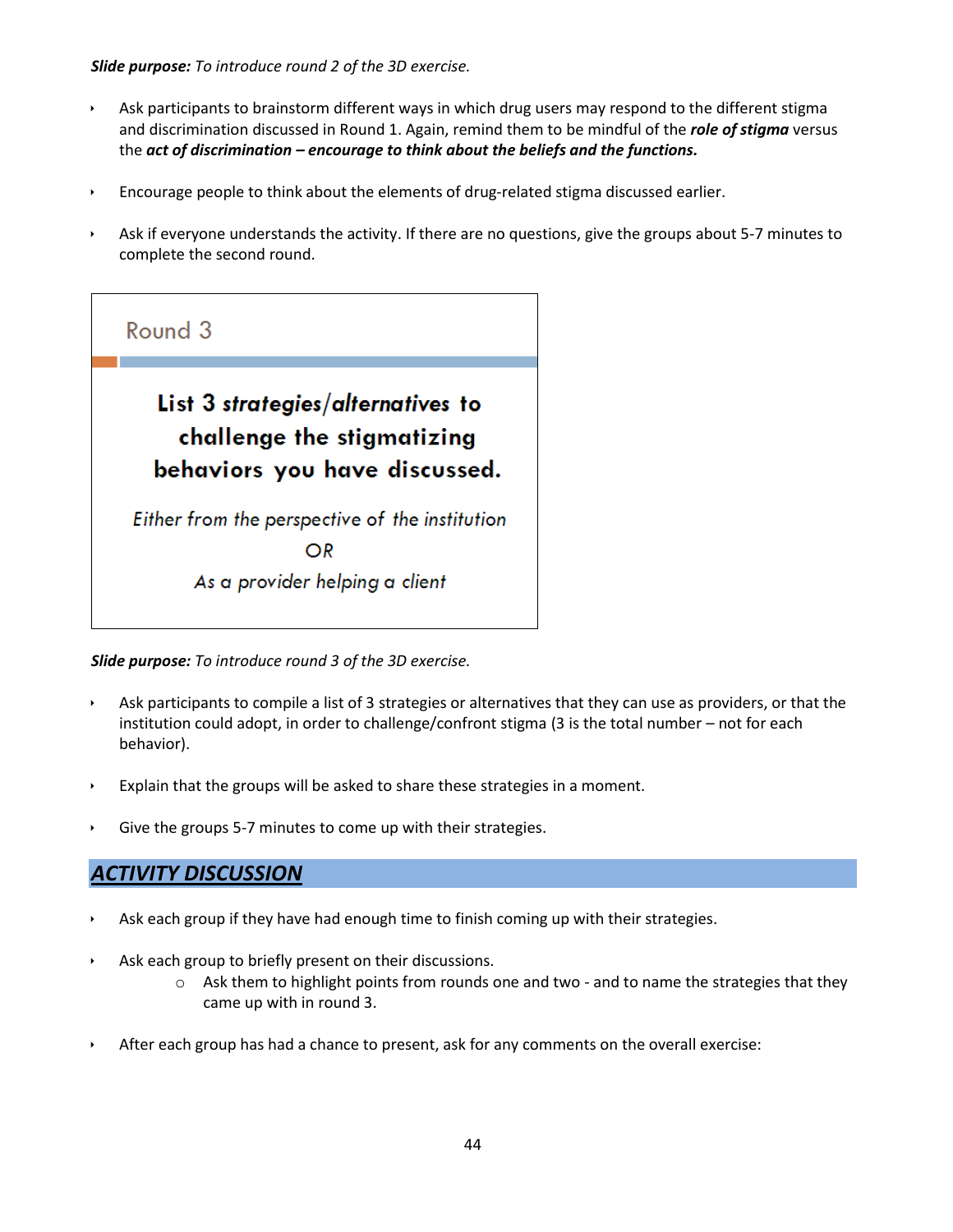***Slide purpose:*** *To introduce round 2 of the 3D exercise.*

- Ask participants to brainstorm different ways in which drug users may respond to the different stigma and discrimination discussed in Round 1. Again, remind them to be mindful of the ***role of stigma*** versus the ***act of discrimination – encourage to think about the beliefs and the functions.***

- Encourage people to think about the elements of drug-related stigma discussed earlier.

- Ask if everyone understands the activity. If there are no questions, give the groups about 5-7 minutes to complete the second round.

> Round 3
>
> **List 3 *strategies/alternatives* to challenge the stigmatizing behaviors you have discussed.**
>
> *Either from the perspective of the institution*
>
> *OR*
>
> *As a provider helping a client*

***Slide purpose:*** *To introduce round 3 of the 3D exercise.*

- Ask participants to compile a list of 3 strategies or alternatives that they can use as providers, or that the institution could adopt, in order to challenge/confront stigma (3 is the total number – not for each behavior).

- Explain that the groups will be asked to share these strategies in a moment.

- Give the groups 5-7 minutes to come up with their strategies.

## ***ACTIVITY DISCUSSION***

- Ask each group if they have had enough time to finish coming up with their strategies.

- Ask each group to briefly present on their discussions.
    - Ask them to highlight points from rounds one and two - and to name the strategies that they came up with in round 3.

- After each group has had a chance to present, ask for any comments on the overall exercise: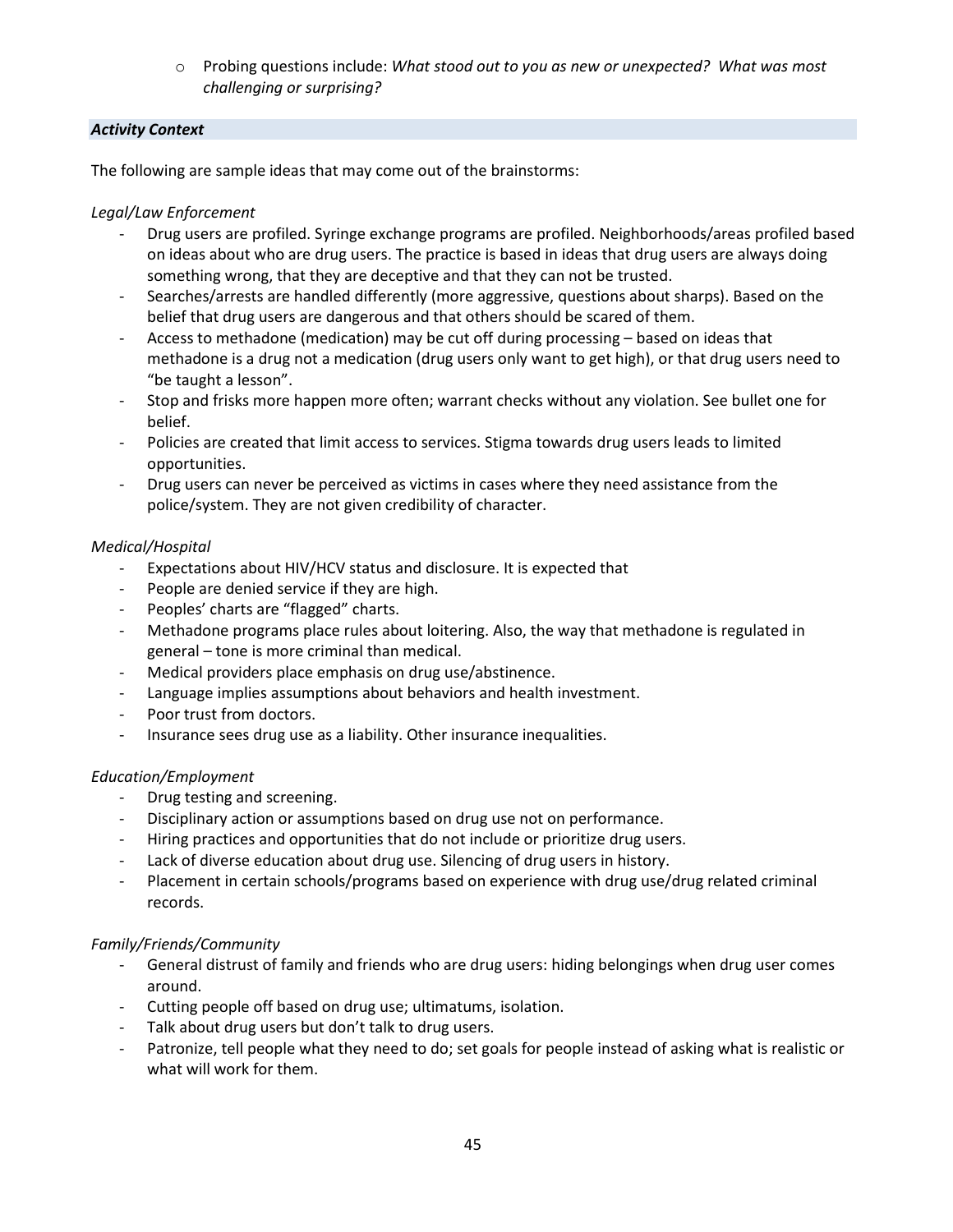- Probing questions include: *What stood out to you as new or unexpected? What was most challenging or surprising?*

***Activity Context***

The following are sample ideas that may come out of the brainstorms:

*Legal/Law Enforcement*

- Drug users are profiled. Syringe exchange programs are profiled. Neighborhoods/areas profiled based on ideas about who are drug users. The practice is based in ideas that drug users are always doing something wrong, that they are deceptive and that they can not be trusted.
- Searches/arrests are handled differently (more aggressive, questions about sharps). Based on the belief that drug users are dangerous and that others should be scared of them.
- Access to methadone (medication) may be cut off during processing – based on ideas that methadone is a drug not a medication (drug users only want to get high), or that drug users need to "be taught a lesson".
- Stop and frisks more happen more often; warrant checks without any violation. See bullet one for belief.
- Policies are created that limit access to services. Stigma towards drug users leads to limited opportunities.
- Drug users can never be perceived as victims in cases where they need assistance from the police/system. They are not given credibility of character.

*Medical/Hospital*

- Expectations about HIV/HCV status and disclosure. It is expected that
- People are denied service if they are high.
- Peoples' charts are "flagged" charts.
- Methadone programs place rules about loitering. Also, the way that methadone is regulated in general – tone is more criminal than medical.
- Medical providers place emphasis on drug use/abstinence.
- Language implies assumptions about behaviors and health investment.
- Poor trust from doctors.
- Insurance sees drug use as a liability. Other insurance inequalities.

*Education/Employment*

- Drug testing and screening.
- Disciplinary action or assumptions based on drug use not on performance.
- Hiring practices and opportunities that do not include or prioritize drug users.
- Lack of diverse education about drug use. Silencing of drug users in history.
- Placement in certain schools/programs based on experience with drug use/drug related criminal records.

*Family/Friends/Community*

- General distrust of family and friends who are drug users: hiding belongings when drug user comes around.
- Cutting people off based on drug use; ultimatums, isolation.
- Talk about drug users but don't talk to drug users.
- Patronize, tell people what they need to do; set goals for people instead of asking what is realistic or what will work for them.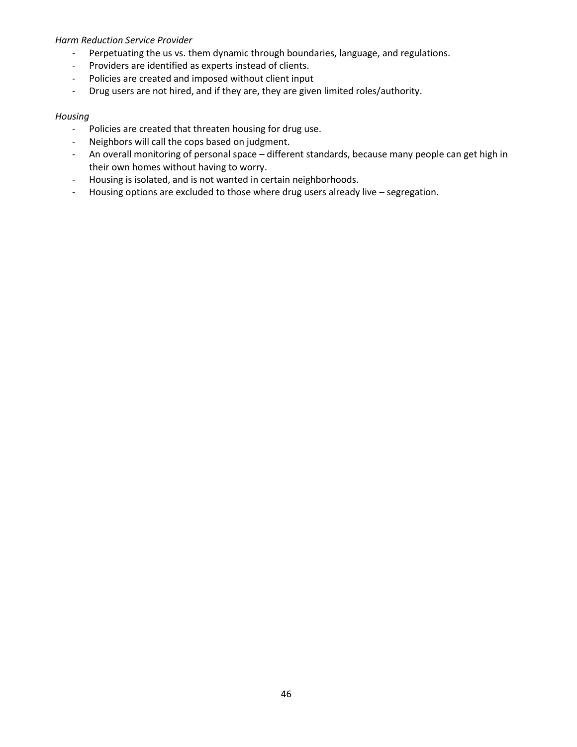*Harm Reduction Service Provider*

- Perpetuating the us vs. them dynamic through boundaries, language, and regulations.
- Providers are identified as experts instead of clients.
- Policies are created and imposed without client input
- Drug users are not hired, and if they are, they are given limited roles/authority.

*Housing*

- Policies are created that threaten housing for drug use.
- Neighbors will call the cops based on judgment.
- An overall monitoring of personal space – different standards, because many people can get high in their own homes without having to worry.
- Housing is isolated, and is not wanted in certain neighborhoods.
- Housing options are excluded to those where drug users already live – segregation.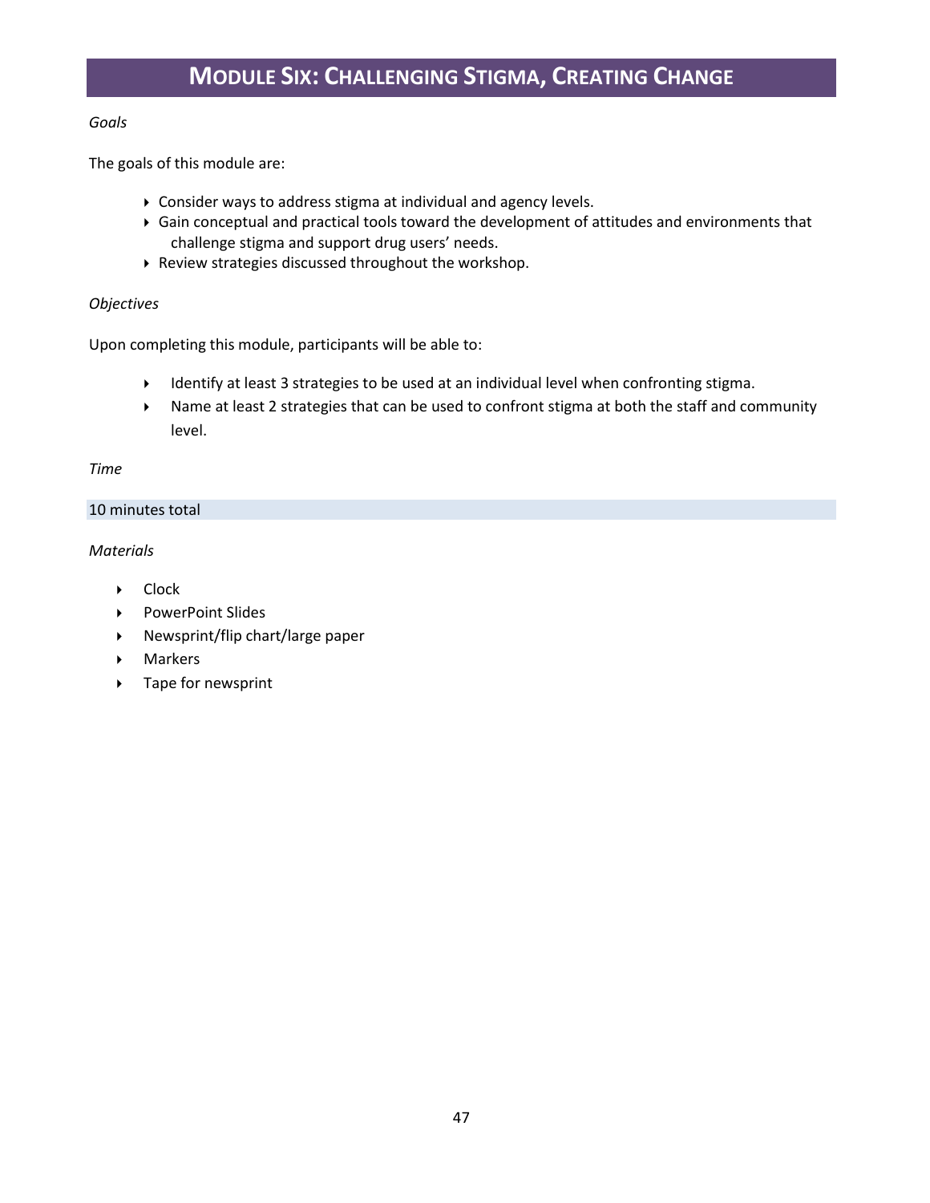# MODULE SIX: CHALLENGING STIGMA, CREATING CHANGE

*Goals*

The goals of this module are:

- Consider ways to address stigma at individual and agency levels.
- Gain conceptual and practical tools toward the development of attitudes and environments that challenge stigma and support drug users' needs.
- Review strategies discussed throughout the workshop.

*Objectives*

Upon completing this module, participants will be able to:

- Identify at least 3 strategies to be used at an individual level when confronting stigma.
- Name at least 2 strategies that can be used to confront stigma at both the staff and community level.

*Time*

10 minutes total

*Materials*

- Clock
- PowerPoint Slides
- Newsprint/flip chart/large paper
- Markers
- Tape for newsprint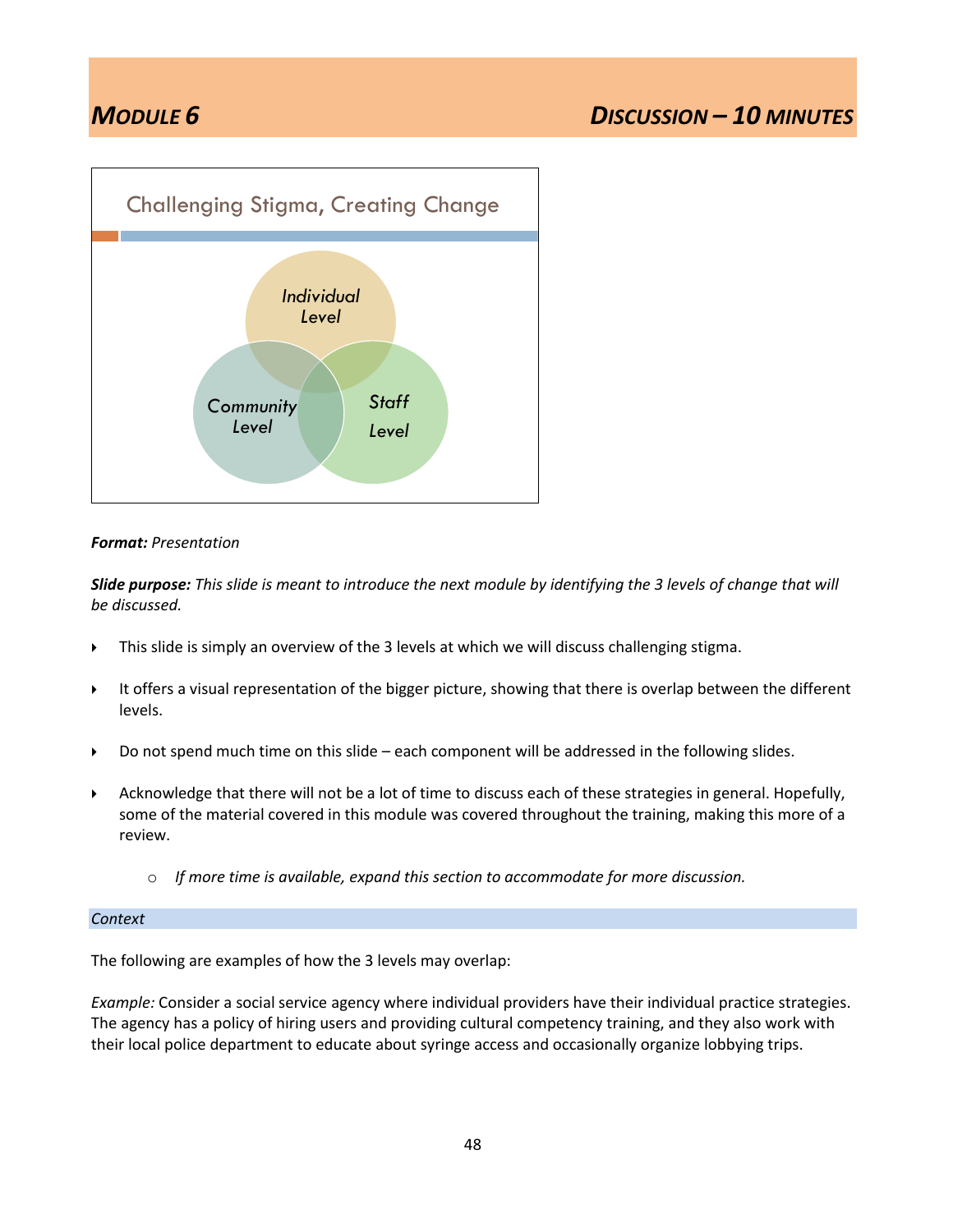## *MODULE 6* — *DISCUSSION – 10 MINUTES*

Challenging Stigma, Creating Change

Individual Level

Community Level

Staff Level

***Format:*** *Presentation*

***Slide purpose:*** *This slide is meant to introduce the next module by identifying the 3 levels of change that will be discussed.*

- This slide is simply an overview of the 3 levels at which we will discuss challenging stigma.
- It offers a visual representation of the bigger picture, showing that there is overlap between the different levels.
- Do not spend much time on this slide – each component will be addressed in the following slides.
- Acknowledge that there will not be a lot of time to discuss each of these strategies in general. Hopefully, some of the material covered in this module was covered throughout the training, making this more of a review.
  - *If more time is available, expand this section to accommodate for more discussion.*

*Context*

The following are examples of how the 3 levels may overlap:

*Example:* Consider a social service agency where individual providers have their individual practice strategies. The agency has a policy of hiring users and providing cultural competency training, and they also work with their local police department to educate about syringe access and occasionally organize lobbying trips.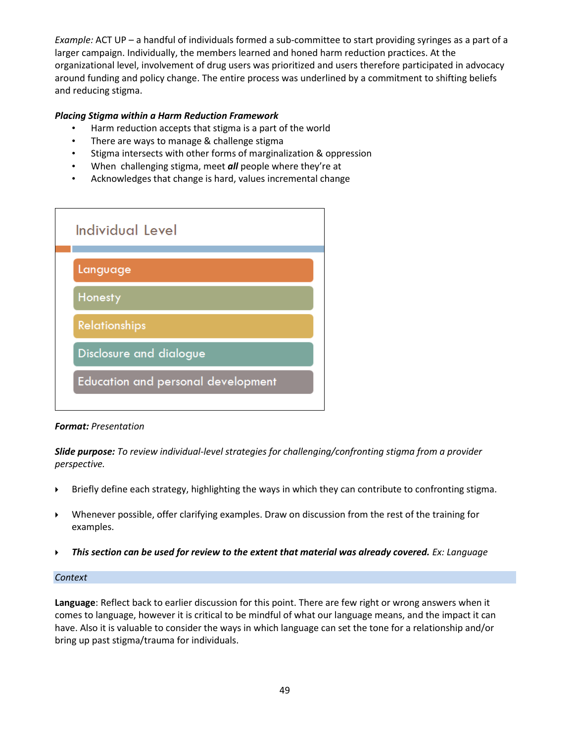*Example:* ACT UP – a handful of individuals formed a sub-committee to start providing syringes as a part of a larger campaign. Individually, the members learned and honed harm reduction practices. At the organizational level, involvement of drug users was prioritized and users therefore participated in advocacy around funding and policy change. The entire process was underlined by a commitment to shifting beliefs and reducing stigma.

***Placing Stigma within a Harm Reduction Framework***

- Harm reduction accepts that stigma is a part of the world
- There are ways to manage & challenge stigma
- Stigma intersects with other forms of marginalization & oppression
- When challenging stigma, meet ***all*** people where they're at
- Acknowledges that change is hard, values incremental change

Individual Level

- Language
- Honesty
- Relationships
- Disclosure and dialogue
- Education and personal development

***Format:*** *Presentation*

***Slide purpose:*** *To review individual-level strategies for challenging/confronting stigma from a provider perspective.*

- Briefly define each strategy, highlighting the ways in which they can contribute to confronting stigma.
- Whenever possible, offer clarifying examples. Draw on discussion from the rest of the training for examples.
- ***This section can be used for review to the extent that material was already covered.*** *Ex: Language*

*Context*

**Language**: Reflect back to earlier discussion for this point. There are few right or wrong answers when it comes to language, however it is critical to be mindful of what our language means, and the impact it can have. Also it is valuable to consider the ways in which language can set the tone for a relationship and/or bring up past stigma/trauma for individuals.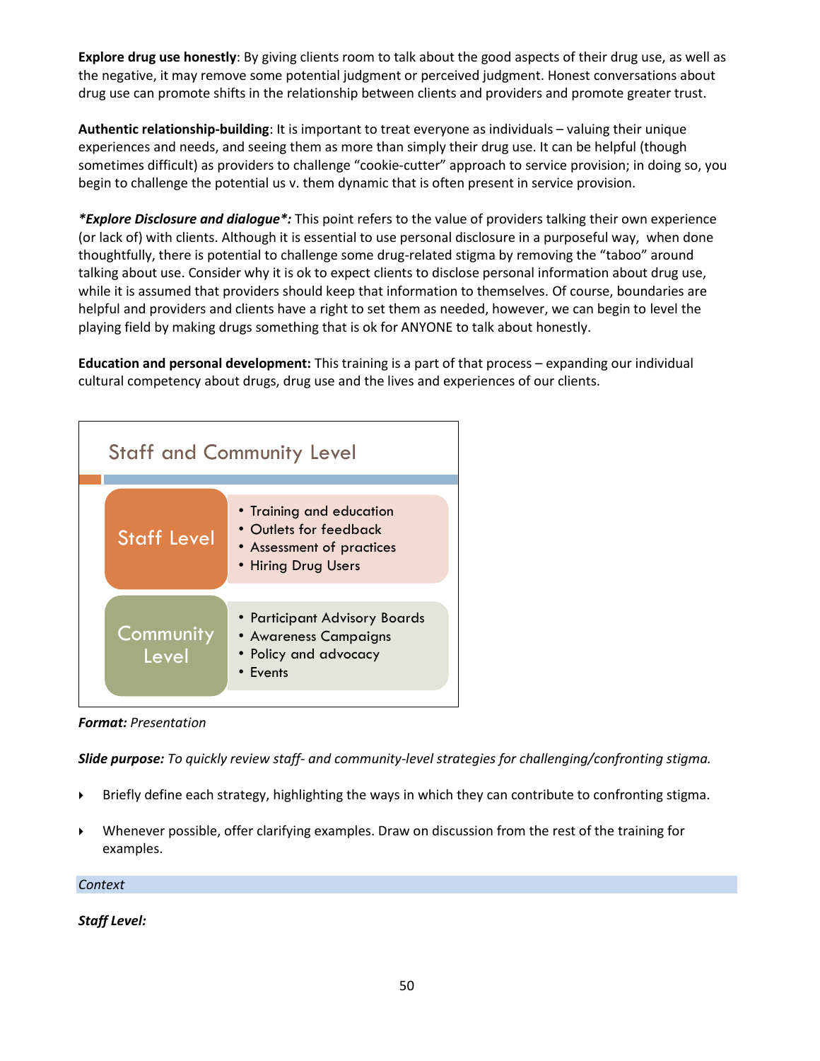**Explore drug use honestly**: By giving clients room to talk about the good aspects of their drug use, as well as the negative, it may remove some potential judgment or perceived judgment. Honest conversations about drug use can promote shifts in the relationship between clients and providers and promote greater trust.

**Authentic relationship-building**: It is important to treat everyone as individuals – valuing their unique experiences and needs, and seeing them as more than simply their drug use. It can be helpful (though sometimes difficult) as providers to challenge "cookie-cutter" approach to service provision; in doing so, you begin to challenge the potential us v. them dynamic that is often present in service provision.

***Explore Disclosure and dialogue*:*** This point refers to the value of providers talking their own experience (or lack of) with clients. Although it is essential to use personal disclosure in a purposeful way, when done thoughtfully, there is potential to challenge some drug-related stigma by removing the "taboo" around talking about use. Consider why it is ok to expect clients to disclose personal information about drug use, while it is assumed that providers should keep that information to themselves. Of course, boundaries are helpful and providers and clients have a right to set them as needed, however, we can begin to level the playing field by making drugs something that is ok for ANYONE to talk about honestly.

**Education and personal development:** This training is a part of that process – expanding our individual cultural competency about drugs, drug use and the lives and experiences of our clients.

Staff and Community Level

Staff Level
- Training and education
- Outlets for feedback
- Assessment of practices
- Hiring Drug Users

Community Level
- Participant Advisory Boards
- Awareness Campaigns
- Policy and advocacy
- Events

***Format:*** *Presentation*

***Slide purpose:*** *To quickly review staff- and community-level strategies for challenging/confronting stigma.*

- Briefly define each strategy, highlighting the ways in which they can contribute to confronting stigma.
- Whenever possible, offer clarifying examples. Draw on discussion from the rest of the training for examples.

*Context*

***Staff Level:***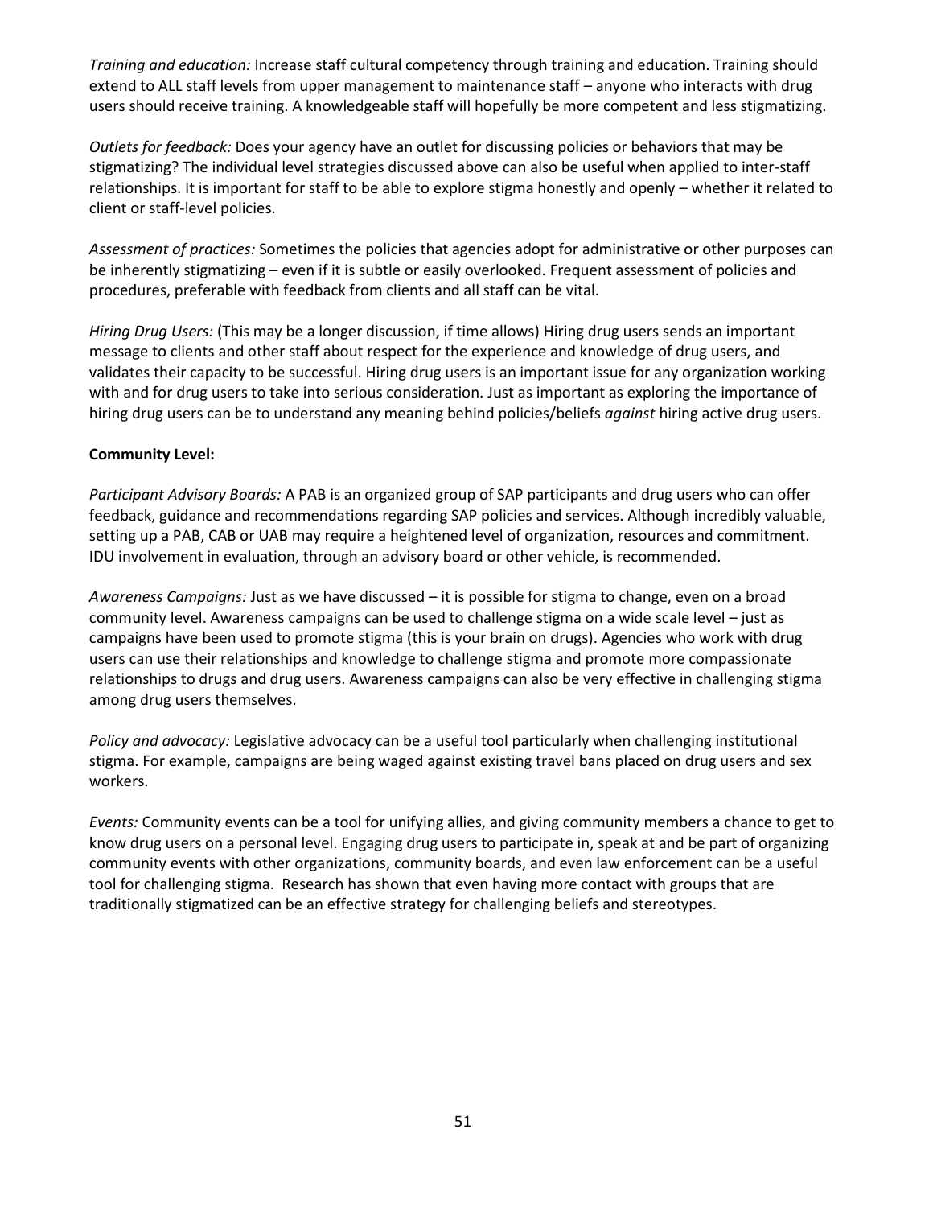*Training and education:* Increase staff cultural competency through training and education. Training should extend to ALL staff levels from upper management to maintenance staff – anyone who interacts with drug users should receive training. A knowledgeable staff will hopefully be more competent and less stigmatizing.

*Outlets for feedback:* Does your agency have an outlet for discussing policies or behaviors that may be stigmatizing? The individual level strategies discussed above can also be useful when applied to inter-staff relationships. It is important for staff to be able to explore stigma honestly and openly – whether it related to client or staff-level policies.

*Assessment of practices:* Sometimes the policies that agencies adopt for administrative or other purposes can be inherently stigmatizing – even if it is subtle or easily overlooked. Frequent assessment of policies and procedures, preferable with feedback from clients and all staff can be vital.

*Hiring Drug Users:* (This may be a longer discussion, if time allows) Hiring drug users sends an important message to clients and other staff about respect for the experience and knowledge of drug users, and validates their capacity to be successful. Hiring drug users is an important issue for any organization working with and for drug users to take into serious consideration. Just as important as exploring the importance of hiring drug users can be to understand any meaning behind policies/beliefs *against* hiring active drug users.

**Community Level:**

*Participant Advisory Boards:* A PAB is an organized group of SAP participants and drug users who can offer feedback, guidance and recommendations regarding SAP policies and services. Although incredibly valuable, setting up a PAB, CAB or UAB may require a heightened level of organization, resources and commitment. IDU involvement in evaluation, through an advisory board or other vehicle, is recommended.

*Awareness Campaigns:* Just as we have discussed – it is possible for stigma to change, even on a broad community level. Awareness campaigns can be used to challenge stigma on a wide scale level – just as campaigns have been used to promote stigma (this is your brain on drugs). Agencies who work with drug users can use their relationships and knowledge to challenge stigma and promote more compassionate relationships to drugs and drug users. Awareness campaigns can also be very effective in challenging stigma among drug users themselves.

*Policy and advocacy:* Legislative advocacy can be a useful tool particularly when challenging institutional stigma. For example, campaigns are being waged against existing travel bans placed on drug users and sex workers.

*Events:* Community events can be a tool for unifying allies, and giving community members a chance to get to know drug users on a personal level. Engaging drug users to participate in, speak at and be part of organizing community events with other organizations, community boards, and even law enforcement can be a useful tool for challenging stigma. Research has shown that even having more contact with groups that are traditionally stigmatized can be an effective strategy for challenging beliefs and stereotypes.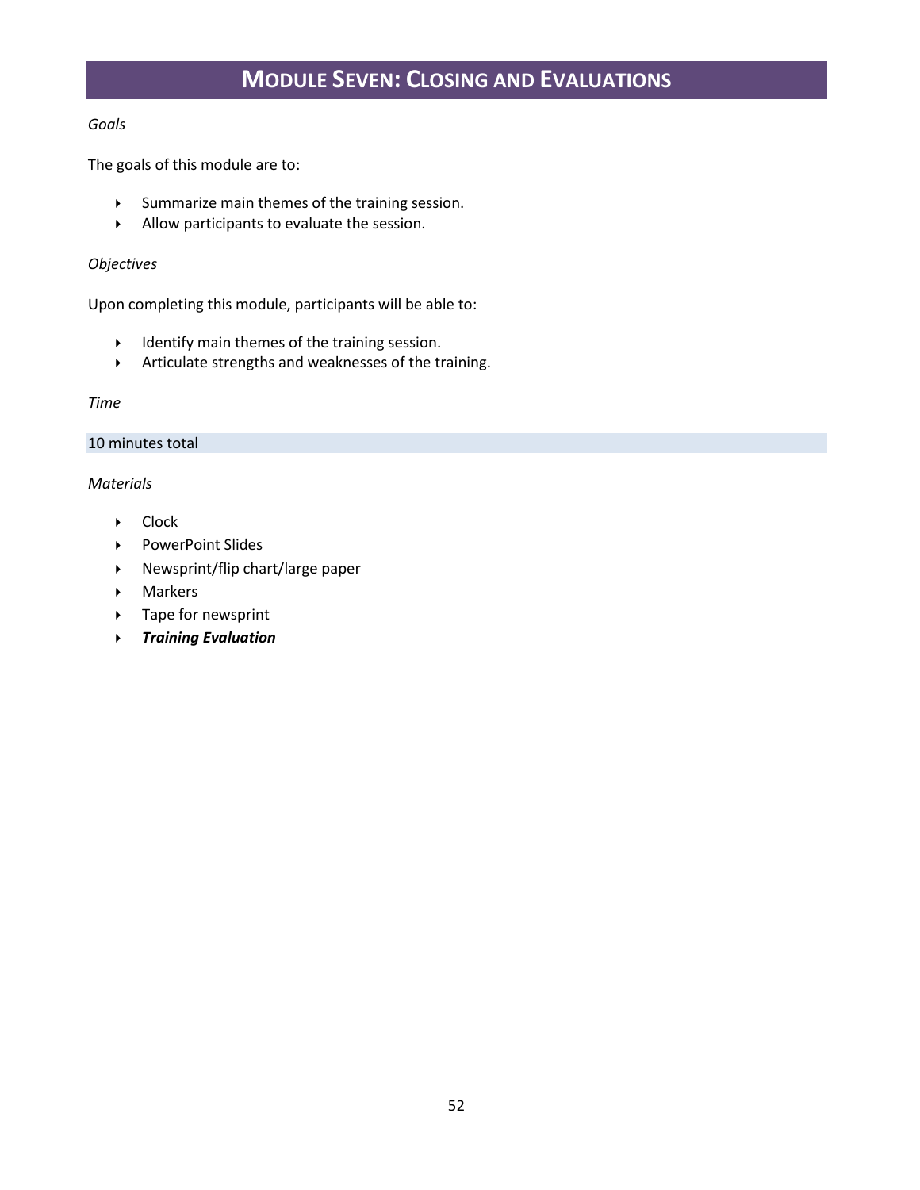# Module Seven: Closing and Evaluations

*Goals*

The goals of this module are to:

- Summarize main themes of the training session.
- Allow participants to evaluate the session.

*Objectives*

Upon completing this module, participants will be able to:

- Identify main themes of the training session.
- Articulate strengths and weaknesses of the training.

*Time*

10 minutes total

*Materials*

- Clock
- PowerPoint Slides
- Newsprint/flip chart/large paper
- Markers
- Tape for newsprint
- ***Training Evaluation***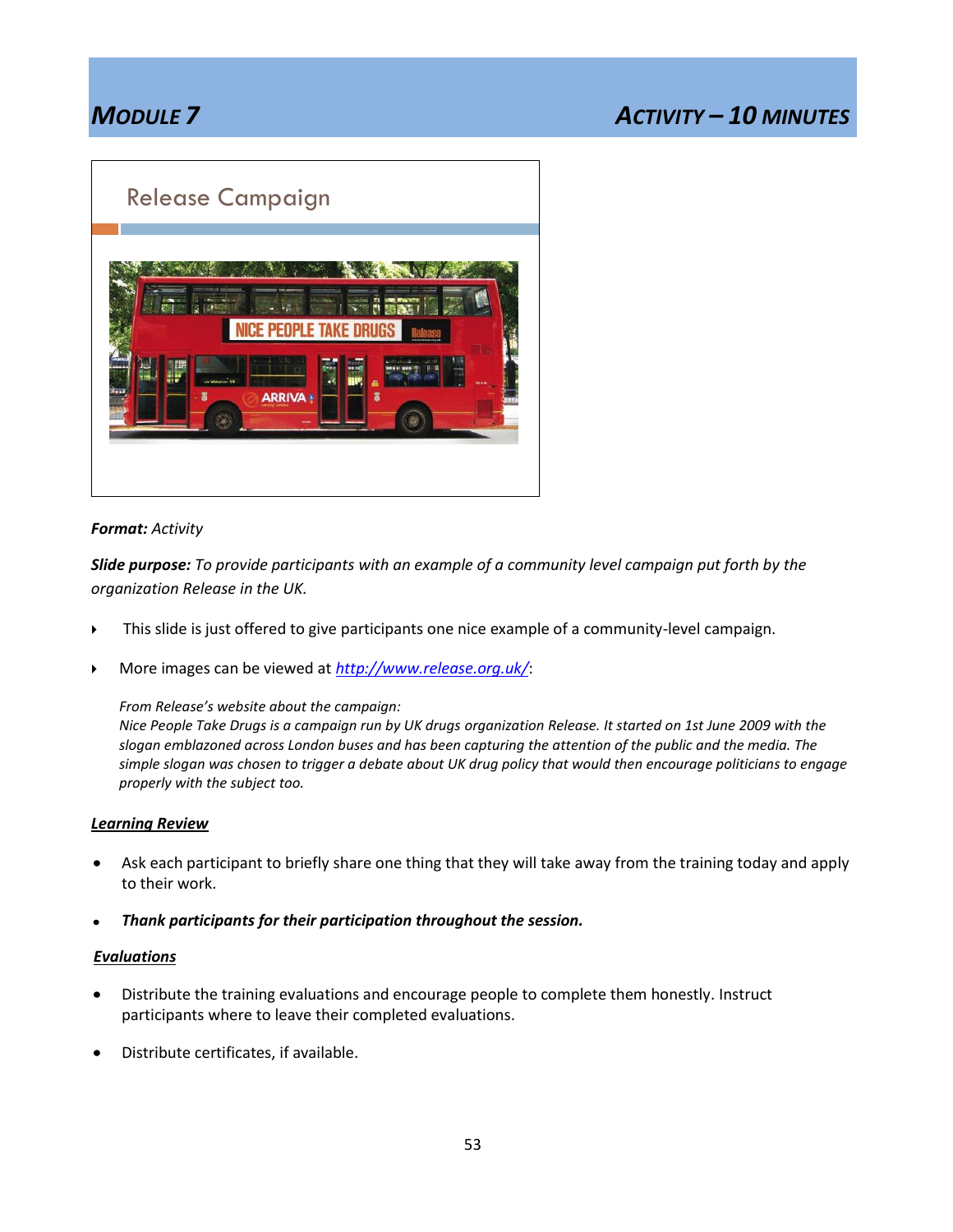## MODULE 7 — ACTIVITY – 10 MINUTES

Release Campaign

**Format:** *Activity*

***Slide purpose:*** *To provide participants with an example of a community level campaign put forth by the organization Release in the UK.*

- This slide is just offered to give participants one nice example of a community-level campaign.
- More images can be viewed at [http://www.release.org.uk/](http://www.release.org.uk/):

  *From Release's website about the campaign:*
  *Nice People Take Drugs is a campaign run by UK drugs organization Release. It started on 1st June 2009 with the slogan emblazoned across London buses and has been capturing the attention of the public and the media. The simple slogan was chosen to trigger a debate about UK drug policy that would then encourage politicians to engage properly with the subject too.*

***Learning Review***

- Ask each participant to briefly share one thing that they will take away from the training today and apply to their work.
- ***Thank participants for their participation throughout the session.***

***Evaluations***

- Distribute the training evaluations and encourage people to complete them honestly. Instruct participants where to leave their completed evaluations.
- Distribute certificates, if available.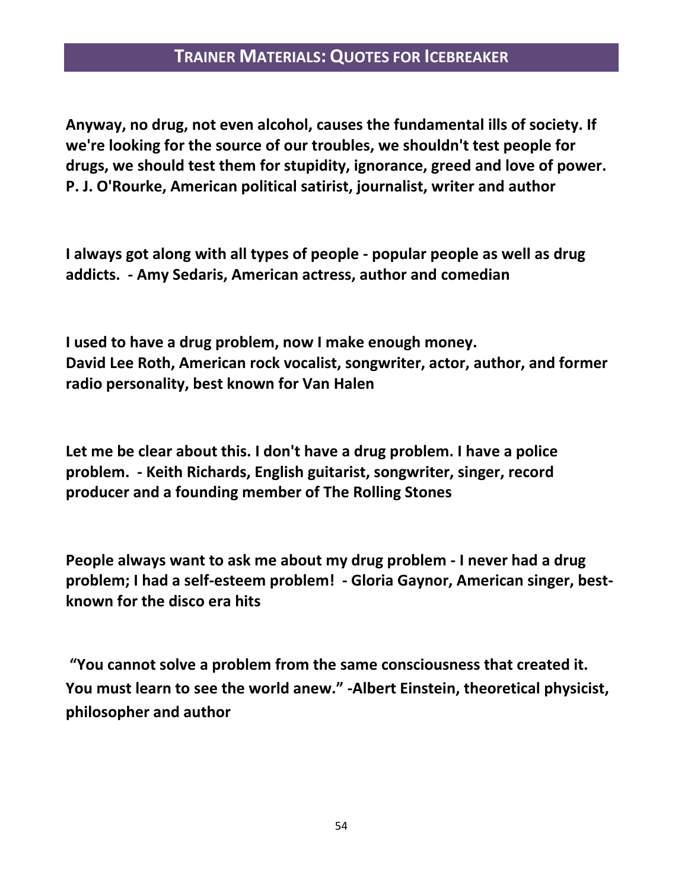## TRAINER MATERIALS: QUOTES FOR ICEBREAKER

**Anyway, no drug, not even alcohol, causes the fundamental ills of society. If we're looking for the source of our troubles, we shouldn't test people for drugs, we should test them for stupidity, ignorance, greed and love of power. P. J. O'Rourke, American political satirist, journalist, writer and author**

**I always got along with all types of people - popular people as well as drug addicts. - Amy Sedaris, American actress, author and comedian**

**I used to have a drug problem, now I make enough money. David Lee Roth, American rock vocalist, songwriter, actor, author, and former radio personality, best known for Van Halen**

**Let me be clear about this. I don't have a drug problem. I have a police problem. - Keith Richards, English guitarist, songwriter, singer, record producer and a founding member of The Rolling Stones**

**People always want to ask me about my drug problem - I never had a drug problem; I had a self-esteem problem! - Gloria Gaynor, American singer, best-known for the disco era hits**

**"You cannot solve a problem from the same consciousness that created it. You must learn to see the world anew." -Albert Einstein, theoretical physicist, philosopher and author**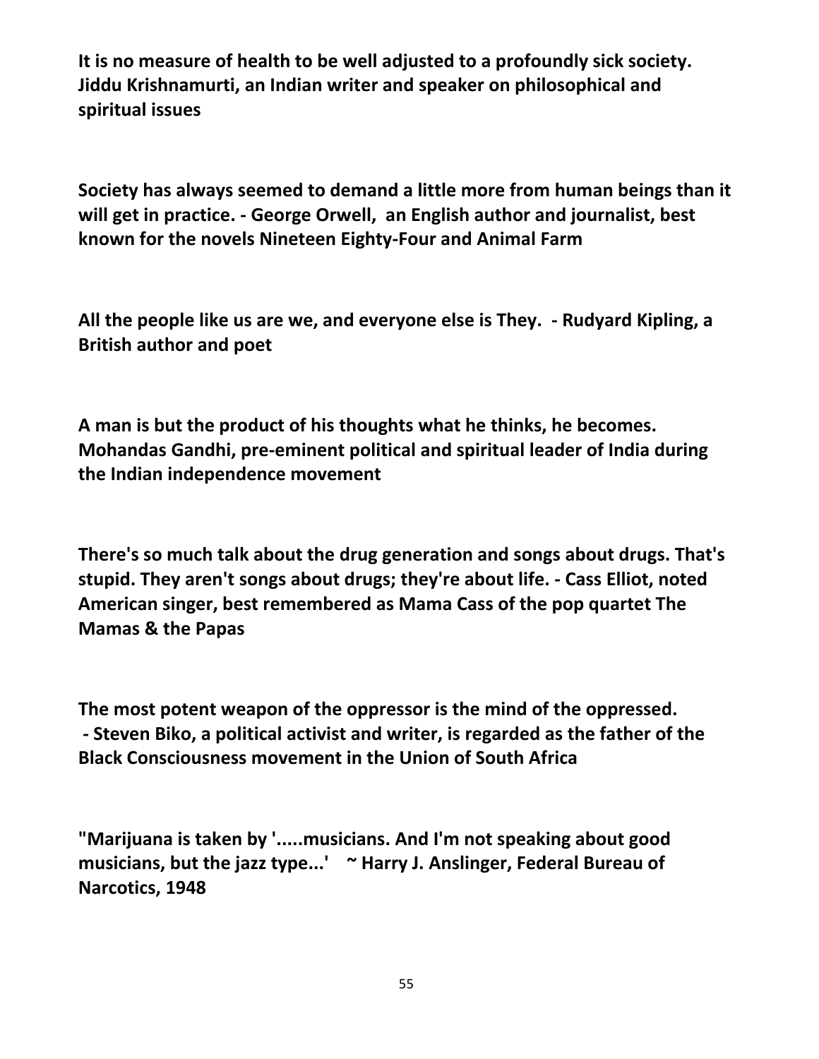**It is no measure of health to be well adjusted to a profoundly sick society. Jiddu Krishnamurti, an Indian writer and speaker on philosophical and spiritual issues**

**Society has always seemed to demand a little more from human beings than it will get in practice. - George Orwell, an English author and journalist, best known for the novels Nineteen Eighty-Four and Animal Farm**

**All the people like us are we, and everyone else is They. - Rudyard Kipling, a British author and poet**

**A man is but the product of his thoughts what he thinks, he becomes. Mohandas Gandhi, pre-eminent political and spiritual leader of India during the Indian independence movement**

**There's so much talk about the drug generation and songs about drugs. That's stupid. They aren't songs about drugs; they're about life. - Cass Elliot, noted American singer, best remembered as Mama Cass of the pop quartet The Mamas & the Papas**

**The most potent weapon of the oppressor is the mind of the oppressed. - Steven Biko, a political activist and writer, is regarded as the father of the Black Consciousness movement in the Union of South Africa**

**"Marijuana is taken by '.....musicians. And I'm not speaking about good musicians, but the jazz type...' ~ Harry J. Anslinger, Federal Bureau of Narcotics, 1948**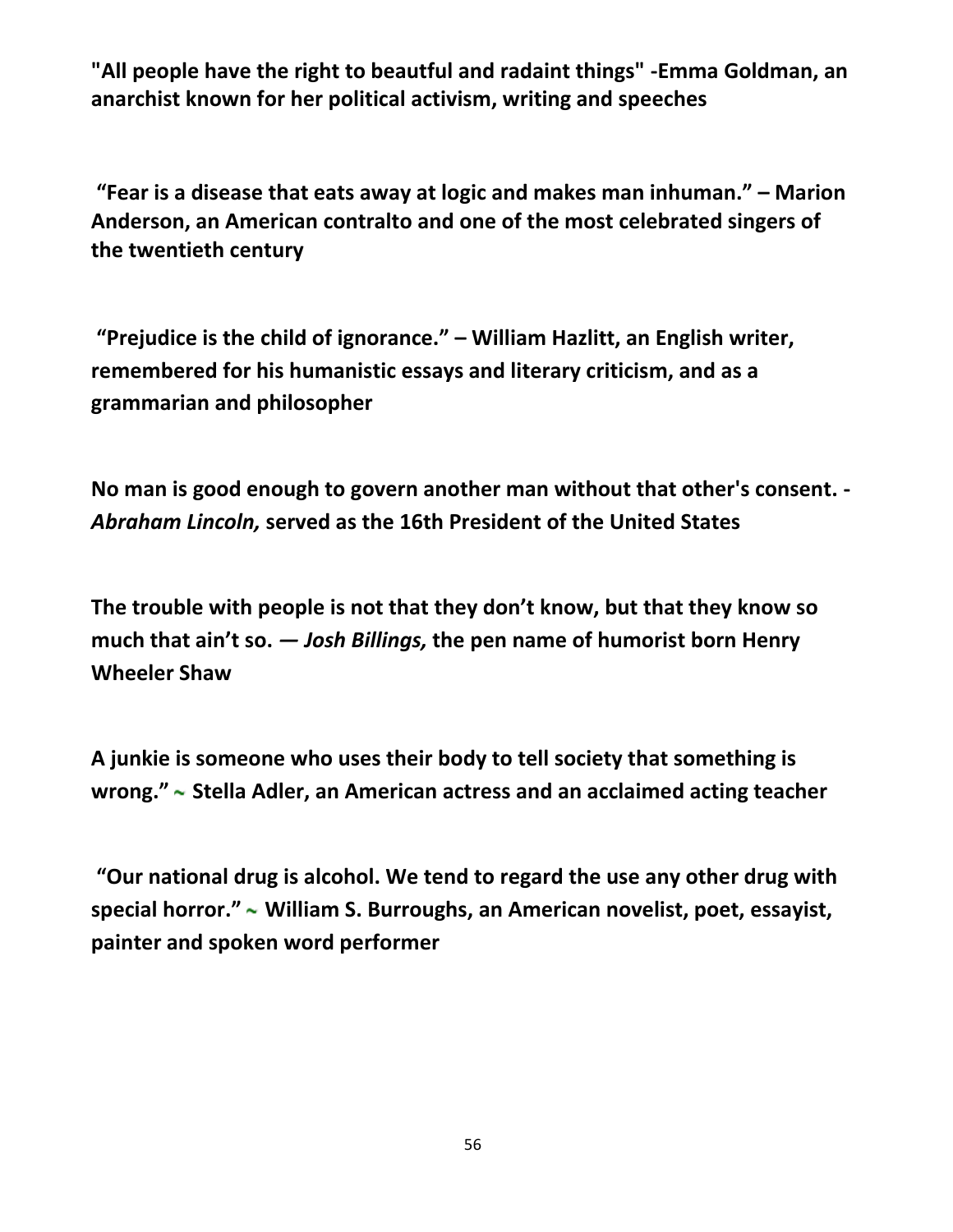**"All people have the right to beautiful and radaint things" -Emma Goldman, an anarchist known for her political activism, writing and speeches**

**"Fear is a disease that eats away at logic and makes man inhuman." – Marion Anderson, an American contralto and one of the most celebrated singers of the twentieth century**

**"Prejudice is the child of ignorance." – William Hazlitt, an English writer, remembered for his humanistic essays and literary criticism, and as a grammarian and philosopher**

**No man is good enough to govern another man without that other's consent. -** ***Abraham Lincoln,*** **served as the 16th President of the United States**

**The trouble with people is not that they don't know, but that they know so much that ain't so. —** ***Josh Billings,*** **the pen name of humorist born Henry Wheeler Shaw**

**A junkie is someone who uses their body to tell society that something is wrong." ~ Stella Adler, an American actress and an acclaimed acting teacher**

**"Our national drug is alcohol. We tend to regard the use any other drug with special horror." ~ William S. Burroughs, an American novelist, poet, essayist, painter and spoken word performer**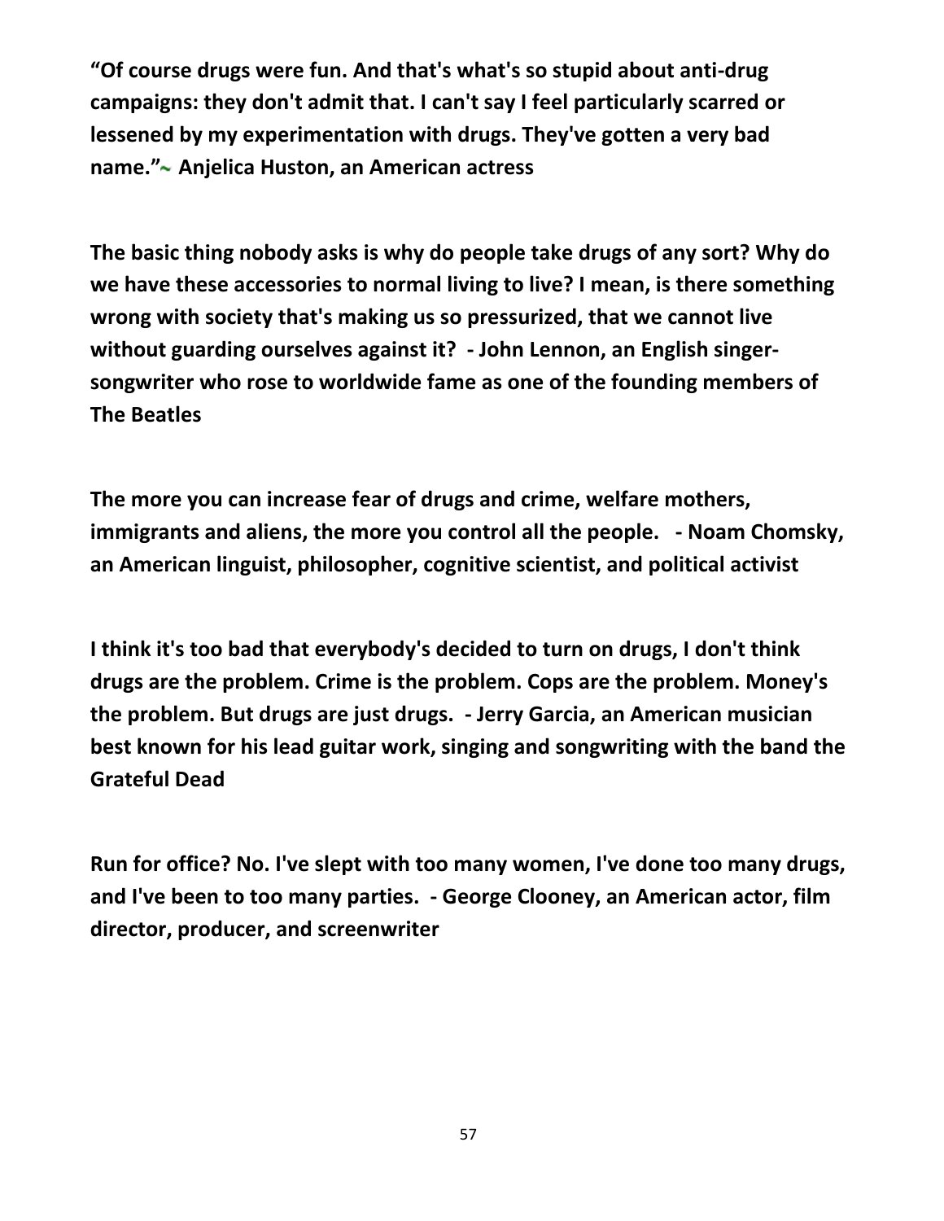**“Of course drugs were fun. And that's what's so stupid about anti-drug campaigns: they don't admit that. I can't say I feel particularly scarred or lessened by my experimentation with drugs. They've gotten a very bad name.”~ Anjelica Huston, an American actress**

**The basic thing nobody asks is why do people take drugs of any sort? Why do we have these accessories to normal living to live? I mean, is there something wrong with society that's making us so pressurized, that we cannot live without guarding ourselves against it? - John Lennon, an English singer-songwriter who rose to worldwide fame as one of the founding members of The Beatles**

**The more you can increase fear of drugs and crime, welfare mothers, immigrants and aliens, the more you control all the people. - Noam Chomsky, an American linguist, philosopher, cognitive scientist, and political activist**

**I think it's too bad that everybody's decided to turn on drugs, I don't think drugs are the problem. Crime is the problem. Cops are the problem. Money's the problem. But drugs are just drugs. - Jerry Garcia, an American musician best known for his lead guitar work, singing and songwriting with the band the Grateful Dead**

**Run for office? No. I've slept with too many women, I've done too many drugs, and I've been to too many parties. - George Clooney, an American actor, film director, producer, and screenwriter**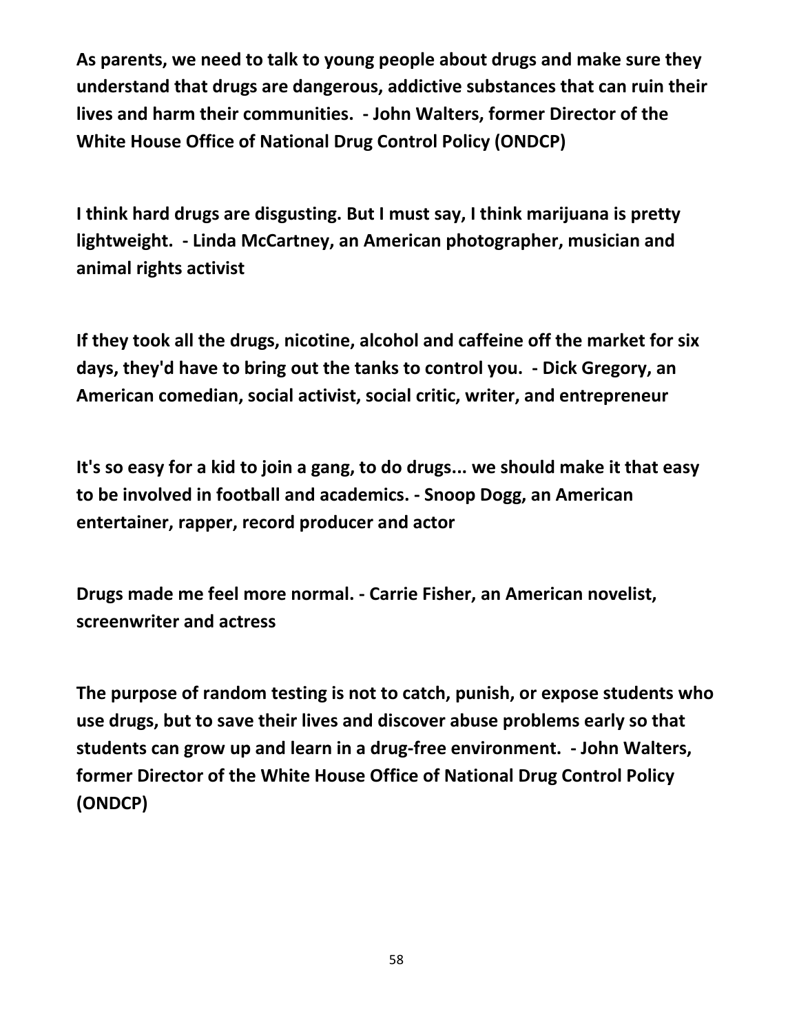**As parents, we need to talk to young people about drugs and make sure they understand that drugs are dangerous, addictive substances that can ruin their lives and harm their communities. - John Walters, former Director of the White House Office of National Drug Control Policy (ONDCP)**

**I think hard drugs are disgusting. But I must say, I think marijuana is pretty lightweight. - Linda McCartney, an American photographer, musician and animal rights activist**

**If they took all the drugs, nicotine, alcohol and caffeine off the market for six days, they'd have to bring out the tanks to control you. - Dick Gregory, an American comedian, social activist, social critic, writer, and entrepreneur**

**It's so easy for a kid to join a gang, to do drugs... we should make it that easy to be involved in football and academics. - Snoop Dogg, an American entertainer, rapper, record producer and actor**

**Drugs made me feel more normal. - Carrie Fisher, an American novelist, screenwriter and actress**

**The purpose of random testing is not to catch, punish, or expose students who use drugs, but to save their lives and discover abuse problems early so that students can grow up and learn in a drug-free environment. - John Walters, former Director of the White House Office of National Drug Control Policy (ONDCP)**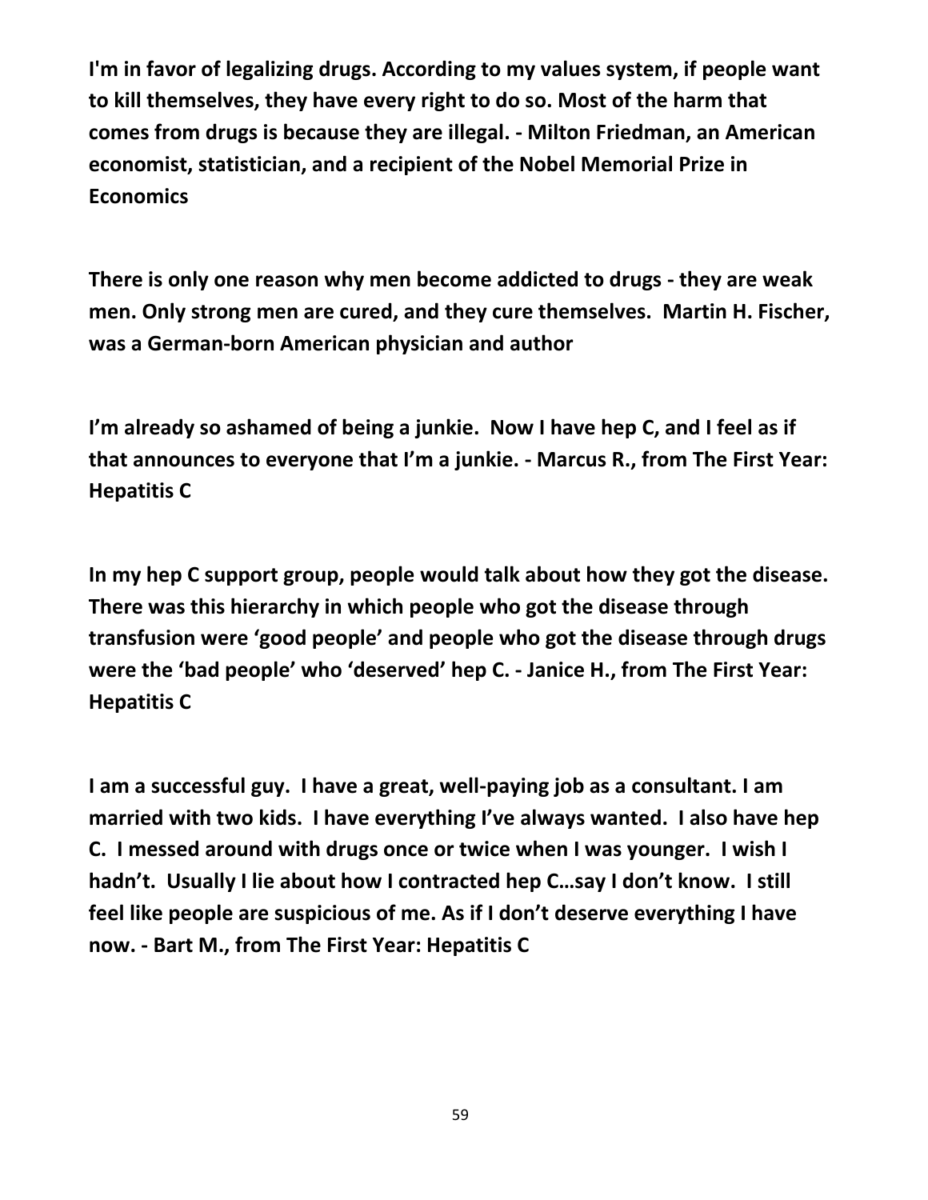**I'm in favor of legalizing drugs. According to my values system, if people want to kill themselves, they have every right to do so. Most of the harm that comes from drugs is because they are illegal. - Milton Friedman, an American economist, statistician, and a recipient of the Nobel Memorial Prize in Economics**

**There is only one reason why men become addicted to drugs - they are weak men. Only strong men are cured, and they cure themselves. Martin H. Fischer, was a German-born American physician and author**

**I'm already so ashamed of being a junkie. Now I have hep C, and I feel as if that announces to everyone that I'm a junkie. - Marcus R., from The First Year: Hepatitis C**

**In my hep C support group, people would talk about how they got the disease. There was this hierarchy in which people who got the disease through transfusion were 'good people' and people who got the disease through drugs were the 'bad people' who 'deserved' hep C. - Janice H., from The First Year: Hepatitis C**

**I am a successful guy. I have a great, well-paying job as a consultant. I am married with two kids. I have everything I've always wanted. I also have hep C. I messed around with drugs once or twice when I was younger. I wish I hadn't. Usually I lie about how I contracted hep C…say I don't know. I still feel like people are suspicious of me. As if I don't deserve everything I have now. - Bart M., from The First Year: Hepatitis C**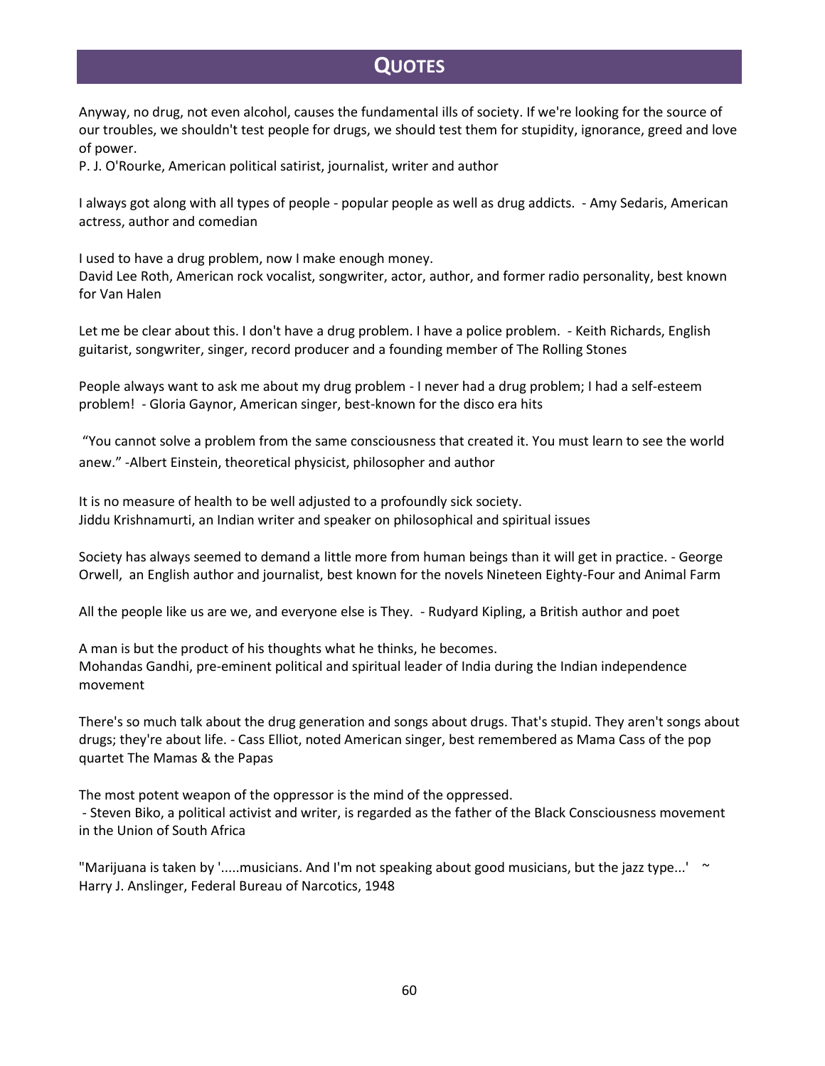# QUOTES

Anyway, no drug, not even alcohol, causes the fundamental ills of society. If we're looking for the source of our troubles, we shouldn't test people for drugs, we should test them for stupidity, ignorance, greed and love of power.
P. J. O'Rourke, American political satirist, journalist, writer and author

I always got along with all types of people - popular people as well as drug addicts. - Amy Sedaris, American actress, author and comedian

I used to have a drug problem, now I make enough money.
David Lee Roth, American rock vocalist, songwriter, actor, author, and former radio personality, best known for Van Halen

Let me be clear about this. I don't have a drug problem. I have a police problem. - Keith Richards, English guitarist, songwriter, singer, record producer and a founding member of The Rolling Stones

People always want to ask me about my drug problem - I never had a drug problem; I had a self-esteem problem! - Gloria Gaynor, American singer, best-known for the disco era hits

"You cannot solve a problem from the same consciousness that created it. You must learn to see the world anew." -Albert Einstein, theoretical physicist, philosopher and author

It is no measure of health to be well adjusted to a profoundly sick society.
Jiddu Krishnamurti, an Indian writer and speaker on philosophical and spiritual issues

Society has always seemed to demand a little more from human beings than it will get in practice. - George Orwell, an English author and journalist, best known for the novels Nineteen Eighty-Four and Animal Farm

All the people like us are we, and everyone else is They. - Rudyard Kipling, a British author and poet

A man is but the product of his thoughts what he thinks, he becomes.
Mohandas Gandhi, pre-eminent political and spiritual leader of India during the Indian independence movement

There's so much talk about the drug generation and songs about drugs. That's stupid. They aren't songs about drugs; they're about life. - Cass Elliot, noted American singer, best remembered as Mama Cass of the pop quartet The Mamas & the Papas

The most potent weapon of the oppressor is the mind of the oppressed.
- Steven Biko, a political activist and writer, is regarded as the father of the Black Consciousness movement in the Union of South Africa

"Marijuana is taken by '.....musicians. And I'm not speaking about good musicians, but the jazz type...' ~ Harry J. Anslinger, Federal Bureau of Narcotics, 1948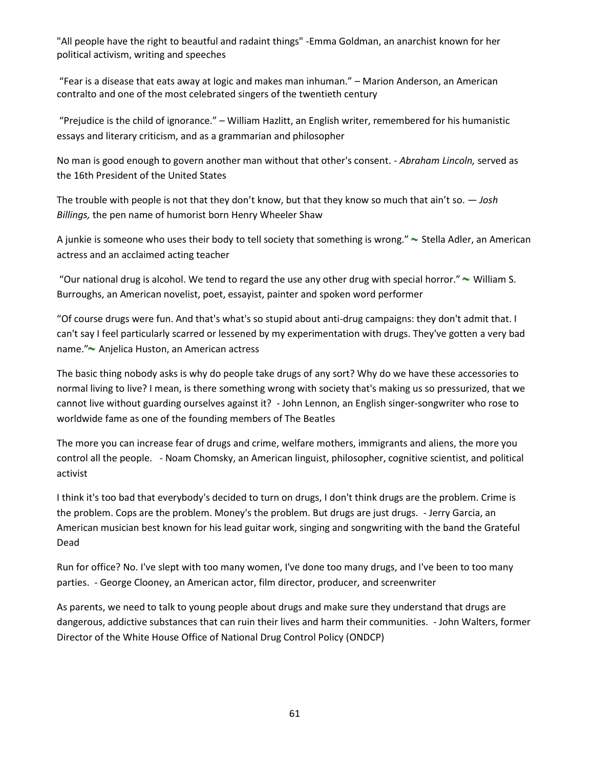"All people have the right to beautiful and radaint things" -Emma Goldman, an anarchist known for her political activism, writing and speeches

"Fear is a disease that eats away at logic and makes man inhuman." – Marion Anderson, an American contralto and one of the most celebrated singers of the twentieth century

"Prejudice is the child of ignorance." – William Hazlitt, an English writer, remembered for his humanistic essays and literary criticism, and as a grammarian and philosopher

No man is good enough to govern another man without that other's consent. - *Abraham Lincoln,* served as the 16th President of the United States

The trouble with people is not that they don't know, but that they know so much that ain't so. — *Josh Billings,* the pen name of humorist born Henry Wheeler Shaw

A junkie is someone who uses their body to tell society that something is wrong." ~ Stella Adler, an American actress and an acclaimed acting teacher

"Our national drug is alcohol. We tend to regard the use any other drug with special horror." ~ William S. Burroughs, an American novelist, poet, essayist, painter and spoken word performer

"Of course drugs were fun. And that's what's so stupid about anti-drug campaigns: they don't admit that. I can't say I feel particularly scarred or lessened by my experimentation with drugs. They've gotten a very bad name." ~ Anjelica Huston, an American actress

The basic thing nobody asks is why do people take drugs of any sort? Why do we have these accessories to normal living to live? I mean, is there something wrong with society that's making us so pressurized, that we cannot live without guarding ourselves against it? - John Lennon, an English singer-songwriter who rose to worldwide fame as one of the founding members of The Beatles

The more you can increase fear of drugs and crime, welfare mothers, immigrants and aliens, the more you control all the people. - Noam Chomsky, an American linguist, philosopher, cognitive scientist, and political activist

I think it's too bad that everybody's decided to turn on drugs, I don't think drugs are the problem. Crime is the problem. Cops are the problem. Money's the problem. But drugs are just drugs. - Jerry Garcia, an American musician best known for his lead guitar work, singing and songwriting with the band the Grateful Dead

Run for office? No. I've slept with too many women, I've done too many drugs, and I've been to too many parties. - George Clooney, an American actor, film director, producer, and screenwriter

As parents, we need to talk to young people about drugs and make sure they understand that drugs are dangerous, addictive substances that can ruin their lives and harm their communities. - John Walters, former Director of the White House Office of National Drug Control Policy (ONDCP)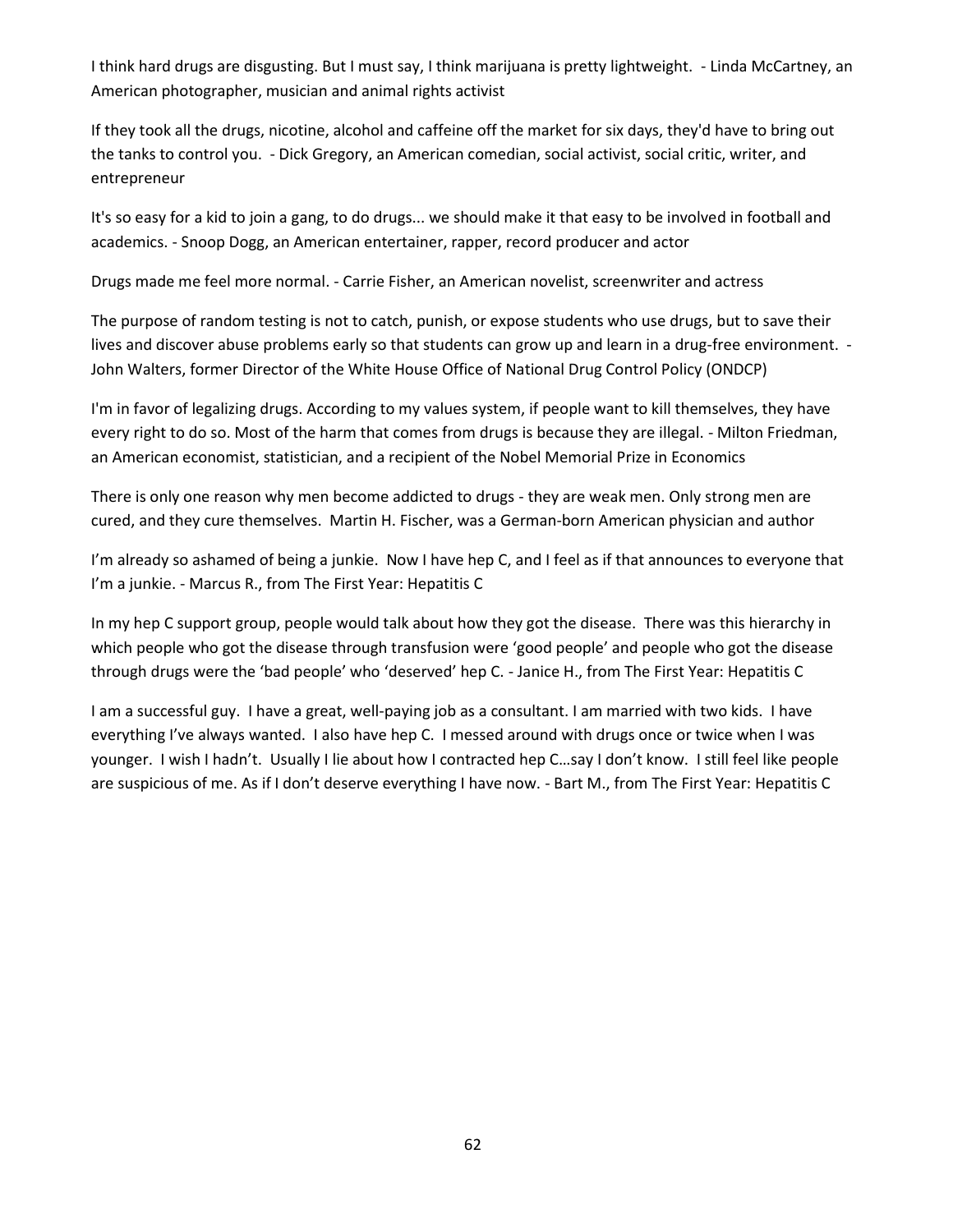I think hard drugs are disgusting. But I must say, I think marijuana is pretty lightweight. - Linda McCartney, an American photographer, musician and animal rights activist

If they took all the drugs, nicotine, alcohol and caffeine off the market for six days, they'd have to bring out the tanks to control you. - Dick Gregory, an American comedian, social activist, social critic, writer, and entrepreneur

It's so easy for a kid to join a gang, to do drugs... we should make it that easy to be involved in football and academics. - Snoop Dogg, an American entertainer, rapper, record producer and actor

Drugs made me feel more normal. - Carrie Fisher, an American novelist, screenwriter and actress

The purpose of random testing is not to catch, punish, or expose students who use drugs, but to save their lives and discover abuse problems early so that students can grow up and learn in a drug-free environment. - John Walters, former Director of the White House Office of National Drug Control Policy (ONDCP)

I'm in favor of legalizing drugs. According to my values system, if people want to kill themselves, they have every right to do so. Most of the harm that comes from drugs is because they are illegal. - Milton Friedman, an American economist, statistician, and a recipient of the Nobel Memorial Prize in Economics

There is only one reason why men become addicted to drugs - they are weak men. Only strong men are cured, and they cure themselves. Martin H. Fischer, was a German-born American physician and author

I'm already so ashamed of being a junkie. Now I have hep C, and I feel as if that announces to everyone that I'm a junkie. - Marcus R., from The First Year: Hepatitis C

In my hep C support group, people would talk about how they got the disease. There was this hierarchy in which people who got the disease through transfusion were 'good people' and people who got the disease through drugs were the 'bad people' who 'deserved' hep C. - Janice H., from The First Year: Hepatitis C

I am a successful guy. I have a great, well-paying job as a consultant. I am married with two kids. I have everything I've always wanted. I also have hep C. I messed around with drugs once or twice when I was younger. I wish I hadn't. Usually I lie about how I contracted hep C…say I don't know. I still feel like people are suspicious of me. As if I don't deserve everything I have now. - Bart M., from The First Year: Hepatitis C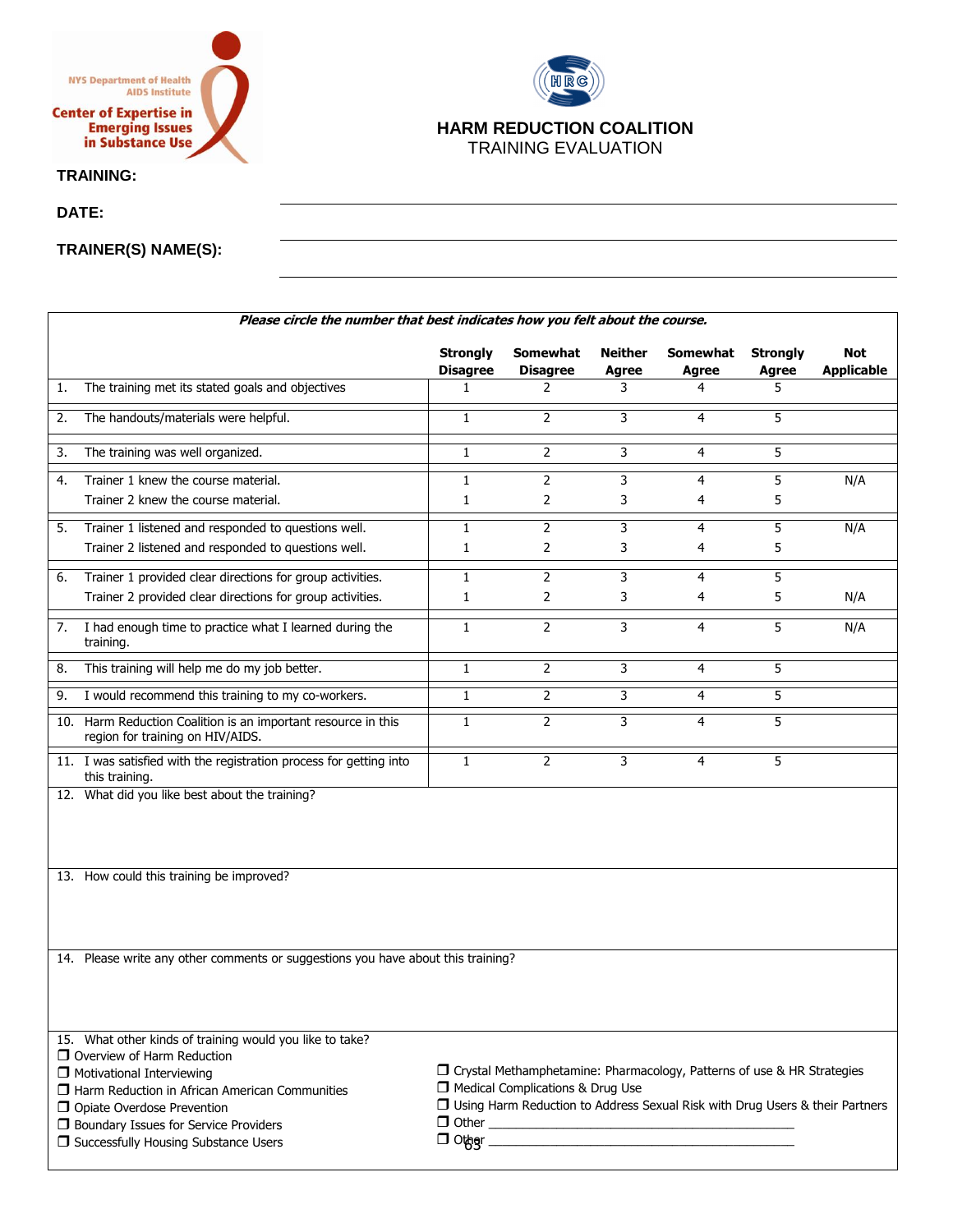NYS Department of Health AIDS Institute

Center of Expertise in Emerging Issues in Substance Use

# HARM REDUCTION COALITION
TRAINING EVALUATION

**TRAINING:**

**DATE:** ______________________________

**TRAINER(S) NAME(S):** ______________________________

______________________________

***Please circle the number that best indicates how you felt about the course.***

| | Strongly Disagree | Somewhat Disagree | Neither Agree | Somewhat Agree | Strongly Agree | Not Applicable |
|---|---|---|---|---|---|---|
| 1. The training met its stated goals and objectives | 1 | 2 | 3 | 4 | 5 | |
| 2. The handouts/materials were helpful. | 1 | 2 | 3 | 4 | 5 | |
| 3. The training was well organized. | 1 | 2 | 3 | 4 | 5 | |
| 4. Trainer 1 knew the course material. | 1 | 2 | 3 | 4 | 5 | N/A |
| Trainer 2 knew the course material. | 1 | 2 | 3 | 4 | 5 | |
| 5. Trainer 1 listened and responded to questions well. | 1 | 2 | 3 | 4 | 5 | N/A |
| Trainer 2 listened and responded to questions well. | 1 | 2 | 3 | 4 | 5 | |
| 6. Trainer 1 provided clear directions for group activities. | 1 | 2 | 3 | 4 | 5 | |
| Trainer 2 provided clear directions for group activities. | 1 | 2 | 3 | 4 | 5 | N/A |
| 7. I had enough time to practice what I learned during the training. | 1 | 2 | 3 | 4 | 5 | N/A |
| 8. This training will help me do my job better. | 1 | 2 | 3 | 4 | 5 | |
| 9. I would recommend this training to my co-workers. | 1 | 2 | 3 | 4 | 5 | |
| 10. Harm Reduction Coalition is an important resource in this region for training on HIV/AIDS. | 1 | 2 | 3 | 4 | 5 | |
| 11. I was satisfied with the registration process for getting into this training. | 1 | 2 | 3 | 4 | 5 | |

12. What did you like best about the training?

13. How could this training be improved?

14. Please write any other comments or suggestions you have about this training?

15. What other kinds of training would you like to take?

- ❒ Overview of Harm Reduction
- ❒ Motivational Interviewing
- ❒ Harm Reduction in African American Communities
- ❒ Opiate Overdose Prevention
- ❒ Boundary Issues for Service Providers
- ❒ Successfully Housing Substance Users
- ❒ Crystal Methamphetamine: Pharmacology, Patterns of use & HR Strategies
- ❒ Medical Complications & Drug Use
- ❒ Using Harm Reduction to Address Sexual Risk with Drug Users & their Partners
- ❒ Other ______________________________
- ❒ Other ______________________________